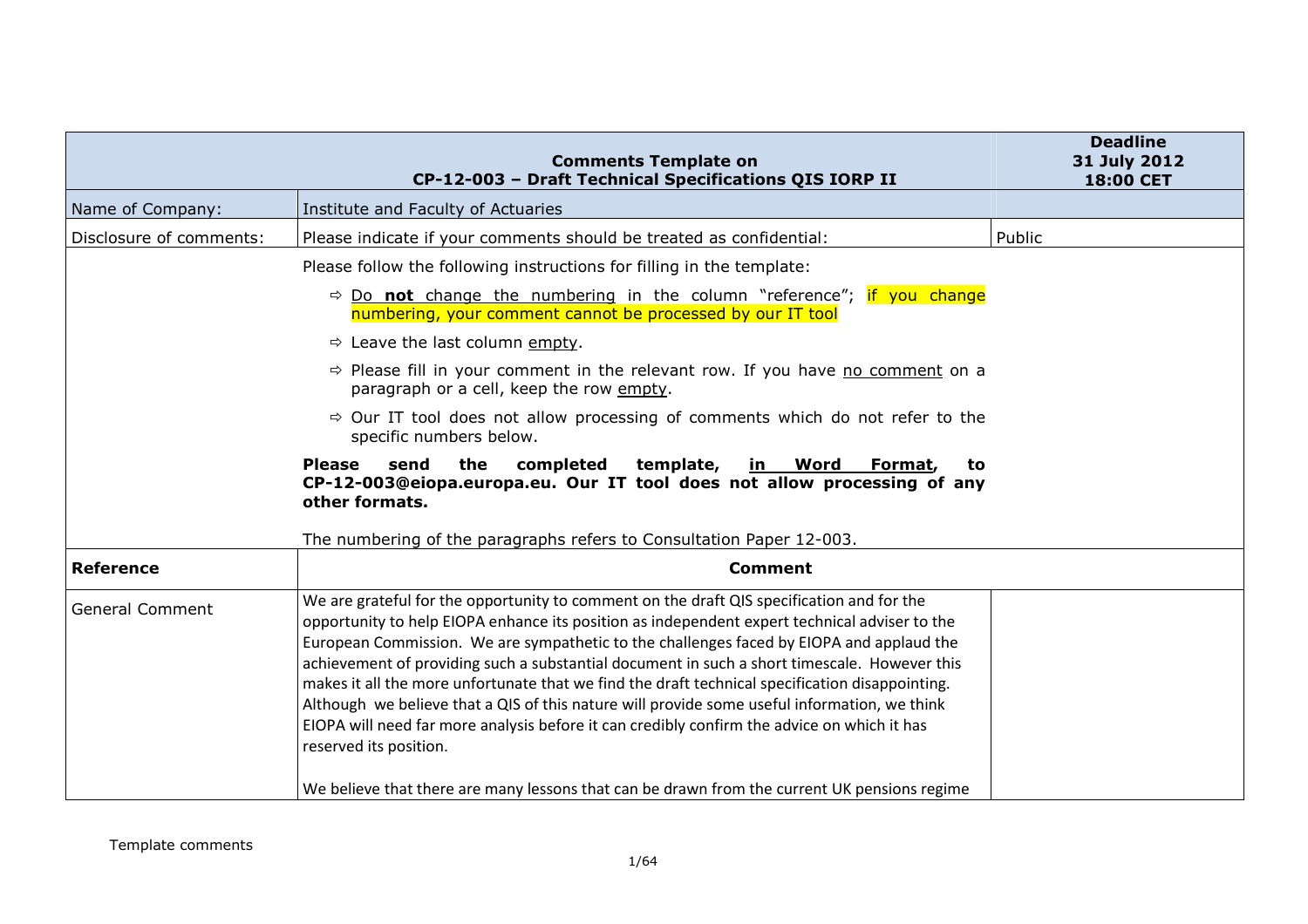| Comments Template on CP-12-003 – Draft Technical Specifications QIS IORP II | | Deadline 31 July 2012 18:00 CET |
|---|---|---|
| Name of Company: | Institute and Faculty of Actuaries | |
| Disclosure of comments: | Please indicate if your comments should be treated as confidential: | Public |
| | Please follow the following instructions for filling in the template:<br>⇨ Do **not** change the numbering in the column "reference"; if you change numbering, your comment cannot be processed by our IT tool<br>⇨ Leave the last column empty.<br>⇨ Please fill in your comment in the relevant row. If you have no comment on a paragraph or a cell, keep the row empty.<br>⇨ Our IT tool does not allow processing of comments which do not refer to the specific numbers below.<br>**Please send the completed template, in Word Format, to CP-12-003@eiopa.europa.eu. Our IT tool does not allow processing of any other formats.**<br>The numbering of the paragraphs refers to Consultation Paper 12-003. | |
| **Reference** | **Comment** | |
| General Comment | We are grateful for the opportunity to comment on the draft QIS specification and for the opportunity to help EIOPA enhance its position as independent expert technical adviser to the European Commission. We are sympathetic to the challenges faced by EIOPA and applaud the achievement of providing such a substantial document in such a short timescale. However this makes it all the more unfortunate that we find the draft technical specification disappointing. Although we believe that a QIS of this nature will provide some useful information, we think EIOPA will need far more analysis before it can credibly confirm the advice on which it has reserved its position.<br><br>We believe that there are many lessons that can be drawn from the current UK pensions regime | |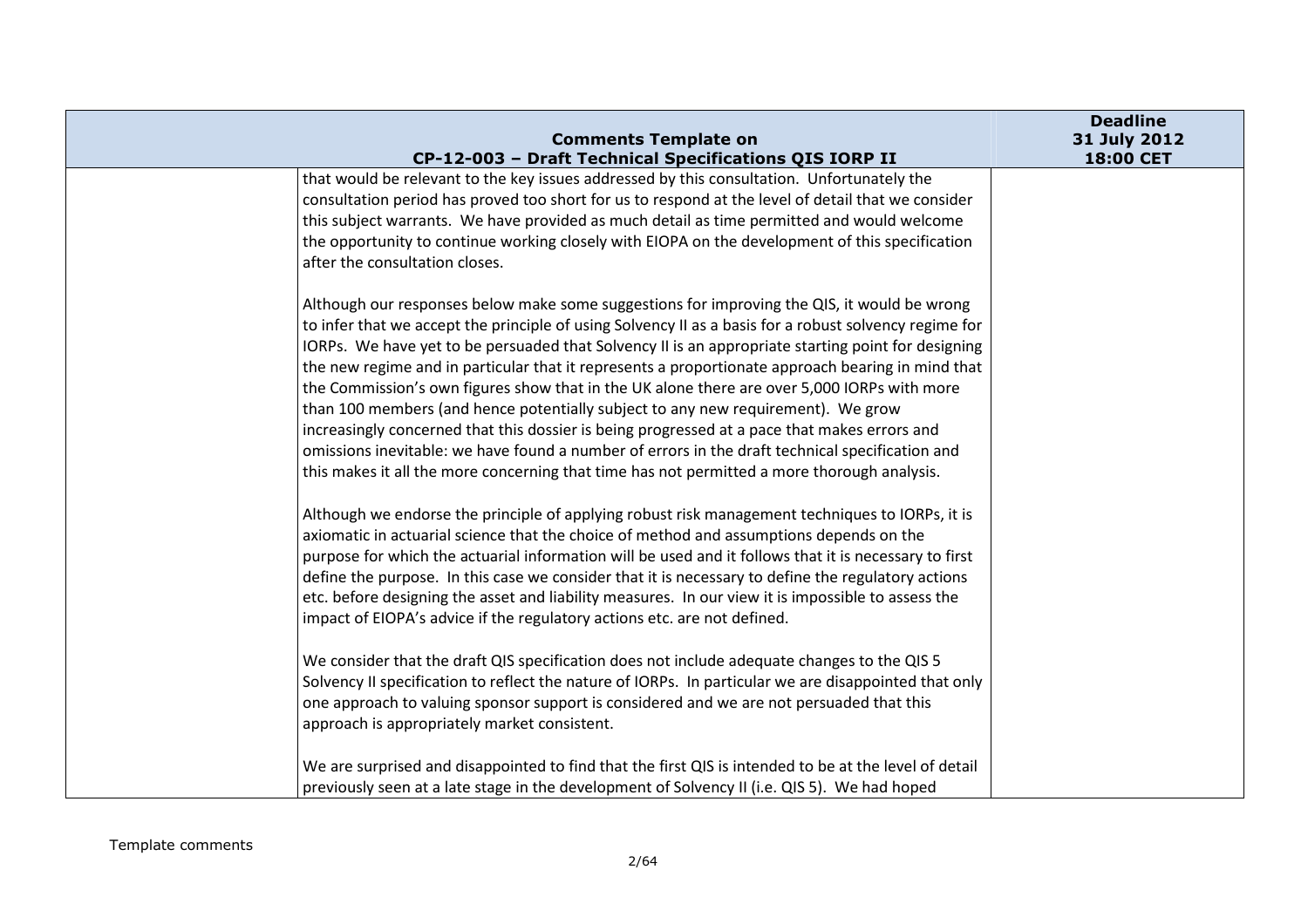| Comments Template on CP-12-003 – Draft Technical Specifications QIS IORP II | | Deadline 31 July 2012 18:00 CET |
|---|---|---|
| | that would be relevant to the key issues addressed by this consultation. Unfortunately the consultation period has proved too short for us to respond at the level of detail that we consider this subject warrants. We have provided as much detail as time permitted and would welcome the opportunity to continue working closely with EIOPA on the development of this specification after the consultation closes.<br><br>Although our responses below make some suggestions for improving the QIS, it would be wrong to infer that we accept the principle of using Solvency II as a basis for a robust solvency regime for IORPs. We have yet to be persuaded that Solvency II is an appropriate starting point for designing the new regime and in particular that it represents a proportionate approach bearing in mind that the Commission's own figures show that in the UK alone there are over 5,000 IORPs with more than 100 members (and hence potentially subject to any new requirement). We grow increasingly concerned that this dossier is being progressed at a pace that makes errors and omissions inevitable: we have found a number of errors in the draft technical specification and this makes it all the more concerning that time has not permitted a more thorough analysis.<br><br>Although we endorse the principle of applying robust risk management techniques to IORPs, it is axiomatic in actuarial science that the choice of method and assumptions depends on the purpose for which the actuarial information will be used and it follows that it is necessary to first define the purpose. In this case we consider that it is necessary to define the regulatory actions etc. before designing the asset and liability measures. In our view it is impossible to assess the impact of EIOPA's advice if the regulatory actions etc. are not defined.<br><br>We consider that the draft QIS specification does not include adequate changes to the QIS 5 Solvency II specification to reflect the nature of IORPs. In particular we are disappointed that only one approach to valuing sponsor support is considered and we are not persuaded that this approach is appropriately market consistent.<br><br>We are surprised and disappointed to find that the first QIS is intended to be at the level of detail previously seen at a late stage in the development of Solvency II (i.e. QIS 5). We had hoped | |

Template comments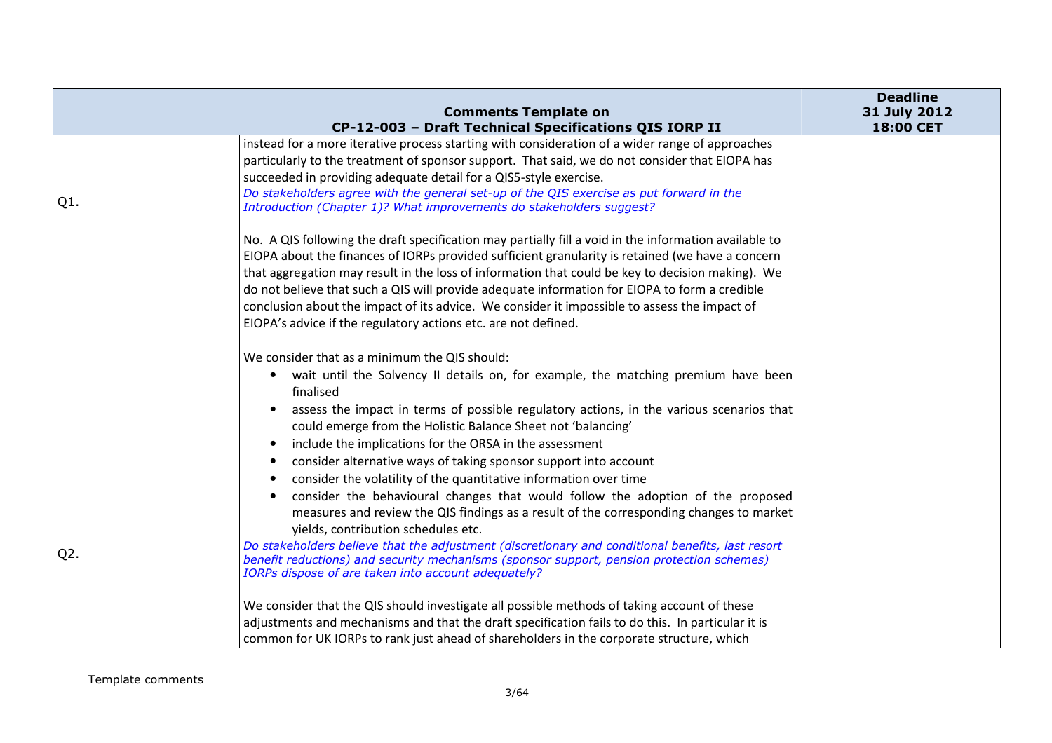| Comments Template on CP-12-003 – Draft Technical Specifications QIS IORP II | | Deadline 31 July 2012 18:00 CET |
|---|---|---|
| | instead for a more iterative process starting with consideration of a wider range of approaches particularly to the treatment of sponsor support. That said, we do not consider that EIOPA has succeeded in providing adequate detail for a QIS5-style exercise. | |
| Q1. | *Do stakeholders agree with the general set-up of the QIS exercise as put forward in the Introduction (Chapter 1)? What improvements do stakeholders suggest?*<br><br>No. A QIS following the draft specification may partially fill a void in the information available to EIOPA about the finances of IORPs provided sufficient granularity is retained (we have a concern that aggregation may result in the loss of information that could be key to decision making). We do not believe that such a QIS will provide adequate information for EIOPA to form a credible conclusion about the impact of its advice. We consider it impossible to assess the impact of EIOPA's advice if the regulatory actions etc. are not defined.<br><br>We consider that as a minimum the QIS should:<br>• wait until the Solvency II details on, for example, the matching premium have been finalised<br>• assess the impact in terms of possible regulatory actions, in the various scenarios that could emerge from the Holistic Balance Sheet not 'balancing'<br>• include the implications for the ORSA in the assessment<br>• consider alternative ways of taking sponsor support into account<br>• consider the volatility of the quantitative information over time<br>• consider the behavioural changes that would follow the adoption of the proposed measures and review the QIS findings as a result of the corresponding changes to market yields, contribution schedules etc. | |
| Q2. | *Do stakeholders believe that the adjustment (discretionary and conditional benefits, last resort benefit reductions) and security mechanisms (sponsor support, pension protection schemes) IORPs dispose of are taken into account adequately?*<br><br>We consider that the QIS should investigate all possible methods of taking account of these adjustments and mechanisms and that the draft specification fails to do this. In particular it is common for UK IORPs to rank just ahead of shareholders in the corporate structure, which | |

Template comments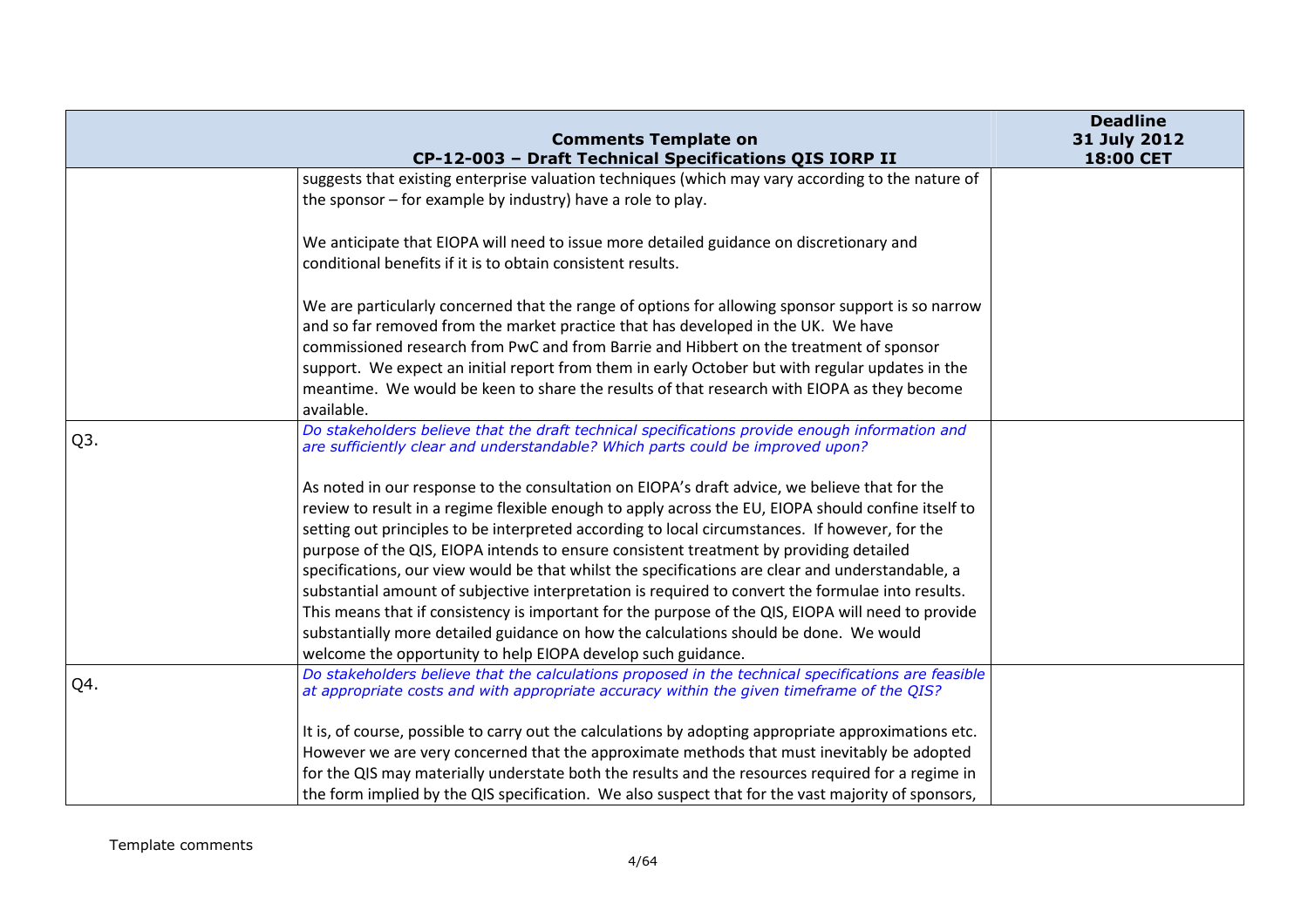| Comments Template on CP-12-003 – Draft Technical Specifications QIS IORP II | | Deadline 31 July 2012 18:00 CET |
|---|---|---|
| | suggests that existing enterprise valuation techniques (which may vary according to the nature of the sponsor – for example by industry) have a role to play.<br><br>We anticipate that EIOPA will need to issue more detailed guidance on discretionary and conditional benefits if it is to obtain consistent results.<br><br>We are particularly concerned that the range of options for allowing sponsor support is so narrow and so far removed from the market practice that has developed in the UK. We have commissioned research from PwC and from Barrie and Hibbert on the treatment of sponsor support. We expect an initial report from them in early October but with regular updates in the meantime. We would be keen to share the results of that research with EIOPA as they become available. | |
| Q3. | *Do stakeholders believe that the draft technical specifications provide enough information and are sufficiently clear and understandable? Which parts could be improved upon?*<br><br>As noted in our response to the consultation on EIOPA's draft advice, we believe that for the review to result in a regime flexible enough to apply across the EU, EIOPA should confine itself to setting out principles to be interpreted according to local circumstances. If however, for the purpose of the QIS, EIOPA intends to ensure consistent treatment by providing detailed specifications, our view would be that whilst the specifications are clear and understandable, a substantial amount of subjective interpretation is required to convert the formulae into results. This means that if consistency is important for the purpose of the QIS, EIOPA will need to provide substantially more detailed guidance on how the calculations should be done. We would welcome the opportunity to help EIOPA develop such guidance. | |
| Q4. | *Do stakeholders believe that the calculations proposed in the technical specifications are feasible at appropriate costs and with appropriate accuracy within the given timeframe of the QIS?*<br><br>It is, of course, possible to carry out the calculations by adopting appropriate approximations etc. However we are very concerned that the approximate methods that must inevitably be adopted for the QIS may materially understate both the results and the resources required for a regime in the form implied by the QIS specification. We also suspect that for the vast majority of sponsors, | |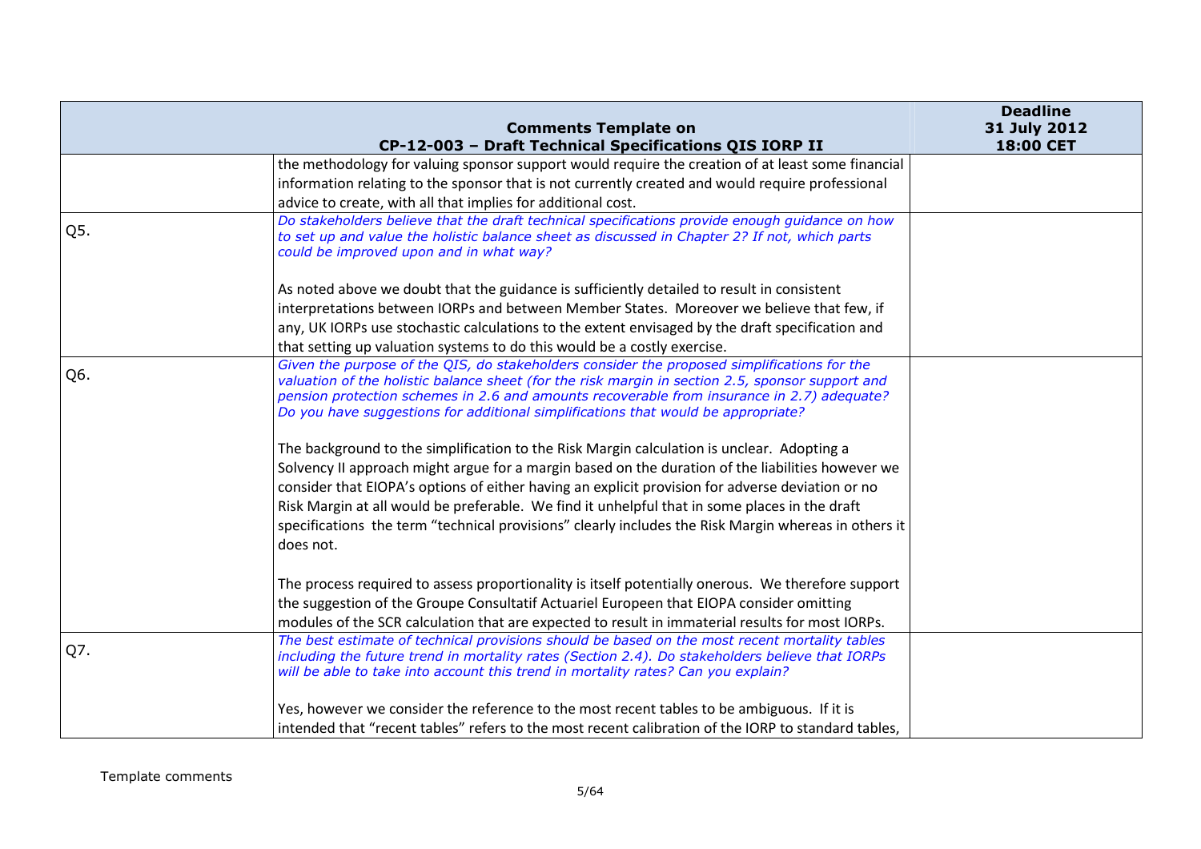| Comments Template on CP-12-003 – Draft Technical Specifications QIS IORP II | | Deadline 31 July 2012 18:00 CET |
|---|---|---|
| | the methodology for valuing sponsor support would require the creation of at least some financial information relating to the sponsor that is not currently created and would require professional advice to create, with all that implies for additional cost. | |
| Q5. | *Do stakeholders believe that the draft technical specifications provide enough guidance on how to set up and value the holistic balance sheet as discussed in Chapter 2? If not, which parts could be improved upon and in what way?*<br><br>As noted above we doubt that the guidance is sufficiently detailed to result in consistent interpretations between IORPs and between Member States. Moreover we believe that few, if any, UK IORPs use stochastic calculations to the extent envisaged by the draft specification and that setting up valuation systems to do this would be a costly exercise. | |
| Q6. | *Given the purpose of the QIS, do stakeholders consider the proposed simplifications for the valuation of the holistic balance sheet (for the risk margin in section 2.5, sponsor support and pension protection schemes in 2.6 and amounts recoverable from insurance in 2.7) adequate? Do you have suggestions for additional simplifications that would be appropriate?*<br><br>The background to the simplification to the Risk Margin calculation is unclear. Adopting a Solvency II approach might argue for a margin based on the duration of the liabilities however we consider that EIOPA's options of either having an explicit provision for adverse deviation or no Risk Margin at all would be preferable. We find it unhelpful that in some places in the draft specifications the term "technical provisions" clearly includes the Risk Margin whereas in others it does not.<br><br>The process required to assess proportionality is itself potentially onerous. We therefore support the suggestion of the Groupe Consultatif Actuariel Europeen that EIOPA consider omitting modules of the SCR calculation that are expected to result in immaterial results for most IORPs. | |
| Q7. | *The best estimate of technical provisions should be based on the most recent mortality tables including the future trend in mortality rates (Section 2.4). Do stakeholders believe that IORPs will be able to take into account this trend in mortality rates? Can you explain?*<br><br>Yes, however we consider the reference to the most recent tables to be ambiguous. If it is intended that "recent tables" refers to the most recent calibration of the IORP to standard tables, | |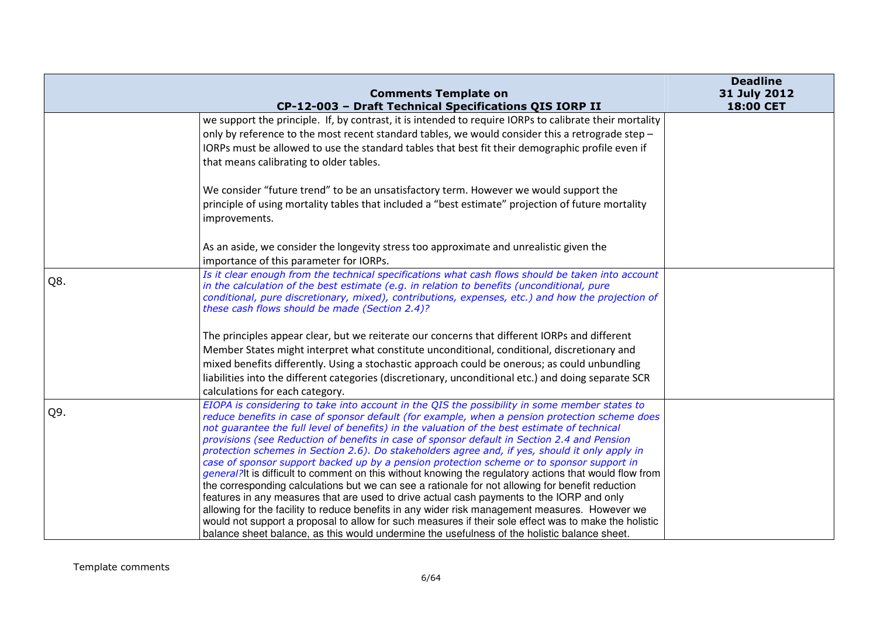| | Comments Template on CP-12-003 – Draft Technical Specifications QIS IORP II | Deadline 31 July 2012 18:00 CET |
|---|---|---|
| | we support the principle. If, by contrast, it is intended to require IORPs to calibrate their mortality only by reference to the most recent standard tables, we would consider this a retrograde step – IORPs must be allowed to use the standard tables that best fit their demographic profile even if that means calibrating to older tables.<br><br>We consider "future trend" to be an unsatisfactory term. However we would support the principle of using mortality tables that included a "best estimate" projection of future mortality improvements.<br><br>As an aside, we consider the longevity stress too approximate and unrealistic given the importance of this parameter for IORPs. | |
| Q8. | *Is it clear enough from the technical specifications what cash flows should be taken into account in the calculation of the best estimate (e.g. in relation to benefits (unconditional, pure conditional, pure discretionary, mixed), contributions, expenses, etc.) and how the projection of these cash flows should be made (Section 2.4)?*<br><br>The principles appear clear, but we reiterate our concerns that different IORPs and different Member States might interpret what constitute unconditional, conditional, discretionary and mixed benefits differently. Using a stochastic approach could be onerous; as could unbundling liabilities into the different categories (discretionary, unconditional etc.) and doing separate SCR calculations for each category. | |
| Q9. | *EIOPA is considering to take into account in the QIS the possibility in some member states to reduce benefits in case of sponsor default (for example, when a pension protection scheme does not guarantee the full level of benefits) in the valuation of the best estimate of technical provisions (see Reduction of benefits in case of sponsor default in Section 2.4 and Pension protection schemes in Section 2.6). Do stakeholders agree and, if yes, should it only apply in case of sponsor support backed up by a pension protection scheme or to sponsor support in general?* It is difficult to comment on this without knowing the regulatory actions that would flow from the corresponding calculations but we can see a rationale for not allowing for benefit reduction features in any measures that are used to drive actual cash payments to the IORP and only allowing for the facility to reduce benefits in any wider risk management measures. However we would not support a proposal to allow for such measures if their sole effect was to make the holistic balance sheet balance, as this would undermine the usefulness of the holistic balance sheet. | |

Template comments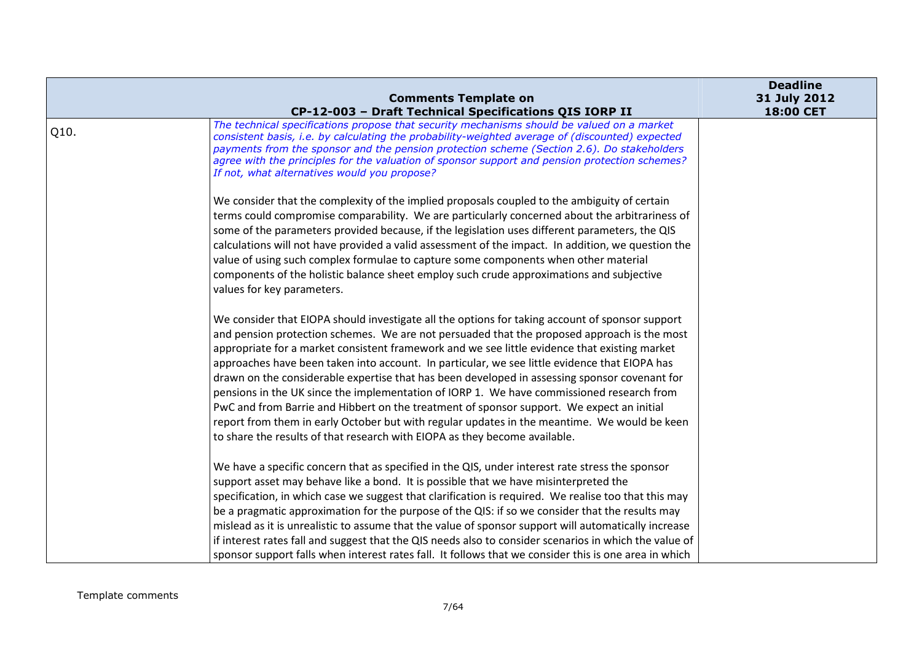| Comments Template on CP-12-003 – Draft Technical Specifications QIS IORP II | | Deadline 31 July 2012 18:00 CET |
|---|---|---|
| Q10. | *The technical specifications propose that security mechanisms should be valued on a market consistent basis, i.e. by calculating the probability-weighted average of (discounted) expected payments from the sponsor and the pension protection scheme (Section 2.6). Do stakeholders agree with the principles for the valuation of sponsor support and pension protection schemes? If not, what alternatives would you propose?*<br><br>We consider that the complexity of the implied proposals coupled to the ambiguity of certain terms could compromise comparability. We are particularly concerned about the arbitrariness of some of the parameters provided because, if the legislation uses different parameters, the QIS calculations will not have provided a valid assessment of the impact. In addition, we question the value of using such complex formulae to capture some components when other material components of the holistic balance sheet employ such crude approximations and subjective values for key parameters.<br><br>We consider that EIOPA should investigate all the options for taking account of sponsor support and pension protection schemes. We are not persuaded that the proposed approach is the most appropriate for a market consistent framework and we see little evidence that existing market approaches have been taken into account. In particular, we see little evidence that EIOPA has drawn on the considerable expertise that has been developed in assessing sponsor covenant for pensions in the UK since the implementation of IORP 1. We have commissioned research from PwC and from Barrie and Hibbert on the treatment of sponsor support. We expect an initial report from them in early October but with regular updates in the meantime. We would be keen to share the results of that research with EIOPA as they become available.<br><br>We have a specific concern that as specified in the QIS, under interest rate stress the sponsor support asset may behave like a bond. It is possible that we have misinterpreted the specification, in which case we suggest that clarification is required. We realise too that this may be a pragmatic approximation for the purpose of the QIS: if so we consider that the results may mislead as it is unrealistic to assume that the value of sponsor support will automatically increase if interest rates fall and suggest that the QIS needs also to consider scenarios in which the value of sponsor support falls when interest rates fall. It follows that we consider this is one area in which | |

Template comments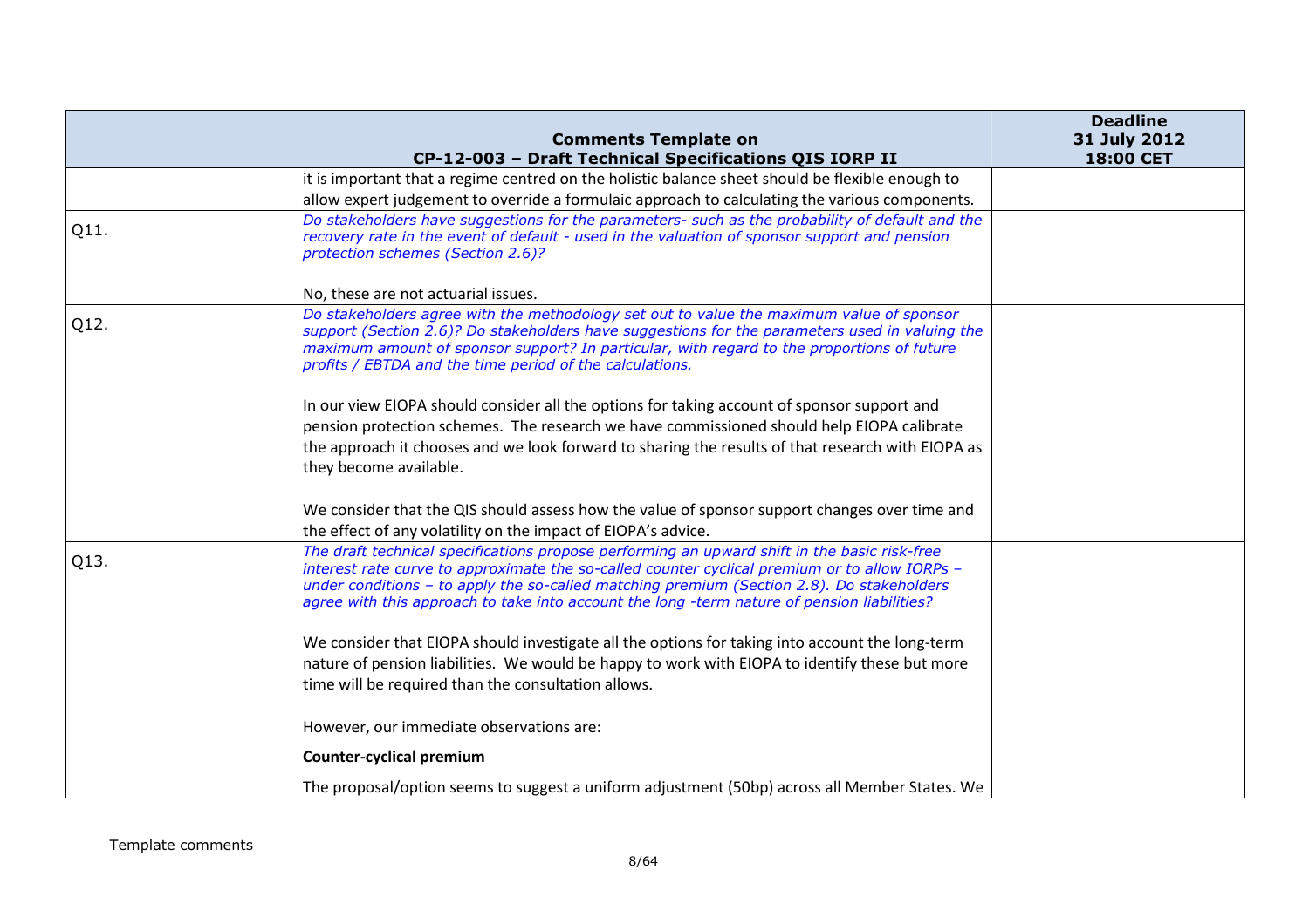| Comments Template on CP-12-003 – Draft Technical Specifications QIS IORP II | | Deadline 31 July 2012 18:00 CET |
|---|---|---|
| | it is important that a regime centred on the holistic balance sheet should be flexible enough to allow expert judgement to override a formulaic approach to calculating the various components. | |
| Q11. | *Do stakeholders have suggestions for the parameters- such as the probability of default and the recovery rate in the event of default - used in the valuation of sponsor support and pension protection schemes (Section 2.6)?*<br><br>No, these are not actuarial issues. | |
| Q12. | *Do stakeholders agree with the methodology set out to value the maximum value of sponsor support (Section 2.6)? Do stakeholders have suggestions for the parameters used in valuing the maximum amount of sponsor support? In particular, with regard to the proportions of future profits / EBTDA and the time period of the calculations.*<br><br>In our view EIOPA should consider all the options for taking account of sponsor support and pension protection schemes. The research we have commissioned should help EIOPA calibrate the approach it chooses and we look forward to sharing the results of that research with EIOPA as they become available.<br><br>We consider that the QIS should assess how the value of sponsor support changes over time and the effect of any volatility on the impact of EIOPA's advice. | |
| Q13. | *The draft technical specifications propose performing an upward shift in the basic risk-free interest rate curve to approximate the so-called counter cyclical premium or to allow IORPs – under conditions – to apply the so-called matching premium (Section 2.8). Do stakeholders agree with this approach to take into account the long -term nature of pension liabilities?*<br><br>We consider that EIOPA should investigate all the options for taking into account the long-term nature of pension liabilities. We would be happy to work with EIOPA to identify these but more time will be required than the consultation allows.<br><br>However, our immediate observations are:<br><br>**Counter-cyclical premium**<br><br>The proposal/option seems to suggest a uniform adjustment (50bp) across all Member States. We | |

Template comments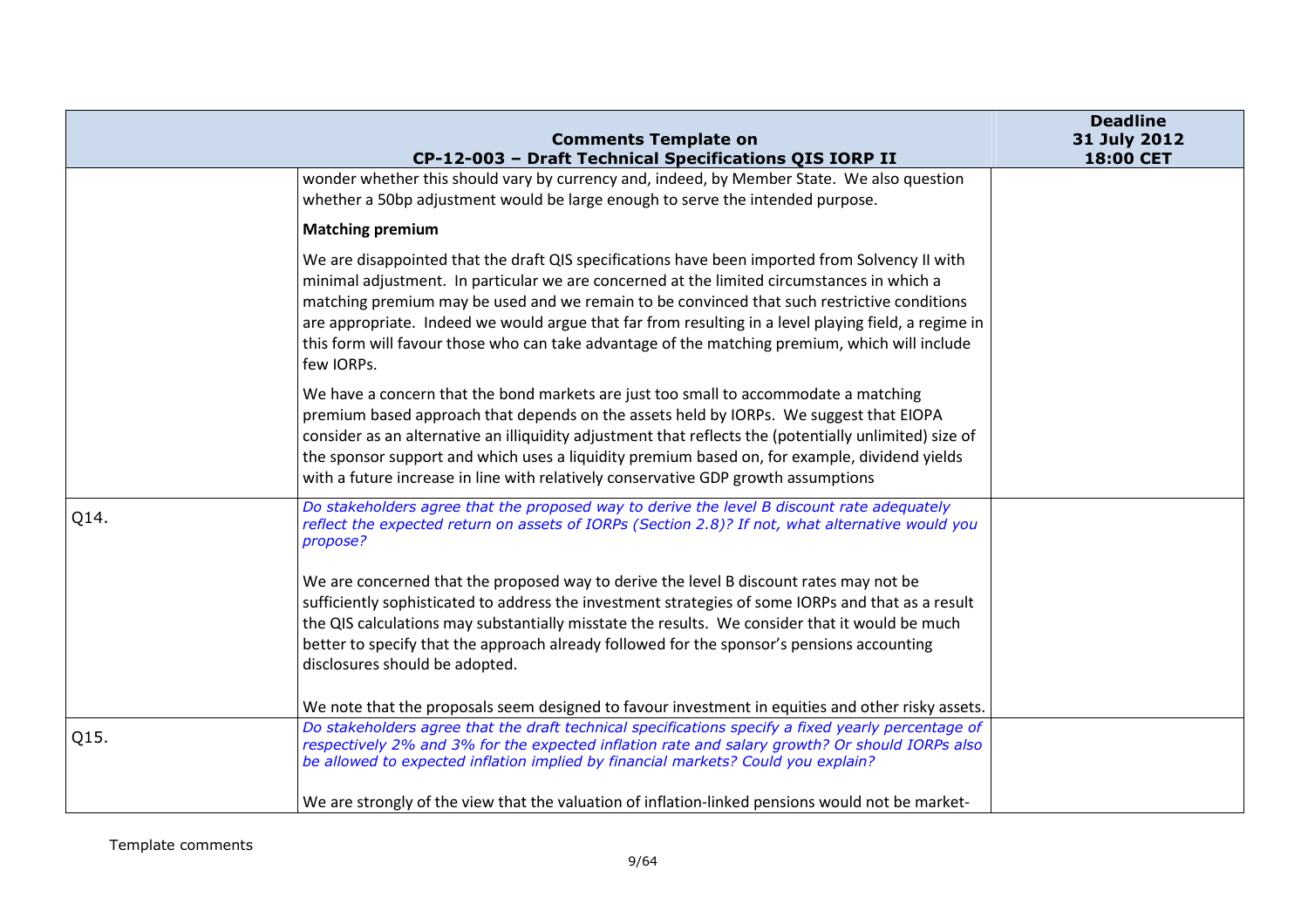| | Comments Template on CP-12-003 – Draft Technical Specifications QIS IORP II | Deadline 31 July 2012 18:00 CET |
|---|---|---|
| | wonder whether this should vary by currency and, indeed, by Member State. We also question whether a 50bp adjustment would be large enough to serve the intended purpose.<br><br>**Matching premium**<br><br>We are disappointed that the draft QIS specifications have been imported from Solvency II with minimal adjustment. In particular we are concerned at the limited circumstances in which a matching premium may be used and we remain to be convinced that such restrictive conditions are appropriate. Indeed we would argue that far from resulting in a level playing field, a regime in this form will favour those who can take advantage of the matching premium, which will include few IORPs.<br><br>We have a concern that the bond markets are just too small to accommodate a matching premium based approach that depends on the assets held by IORPs. We suggest that EIOPA consider as an alternative an illiquidity adjustment that reflects the (potentially unlimited) size of the sponsor support and which uses a liquidity premium based on, for example, dividend yields with a future increase in line with relatively conservative GDP growth assumptions | |
| Q14. | *Do stakeholders agree that the proposed way to derive the level B discount rate adequately reflect the expected return on assets of IORPs (Section 2.8)? If not, what alternative would you propose?*<br><br>We are concerned that the proposed way to derive the level B discount rates may not be sufficiently sophisticated to address the investment strategies of some IORPs and that as a result the QIS calculations may substantially misstate the results. We consider that it would be much better to specify that the approach already followed for the sponsor's pensions accounting disclosures should be adopted.<br><br>We note that the proposals seem designed to favour investment in equities and other risky assets. | |
| Q15. | *Do stakeholders agree that the draft technical specifications specify a fixed yearly percentage of respectively 2% and 3% for the expected inflation rate and salary growth? Or should IORPs also be allowed to expected inflation implied by financial markets? Could you explain?*<br><br>We are strongly of the view that the valuation of inflation-linked pensions would not be market- | |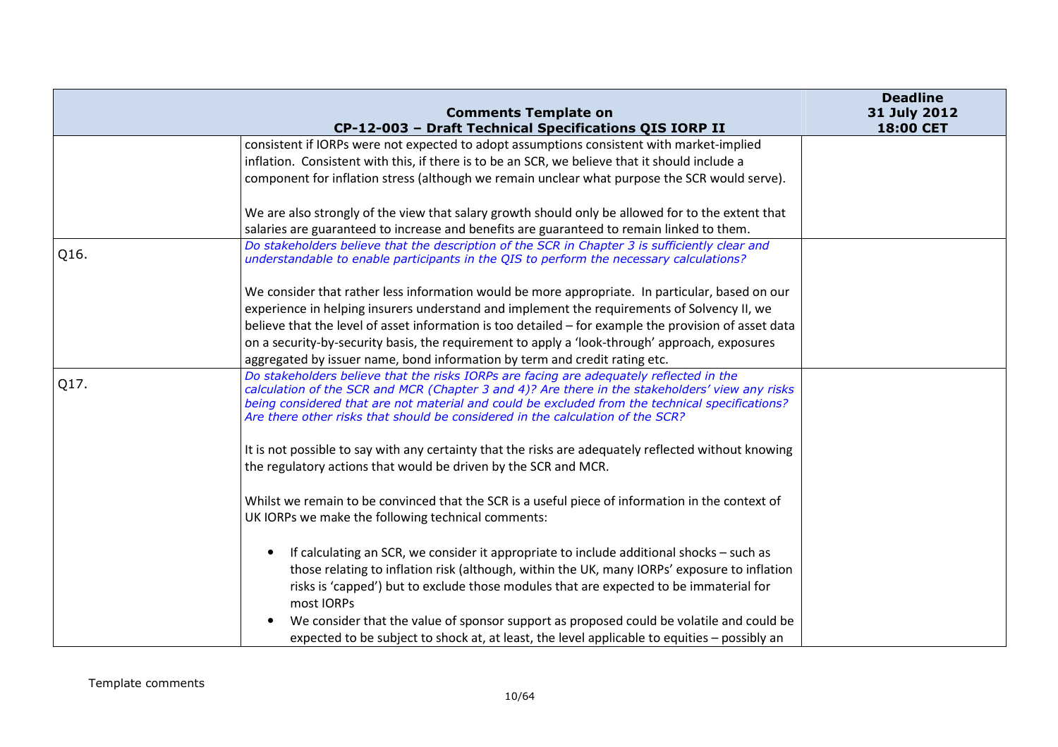| | Comments Template on CP-12-003 – Draft Technical Specifications QIS IORP II | Deadline 31 July 2012 18:00 CET |
|---|---|---|
| | consistent if IORPs were not expected to adopt assumptions consistent with market-implied inflation. Consistent with this, if there is to be an SCR, we believe that it should include a component for inflation stress (although we remain unclear what purpose the SCR would serve).<br><br>We are also strongly of the view that salary growth should only be allowed for to the extent that salaries are guaranteed to increase and benefits are guaranteed to remain linked to them. | |
| Q16. | *Do stakeholders believe that the description of the SCR in Chapter 3 is sufficiently clear and understandable to enable participants in the QIS to perform the necessary calculations?*<br><br>We consider that rather less information would be more appropriate. In particular, based on our experience in helping insurers understand and implement the requirements of Solvency II, we believe that the level of asset information is too detailed – for example the provision of asset data on a security-by-security basis, the requirement to apply a 'look-through' approach, exposures aggregated by issuer name, bond information by term and credit rating etc. | |
| Q17. | *Do stakeholders believe that the risks IORPs are facing are adequately reflected in the calculation of the SCR and MCR (Chapter 3 and 4)? Are there in the stakeholders' view any risks being considered that are not material and could be excluded from the technical specifications? Are there other risks that should be considered in the calculation of the SCR?*<br><br>It is not possible to say with any certainty that the risks are adequately reflected without knowing the regulatory actions that would be driven by the SCR and MCR.<br><br>Whilst we remain to be convinced that the SCR is a useful piece of information in the context of UK IORPs we make the following technical comments:<br><br>• If calculating an SCR, we consider it appropriate to include additional shocks – such as those relating to inflation risk (although, within the UK, many IORPs' exposure to inflation risks is 'capped') but to exclude those modules that are expected to be immaterial for most IORPs<br>• We consider that the value of sponsor support as proposed could be volatile and could be expected to be subject to shock at, at least, the level applicable to equities – possibly an | |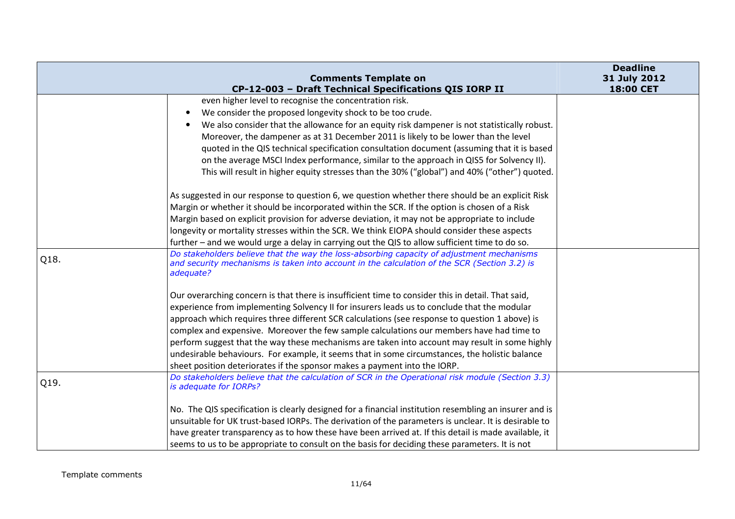| Comments Template on CP-12-003 – Draft Technical Specifications QIS IORP II | | Deadline 31 July 2012 18:00 CET |
|---|---|---|
| | even higher level to recognise the concentration risk.<br>• We consider the proposed longevity shock to be too crude.<br>• We also consider that the allowance for an equity risk dampener is not statistically robust. Moreover, the dampener as at 31 December 2011 is likely to be lower than the level quoted in the QIS technical specification consultation document (assuming that it is based on the average MSCI Index performance, similar to the approach in QIS5 for Solvency II). This will result in higher equity stresses than the 30% ("global") and 40% ("other") quoted.<br><br>As suggested in our response to question 6, we question whether there should be an explicit Risk Margin or whether it should be incorporated within the SCR. If the option is chosen of a Risk Margin based on explicit provision for adverse deviation, it may not be appropriate to include longevity or mortality stresses within the SCR. We think EIOPA should consider these aspects further – and we would urge a delay in carrying out the QIS to allow sufficient time to do so. | |
| Q18. | *Do stakeholders believe that the way the loss-absorbing capacity of adjustment mechanisms and security mechanisms is taken into account in the calculation of the SCR (Section 3.2) is adequate?*<br><br>Our overarching concern is that there is insufficient time to consider this in detail. That said, experience from implementing Solvency II for insurers leads us to conclude that the modular approach which requires three different SCR calculations (see response to question 1 above) is complex and expensive. Moreover the few sample calculations our members have had time to perform suggest that the way these mechanisms are taken into account may result in some highly undesirable behaviours. For example, it seems that in some circumstances, the holistic balance sheet position deteriorates if the sponsor makes a payment into the IORP. | |
| Q19. | *Do stakeholders believe that the calculation of SCR in the Operational risk module (Section 3.3) is adequate for IORPs?*<br><br>No. The QIS specification is clearly designed for a financial institution resembling an insurer and is unsuitable for UK trust-based IORPs. The derivation of the parameters is unclear. It is desirable to have greater transparency as to how these have been arrived at. If this detail is made available, it seems to us to be appropriate to consult on the basis for deciding these parameters. It is not | |

Template comments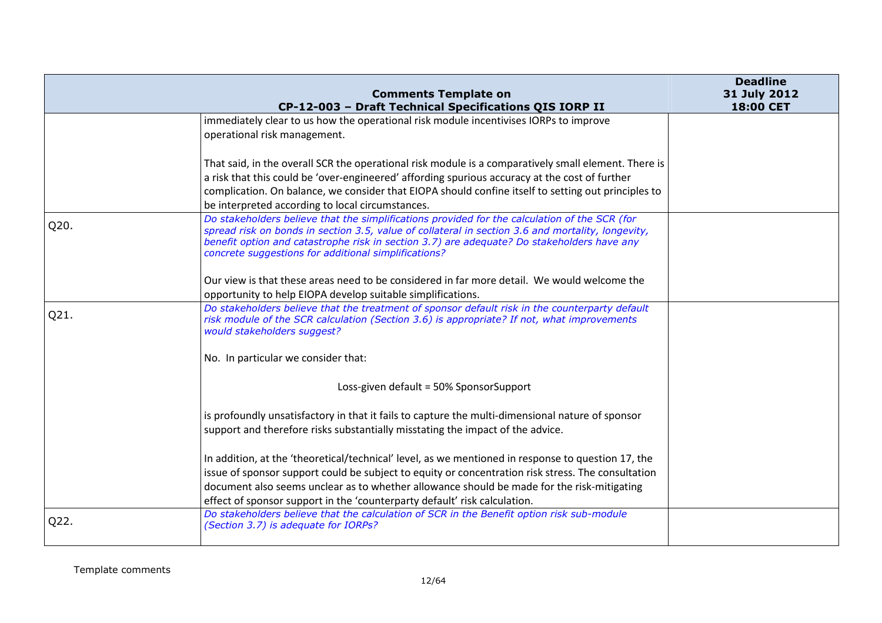| Comments Template on CP-12-003 – Draft Technical Specifications QIS IORP II | | Deadline 31 July 2012 18:00 CET |
|---|---|---|
| | immediately clear to us how the operational risk module incentivises IORPs to improve operational risk management.<br><br>That said, in the overall SCR the operational risk module is a comparatively small element. There is a risk that this could be 'over-engineered' affording spurious accuracy at the cost of further complication. On balance, we consider that EIOPA should confine itself to setting out principles to be interpreted according to local circumstances. | |
| Q20. | *Do stakeholders believe that the simplifications provided for the calculation of the SCR (for spread risk on bonds in section 3.5, value of collateral in section 3.6 and mortality, longevity, benefit option and catastrophe risk in section 3.7) are adequate? Do stakeholders have any concrete suggestions for additional simplifications?*<br><br>Our view is that these areas need to be considered in far more detail. We would welcome the opportunity to help EIOPA develop suitable simplifications. | |
| Q21. | *Do stakeholders believe that the treatment of sponsor default risk in the counterparty default risk module of the SCR calculation (Section 3.6) is appropriate? If not, what improvements would stakeholders suggest?*<br><br>No. In particular we consider that:<br><br>Loss-given default = 50% SponsorSupport<br><br>is profoundly unsatisfactory in that it fails to capture the multi-dimensional nature of sponsor support and therefore risks substantially misstating the impact of the advice.<br><br>In addition, at the 'theoretical/technical' level, as we mentioned in response to question 17, the issue of sponsor support could be subject to equity or concentration risk stress. The consultation document also seems unclear as to whether allowance should be made for the risk-mitigating effect of sponsor support in the 'counterparty default' risk calculation. | |
| Q22. | *Do stakeholders believe that the calculation of SCR in the Benefit option risk sub-module (Section 3.7) is adequate for IORPs?* | |

Template comments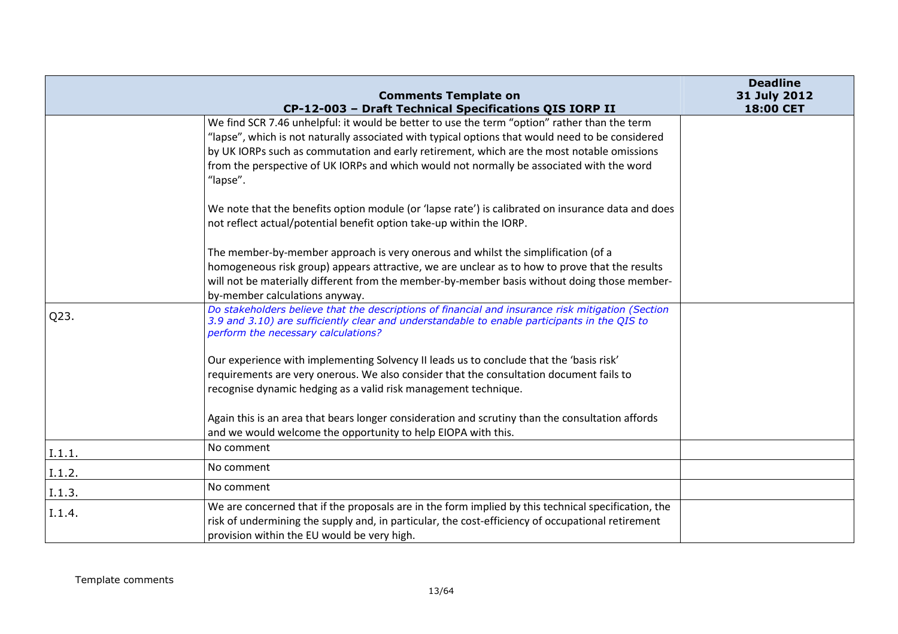| Comments Template on CP-12-003 – Draft Technical Specifications QIS IORP II | | Deadline 31 July 2012 18:00 CET |
|---|---|---|
| | We find SCR 7.46 unhelpful: it would be better to use the term "option" rather than the term "lapse", which is not naturally associated with typical options that would need to be considered by UK IORPs such as commutation and early retirement, which are the most notable omissions from the perspective of UK IORPs and which would not normally be associated with the word "lapse".<br><br>We note that the benefits option module (or 'lapse rate') is calibrated on insurance data and does not reflect actual/potential benefit option take-up within the IORP.<br><br>The member-by-member approach is very onerous and whilst the simplification (of a homogeneous risk group) appears attractive, we are unclear as to how to prove that the results will not be materially different from the member-by-member basis without doing those member-by-member calculations anyway. | |
| Q23. | *Do stakeholders believe that the descriptions of financial and insurance risk mitigation (Section 3.9 and 3.10) are sufficiently clear and understandable to enable participants in the QIS to perform the necessary calculations?*<br><br>Our experience with implementing Solvency II leads us to conclude that the 'basis risk' requirements are very onerous. We also consider that the consultation document fails to recognise dynamic hedging as a valid risk management technique.<br><br>Again this is an area that bears longer consideration and scrutiny than the consultation affords and we would welcome the opportunity to help EIOPA with this. | |
| I.1.1. | No comment | |
| I.1.2. | No comment | |
| I.1.3. | No comment | |
| I.1.4. | We are concerned that if the proposals are in the form implied by this technical specification, the risk of undermining the supply and, in particular, the cost-efficiency of occupational retirement provision within the EU would be very high. | |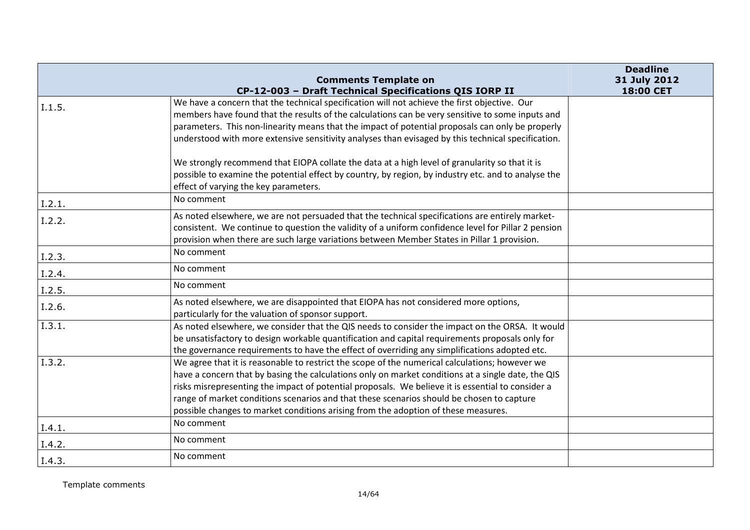| | Comments Template on CP-12-003 – Draft Technical Specifications QIS IORP II | Deadline 31 July 2012 18:00 CET |
|---|---|---|
| I.1.5. | We have a concern that the technical specification will not achieve the first objective. Our members have found that the results of the calculations can be very sensitive to some inputs and parameters. This non-linearity means that the impact of potential proposals can only be properly understood with more extensive sensitivity analyses than evisaged by this technical specification.<br><br>We strongly recommend that EIOPA collate the data at a high level of granularity so that it is possible to examine the potential effect by country, by region, by industry etc. and to analyse the effect of varying the key parameters. | |
| I.2.1. | No comment | |
| I.2.2. | As noted elsewhere, we are not persuaded that the technical specifications are entirely market-consistent. We continue to question the validity of a uniform confidence level for Pillar 2 pension provision when there are such large variations between Member States in Pillar 1 provision. | |
| I.2.3. | No comment | |
| I.2.4. | No comment | |
| I.2.5. | No comment | |
| I.2.6. | As noted elsewhere, we are disappointed that EIOPA has not considered more options, particularly for the valuation of sponsor support. | |
| I.3.1. | As noted elsewhere, we consider that the QIS needs to consider the impact on the ORSA. It would be unsatisfactory to design workable quantification and capital requirements proposals only for the governance requirements to have the effect of overriding any simplifications adopted etc. | |
| I.3.2. | We agree that it is reasonable to restrict the scope of the numerical calculations; however we have a concern that by basing the calculations only on market conditions at a single date, the QIS risks misrepresenting the impact of potential proposals. We believe it is essential to consider a range of market conditions scenarios and that these scenarios should be chosen to capture possible changes to market conditions arising from the adoption of these measures. | |
| I.4.1. | No comment | |
| I.4.2. | No comment | |
| I.4.3. | No comment | |

Template comments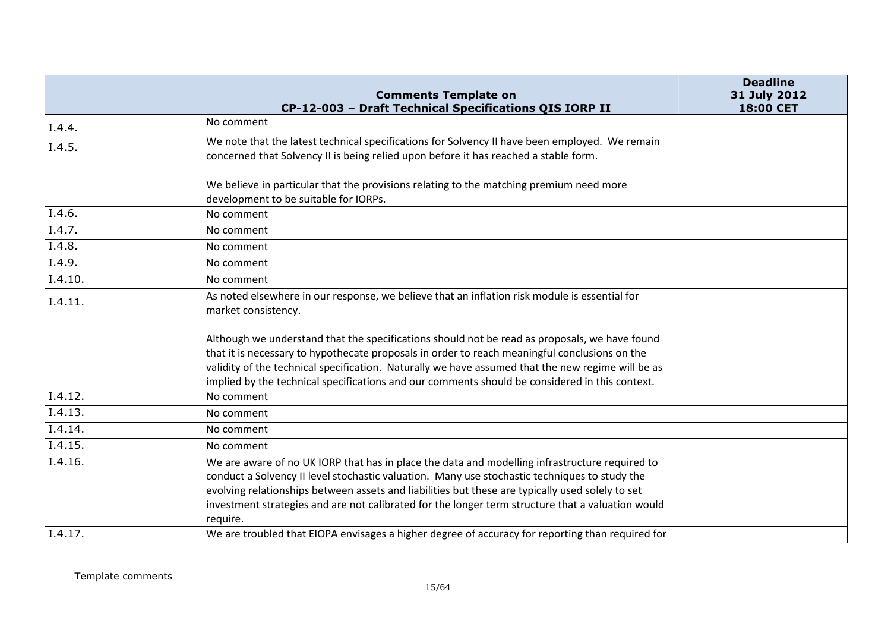| | Comments Template on CP-12-003 – Draft Technical Specifications QIS IORP II | Deadline 31 July 2012 18:00 CET |
|---|---|---|
| I.4.4. | No comment | |
| I.4.5. | We note that the latest technical specifications for Solvency II have been employed. We remain concerned that Solvency II is being relied upon before it has reached a stable form.<br><br>We believe in particular that the provisions relating to the matching premium need more development to be suitable for IORPs. | |
| I.4.6. | No comment | |
| I.4.7. | No comment | |
| I.4.8. | No comment | |
| I.4.9. | No comment | |
| I.4.10. | No comment | |
| I.4.11. | As noted elsewhere in our response, we believe that an inflation risk module is essential for market consistency.<br><br>Although we understand that the specifications should not be read as proposals, we have found that it is necessary to hypothecate proposals in order to reach meaningful conclusions on the validity of the technical specification. Naturally we have assumed that the new regime will be as implied by the technical specifications and our comments should be considered in this context. | |
| I.4.12. | No comment | |
| I.4.13. | No comment | |
| I.4.14. | No comment | |
| I.4.15. | No comment | |
| I.4.16. | We are aware of no UK IORP that has in place the data and modelling infrastructure required to conduct a Solvency II level stochastic valuation. Many use stochastic techniques to study the evolving relationships between assets and liabilities but these are typically used solely to set investment strategies and are not calibrated for the longer term structure that a valuation would require. | |
| I.4.17. | We are troubled that EIOPA envisages a higher degree of accuracy for reporting than required for | |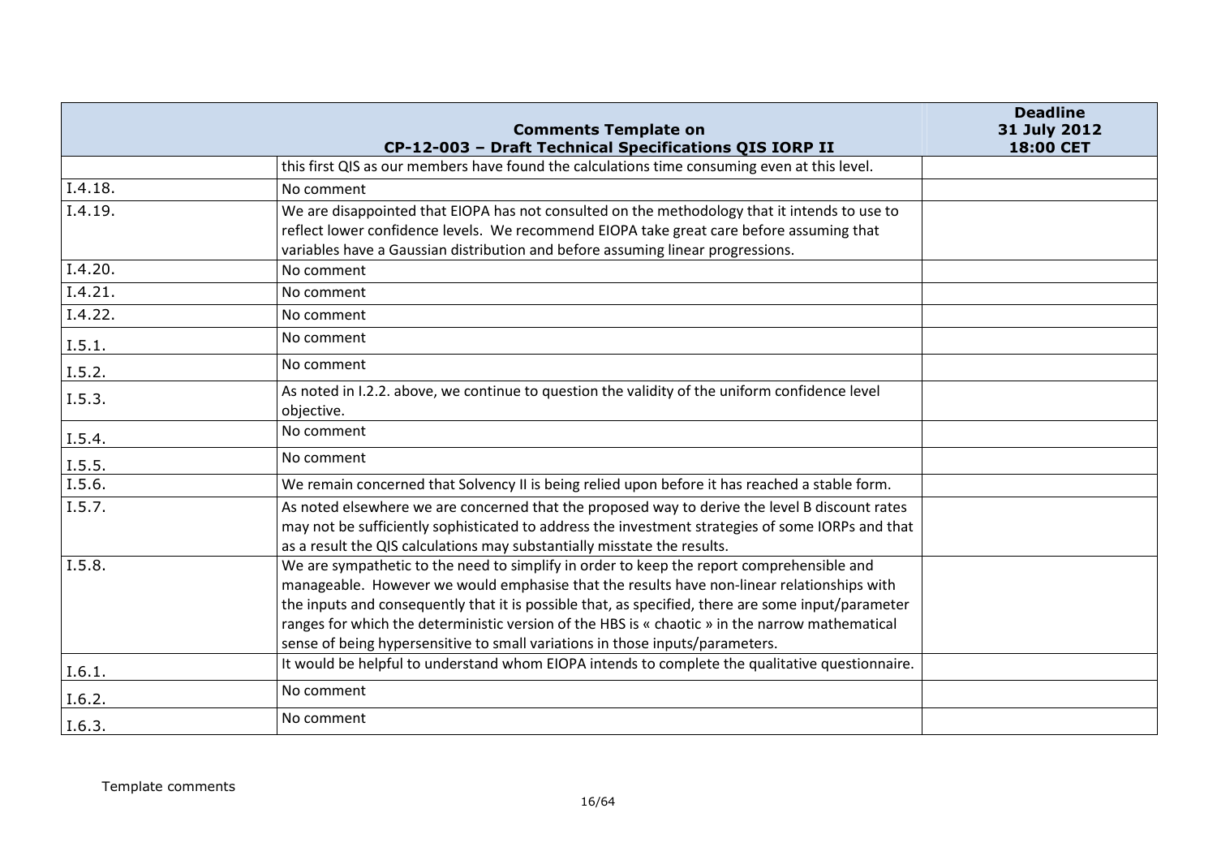| Comments Template on CP-12-003 – Draft Technical Specifications QIS IORP II | | Deadline 31 July 2012 18:00 CET |
|---|---|---|
| | this first QIS as our members have found the calculations time consuming even at this level. | |
| I.4.18. | No comment | |
| I.4.19. | We are disappointed that EIOPA has not consulted on the methodology that it intends to use to reflect lower confidence levels. We recommend EIOPA take great care before assuming that variables have a Gaussian distribution and before assuming linear progressions. | |
| I.4.20. | No comment | |
| I.4.21. | No comment | |
| I.4.22. | No comment | |
| I.5.1. | No comment | |
| I.5.2. | No comment | |
| I.5.3. | As noted in I.2.2. above, we continue to question the validity of the uniform confidence level objective. | |
| I.5.4. | No comment | |
| I.5.5. | No comment | |
| I.5.6. | We remain concerned that Solvency II is being relied upon before it has reached a stable form. | |
| I.5.7. | As noted elsewhere we are concerned that the proposed way to derive the level B discount rates may not be sufficiently sophisticated to address the investment strategies of some IORPs and that as a result the QIS calculations may substantially misstate the results. | |
| I.5.8. | We are sympathetic to the need to simplify in order to keep the report comprehensible and manageable. However we would emphasise that the results have non-linear relationships with the inputs and consequently that it is possible that, as specified, there are some input/parameter ranges for which the deterministic version of the HBS is « chaotic » in the narrow mathematical sense of being hypersensitive to small variations in those inputs/parameters. | |
| I.6.1. | It would be helpful to understand whom EIOPA intends to complete the qualitative questionnaire. | |
| I.6.2. | No comment | |
| I.6.3. | No comment | |

Template comments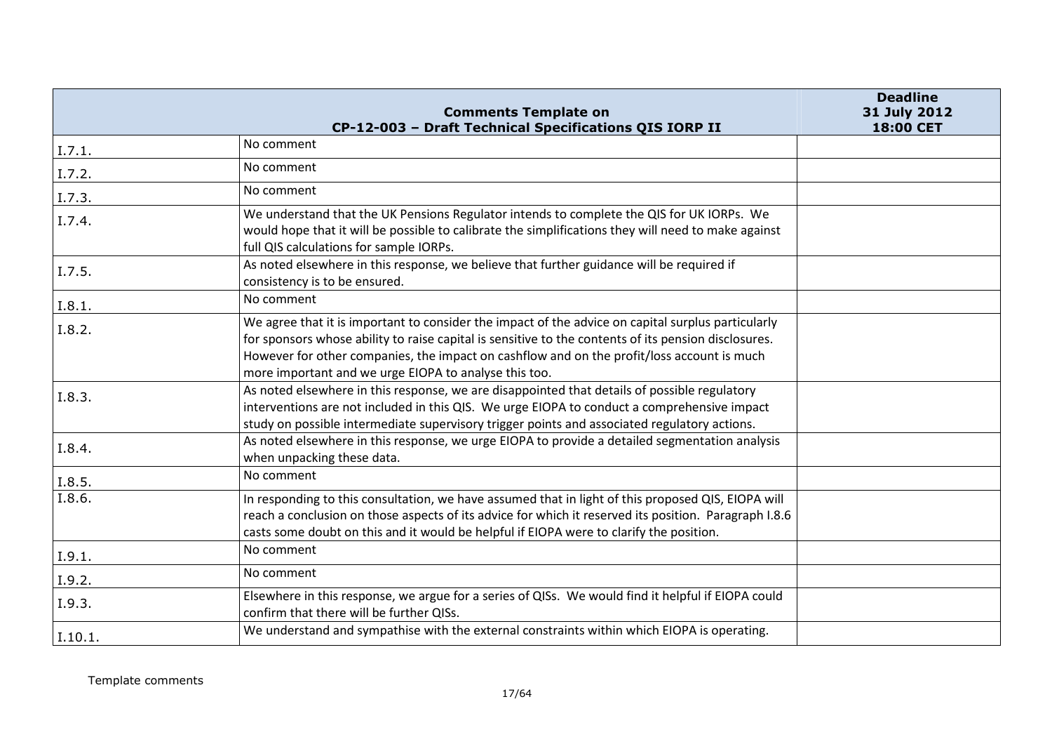| Comments Template on CP-12-003 – Draft Technical Specifications QIS IORP II | | Deadline 31 July 2012 18:00 CET |
|---|---|---|
| I.7.1. | No comment | |
| I.7.2. | No comment | |
| I.7.3. | No comment | |
| I.7.4. | We understand that the UK Pensions Regulator intends to complete the QIS for UK IORPs. We would hope that it will be possible to calibrate the simplifications they will need to make against full QIS calculations for sample IORPs. | |
| I.7.5. | As noted elsewhere in this response, we believe that further guidance will be required if consistency is to be ensured. | |
| I.8.1. | No comment | |
| I.8.2. | We agree that it is important to consider the impact of the advice on capital surplus particularly for sponsors whose ability to raise capital is sensitive to the contents of its pension disclosures. However for other companies, the impact on cashflow and on the profit/loss account is much more important and we urge EIOPA to analyse this too. | |
| I.8.3. | As noted elsewhere in this response, we are disappointed that details of possible regulatory interventions are not included in this QIS. We urge EIOPA to conduct a comprehensive impact study on possible intermediate supervisory trigger points and associated regulatory actions. | |
| I.8.4. | As noted elsewhere in this response, we urge EIOPA to provide a detailed segmentation analysis when unpacking these data. | |
| I.8.5. | No comment | |
| I.8.6. | In responding to this consultation, we have assumed that in light of this proposed QIS, EIOPA will reach a conclusion on those aspects of its advice for which it reserved its position. Paragraph I.8.6 casts some doubt on this and it would be helpful if EIOPA were to clarify the position. | |
| I.9.1. | No comment | |
| I.9.2. | No comment | |
| I.9.3. | Elsewhere in this response, we argue for a series of QISs. We would find it helpful if EIOPA could confirm that there will be further QISs. | |
| I.10.1. | We understand and sympathise with the external constraints within which EIOPA is operating. | |

Template comments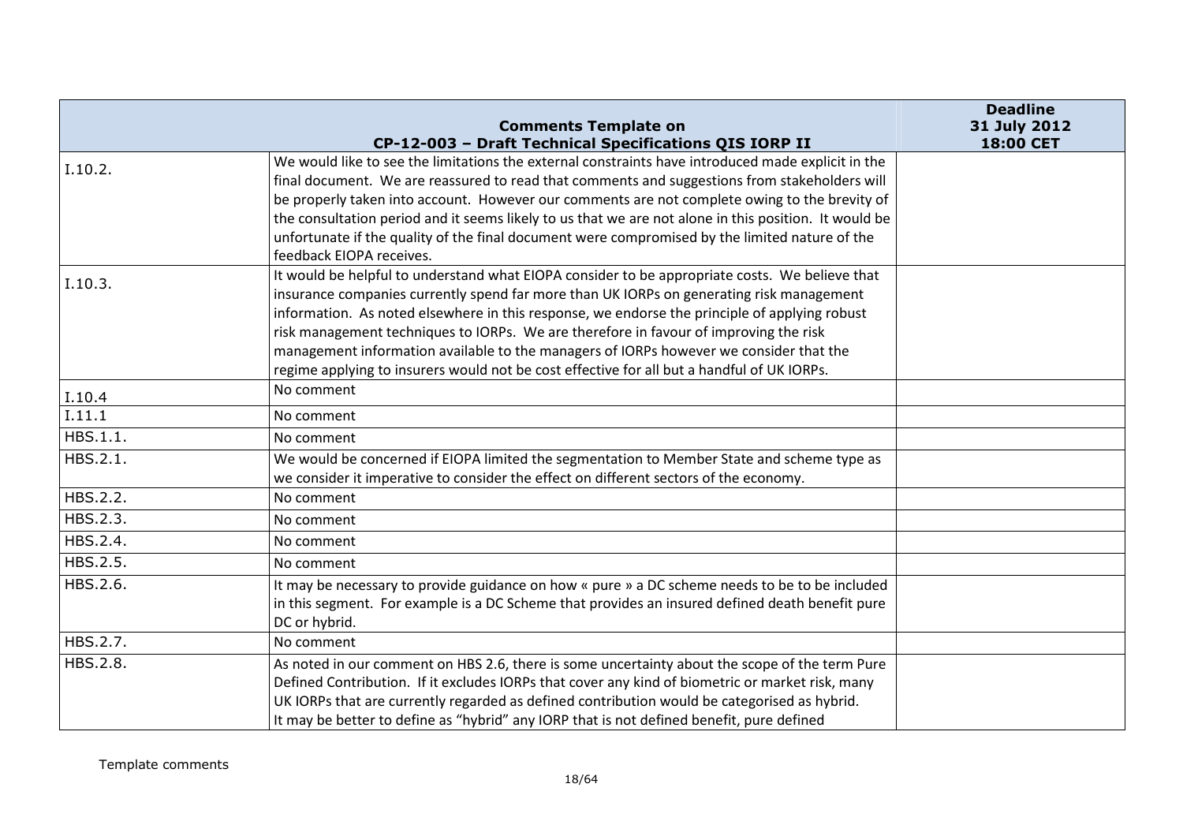| Comments Template on CP-12-003 – Draft Technical Specifications QIS IORP II | | Deadline 31 July 2012 18:00 CET |
|---|---|---|
| I.10.2. | We would like to see the limitations the external constraints have introduced made explicit in the final document. We are reassured to read that comments and suggestions from stakeholders will be properly taken into account. However our comments are not complete owing to the brevity of the consultation period and it seems likely to us that we are not alone in this position. It would be unfortunate if the quality of the final document were compromised by the limited nature of the feedback EIOPA receives. | |
| I.10.3. | It would be helpful to understand what EIOPA consider to be appropriate costs. We believe that insurance companies currently spend far more than UK IORPs on generating risk management information. As noted elsewhere in this response, we endorse the principle of applying robust risk management techniques to IORPs. We are therefore in favour of improving the risk management information available to the managers of IORPs however we consider that the regime applying to insurers would not be cost effective for all but a handful of UK IORPs. | |
| I.10.4 | No comment | |
| I.11.1 | No comment | |
| HBS.1.1. | No comment | |
| HBS.2.1. | We would be concerned if EIOPA limited the segmentation to Member State and scheme type as we consider it imperative to consider the effect on different sectors of the economy. | |
| HBS.2.2. | No comment | |
| HBS.2.3. | No comment | |
| HBS.2.4. | No comment | |
| HBS.2.5. | No comment | |
| HBS.2.6. | It may be necessary to provide guidance on how « pure » a DC scheme needs to be to be included in this segment. For example is a DC Scheme that provides an insured defined death benefit pure DC or hybrid. | |
| HBS.2.7. | No comment | |
| HBS.2.8. | As noted in our comment on HBS 2.6, there is some uncertainty about the scope of the term Pure Defined Contribution. If it excludes IORPs that cover any kind of biometric or market risk, many UK IORPs that are currently regarded as defined contribution would be categorised as hybrid. It may be better to define as "hybrid" any IORP that is not defined benefit, pure defined | |

Template comments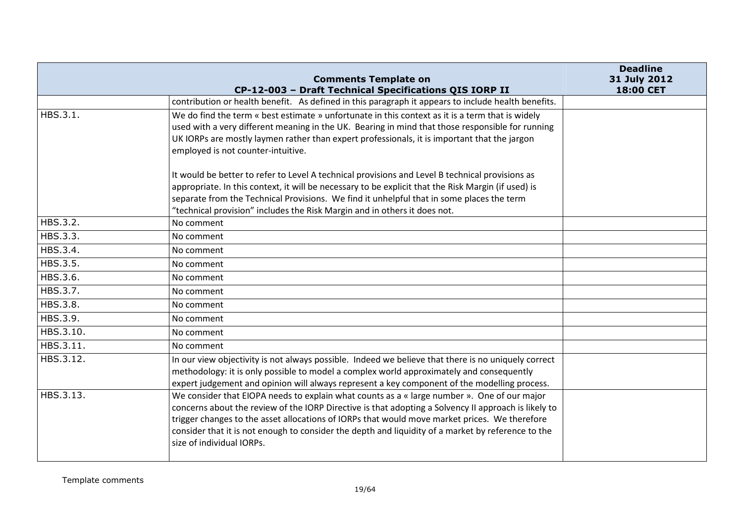| | Comments Template on CP-12-003 – Draft Technical Specifications QIS IORP II | Deadline 31 July 2012 18:00 CET |
|---|---|---|
| | contribution or health benefit. As defined in this paragraph it appears to include health benefits. | |
| HBS.3.1. | We do find the term « best estimate » unfortunate in this context as it is a term that is widely used with a very different meaning in the UK. Bearing in mind that those responsible for running UK IORPs are mostly laymen rather than expert professionals, it is important that the jargon employed is not counter-intuitive.<br><br>It would be better to refer to Level A technical provisions and Level B technical provisions as appropriate. In this context, it will be necessary to be explicit that the Risk Margin (if used) is separate from the Technical Provisions. We find it unhelpful that in some places the term "technical provision" includes the Risk Margin and in others it does not. | |
| HBS.3.2. | No comment | |
| HBS.3.3. | No comment | |
| HBS.3.4. | No comment | |
| HBS.3.5. | No comment | |
| HBS.3.6. | No comment | |
| HBS.3.7. | No comment | |
| HBS.3.8. | No comment | |
| HBS.3.9. | No comment | |
| HBS.3.10. | No comment | |
| HBS.3.11. | No comment | |
| HBS.3.12. | In our view objectivity is not always possible. Indeed we believe that there is no uniquely correct methodology: it is only possible to model a complex world approximately and consequently expert judgement and opinion will always represent a key component of the modelling process. | |
| HBS.3.13. | We consider that EIOPA needs to explain what counts as a « large number ». One of our major concerns about the review of the IORP Directive is that adopting a Solvency II approach is likely to trigger changes to the asset allocations of IORPs that would move market prices. We therefore consider that it is not enough to consider the depth and liquidity of a market by reference to the size of individual IORPs. | |

Template comments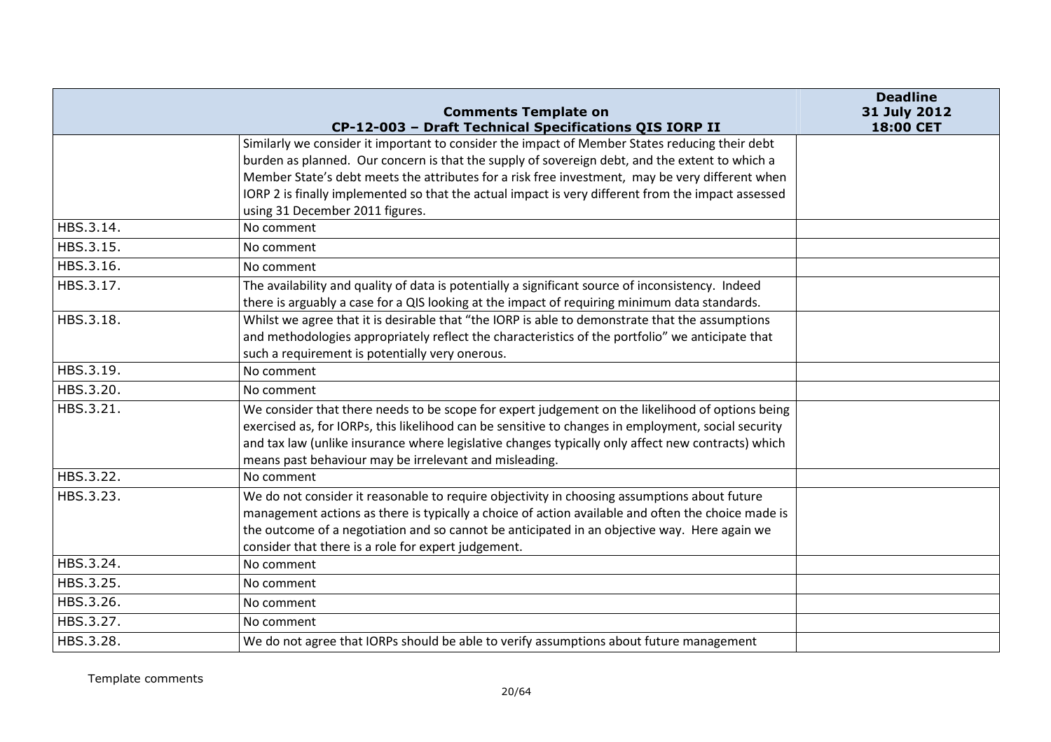| Comments Template on CP-12-003 – Draft Technical Specifications QIS IORP II | | Deadline 31 July 2012 18:00 CET |
|---|---|---|
| | Similarly we consider it important to consider the impact of Member States reducing their debt burden as planned. Our concern is that the supply of sovereign debt, and the extent to which a Member State's debt meets the attributes for a risk free investment, may be very different when IORP 2 is finally implemented so that the actual impact is very different from the impact assessed using 31 December 2011 figures. | |
| HBS.3.14. | No comment | |
| HBS.3.15. | No comment | |
| HBS.3.16. | No comment | |
| HBS.3.17. | The availability and quality of data is potentially a significant source of inconsistency. Indeed there is arguably a case for a QIS looking at the impact of requiring minimum data standards. | |
| HBS.3.18. | Whilst we agree that it is desirable that "the IORP is able to demonstrate that the assumptions and methodologies appropriately reflect the characteristics of the portfolio" we anticipate that such a requirement is potentially very onerous. | |
| HBS.3.19. | No comment | |
| HBS.3.20. | No comment | |
| HBS.3.21. | We consider that there needs to be scope for expert judgement on the likelihood of options being exercised as, for IORPs, this likelihood can be sensitive to changes in employment, social security and tax law (unlike insurance where legislative changes typically only affect new contracts) which means past behaviour may be irrelevant and misleading. | |
| HBS.3.22. | No comment | |
| HBS.3.23. | We do not consider it reasonable to require objectivity in choosing assumptions about future management actions as there is typically a choice of action available and often the choice made is the outcome of a negotiation and so cannot be anticipated in an objective way. Here again we consider that there is a role for expert judgement. | |
| HBS.3.24. | No comment | |
| HBS.3.25. | No comment | |
| HBS.3.26. | No comment | |
| HBS.3.27. | No comment | |
| HBS.3.28. | We do not agree that IORPs should be able to verify assumptions about future management | |

Template comments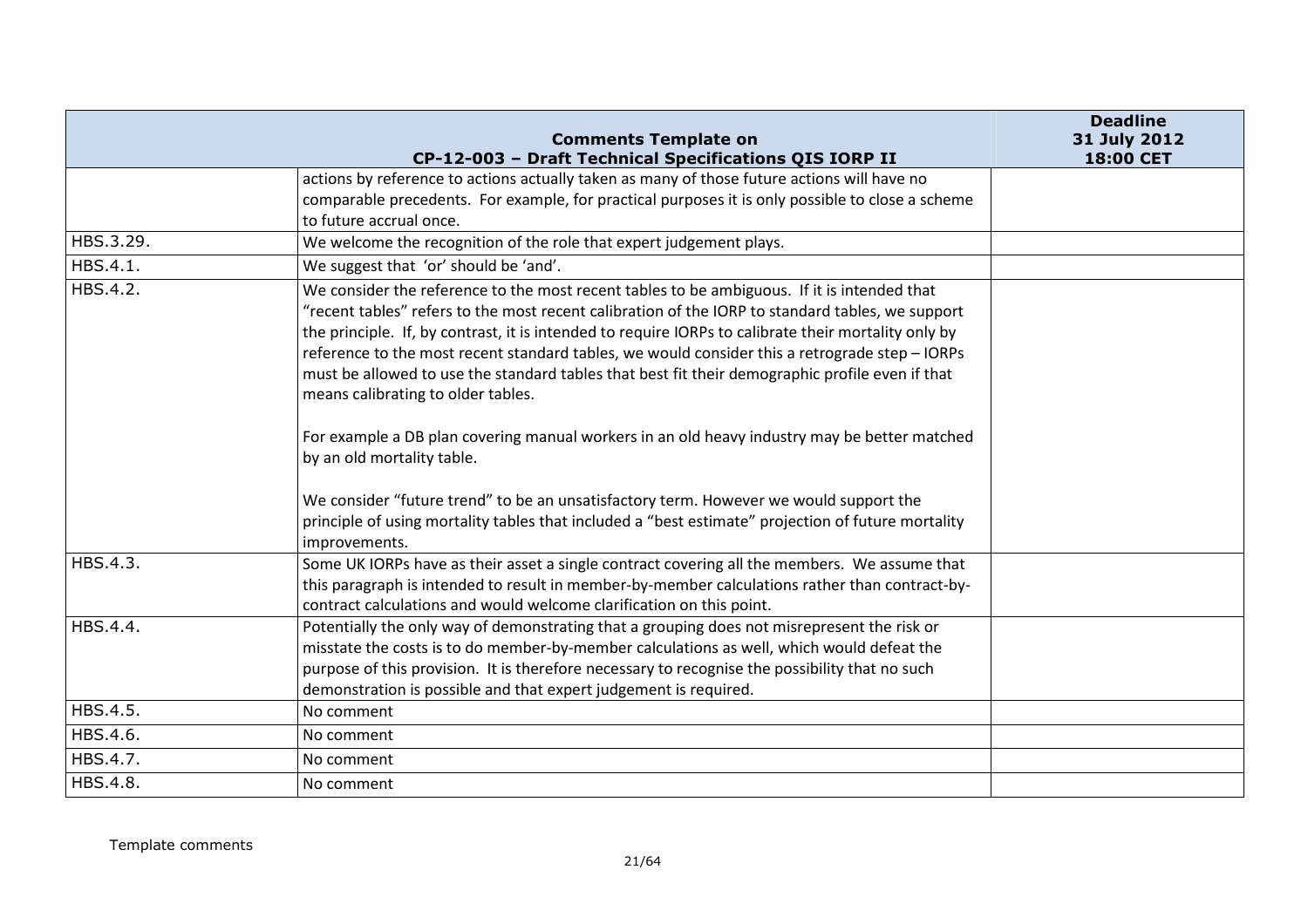| Comments Template on CP-12-003 – Draft Technical Specifications QIS IORP II | | Deadline 31 July 2012 18:00 CET |
|---|---|---|
| | actions by reference to actions actually taken as many of those future actions will have no comparable precedents. For example, for practical purposes it is only possible to close a scheme to future accrual once. | |
| HBS.3.29. | We welcome the recognition of the role that expert judgement plays. | |
| HBS.4.1. | We suggest that 'or' should be 'and'. | |
| HBS.4.2. | We consider the reference to the most recent tables to be ambiguous. If it is intended that "recent tables" refers to the most recent calibration of the IORP to standard tables, we support the principle. If, by contrast, it is intended to require IORPs to calibrate their mortality only by reference to the most recent standard tables, we would consider this a retrograde step – IORPs must be allowed to use the standard tables that best fit their demographic profile even if that means calibrating to older tables.<br><br>For example a DB plan covering manual workers in an old heavy industry may be better matched by an old mortality table.<br><br>We consider "future trend" to be an unsatisfactory term. However we would support the principle of using mortality tables that included a "best estimate" projection of future mortality improvements. | |
| HBS.4.3. | Some UK IORPs have as their asset a single contract covering all the members. We assume that this paragraph is intended to result in member-by-member calculations rather than contract-by-contract calculations and would welcome clarification on this point. | |
| HBS.4.4. | Potentially the only way of demonstrating that a grouping does not misrepresent the risk or misstate the costs is to do member-by-member calculations as well, which would defeat the purpose of this provision. It is therefore necessary to recognise the possibility that no such demonstration is possible and that expert judgement is required. | |
| HBS.4.5. | No comment | |
| HBS.4.6. | No comment | |
| HBS.4.7. | No comment | |
| HBS.4.8. | No comment | |

Template comments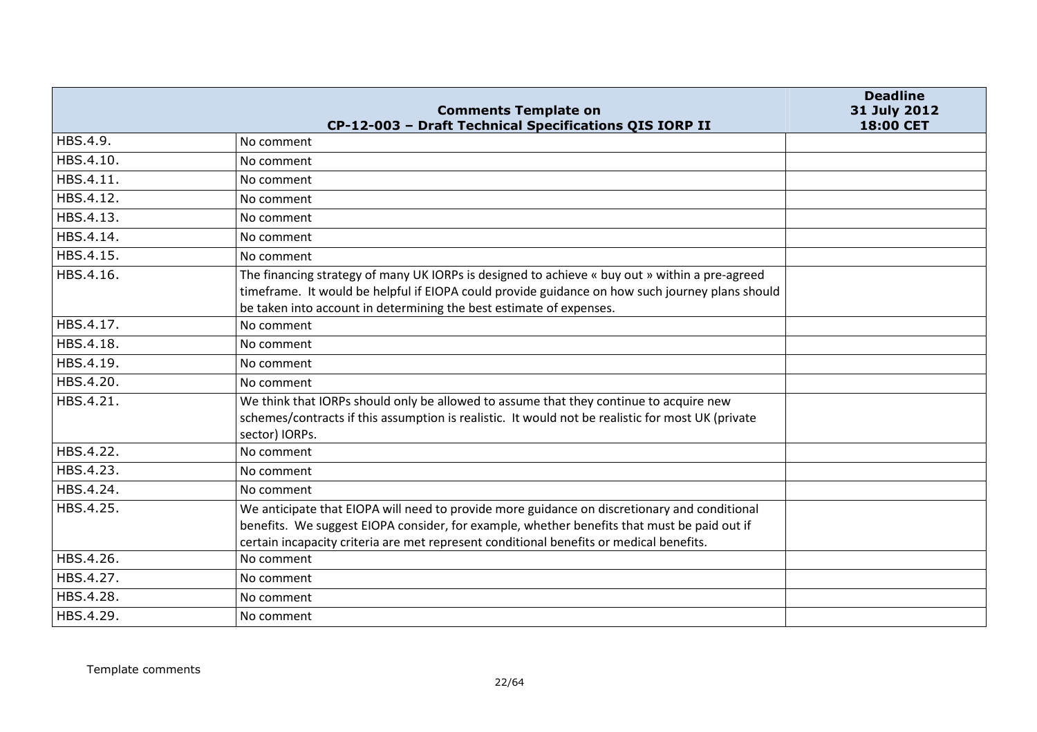| | Comments Template on CP-12-003 – Draft Technical Specifications QIS IORP II | Deadline 31 July 2012 18:00 CET |
|---|---|---|
| HBS.4.9. | No comment | |
| HBS.4.10. | No comment | |
| HBS.4.11. | No comment | |
| HBS.4.12. | No comment | |
| HBS.4.13. | No comment | |
| HBS.4.14. | No comment | |
| HBS.4.15. | No comment | |
| HBS.4.16. | The financing strategy of many UK IORPs is designed to achieve « buy out » within a pre-agreed timeframe. It would be helpful if EIOPA could provide guidance on how such journey plans should be taken into account in determining the best estimate of expenses. | |
| HBS.4.17. | No comment | |
| HBS.4.18. | No comment | |
| HBS.4.19. | No comment | |
| HBS.4.20. | No comment | |
| HBS.4.21. | We think that IORPs should only be allowed to assume that they continue to acquire new schemes/contracts if this assumption is realistic. It would not be realistic for most UK (private sector) IORPs. | |
| HBS.4.22. | No comment | |
| HBS.4.23. | No comment | |
| HBS.4.24. | No comment | |
| HBS.4.25. | We anticipate that EIOPA will need to provide more guidance on discretionary and conditional benefits. We suggest EIOPA consider, for example, whether benefits that must be paid out if certain incapacity criteria are met represent conditional benefits or medical benefits. | |
| HBS.4.26. | No comment | |
| HBS.4.27. | No comment | |
| HBS.4.28. | No comment | |
| HBS.4.29. | No comment | |

Template comments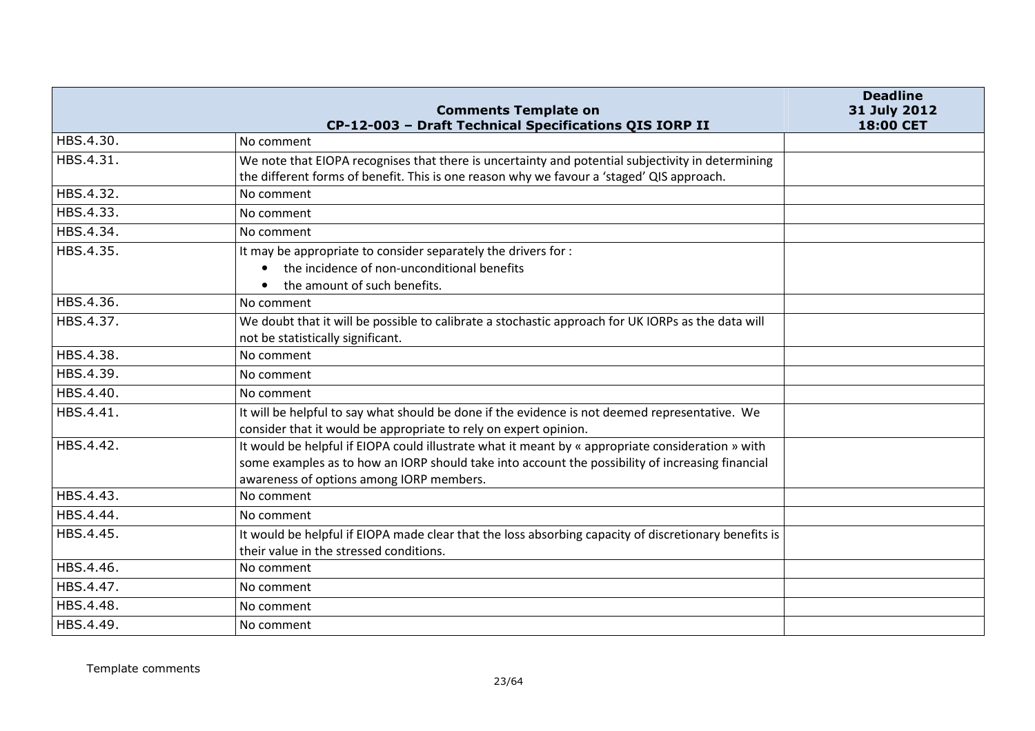| Comments Template on CP-12-003 – Draft Technical Specifications QIS IORP II | | Deadline 31 July 2012 18:00 CET |
|---|---|---|
| HBS.4.30. | No comment | |
| HBS.4.31. | We note that EIOPA recognises that there is uncertainty and potential subjectivity in determining the different forms of benefit. This is one reason why we favour a 'staged' QIS approach. | |
| HBS.4.32. | No comment | |
| HBS.4.33. | No comment | |
| HBS.4.34. | No comment | |
| HBS.4.35. | It may be appropriate to consider separately the drivers for :<br>• the incidence of non-unconditional benefits<br>• the amount of such benefits. | |
| HBS.4.36. | No comment | |
| HBS.4.37. | We doubt that it will be possible to calibrate a stochastic approach for UK IORPs as the data will not be statistically significant. | |
| HBS.4.38. | No comment | |
| HBS.4.39. | No comment | |
| HBS.4.40. | No comment | |
| HBS.4.41. | It will be helpful to say what should be done if the evidence is not deemed representative. We consider that it would be appropriate to rely on expert opinion. | |
| HBS.4.42. | It would be helpful if EIOPA could illustrate what it meant by « appropriate consideration » with some examples as to how an IORP should take into account the possibility of increasing financial awareness of options among IORP members. | |
| HBS.4.43. | No comment | |
| HBS.4.44. | No comment | |
| HBS.4.45. | It would be helpful if EIOPA made clear that the loss absorbing capacity of discretionary benefits is their value in the stressed conditions. | |
| HBS.4.46. | No comment | |
| HBS.4.47. | No comment | |
| HBS.4.48. | No comment | |
| HBS.4.49. | No comment | |

Template comments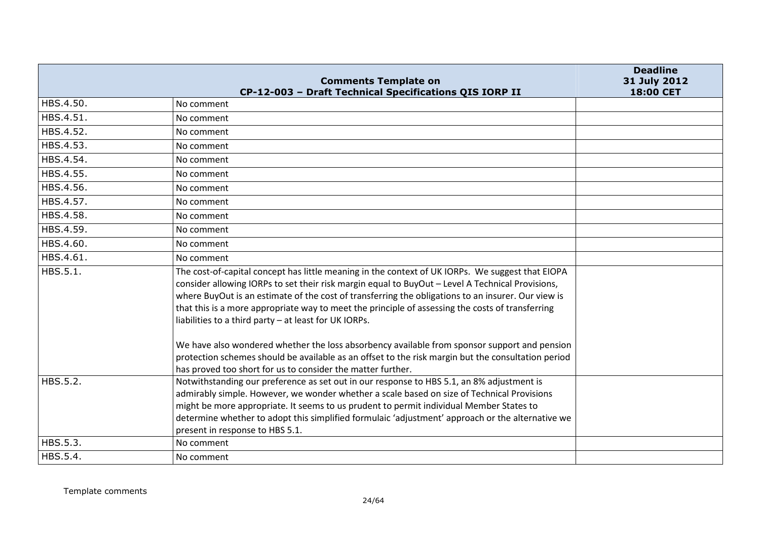| Comments Template on CP-12-003 – Draft Technical Specifications QIS IORP II | | Deadline 31 July 2012 18:00 CET |
|---|---|---|
| HBS.4.50. | No comment | |
| HBS.4.51. | No comment | |
| HBS.4.52. | No comment | |
| HBS.4.53. | No comment | |
| HBS.4.54. | No comment | |
| HBS.4.55. | No comment | |
| HBS.4.56. | No comment | |
| HBS.4.57. | No comment | |
| HBS.4.58. | No comment | |
| HBS.4.59. | No comment | |
| HBS.4.60. | No comment | |
| HBS.4.61. | No comment | |
| HBS.5.1. | The cost-of-capital concept has little meaning in the context of UK IORPs. We suggest that EIOPA consider allowing IORPs to set their risk margin equal to BuyOut – Level A Technical Provisions, where BuyOut is an estimate of the cost of transferring the obligations to an insurer. Our view is that this is a more appropriate way to meet the principle of assessing the costs of transferring liabilities to a third party – at least for UK IORPs.<br><br>We have also wondered whether the loss absorbency available from sponsor support and pension protection schemes should be available as an offset to the risk margin but the consultation period has proved too short for us to consider the matter further. | |
| HBS.5.2. | Notwithstanding our preference as set out in our response to HBS 5.1, an 8% adjustment is admirably simple. However, we wonder whether a scale based on size of Technical Provisions might be more appropriate. It seems to us prudent to permit individual Member States to determine whether to adopt this simplified formulaic 'adjustment' approach or the alternative we present in response to HBS 5.1. | |
| HBS.5.3. | No comment | |
| HBS.5.4. | No comment | |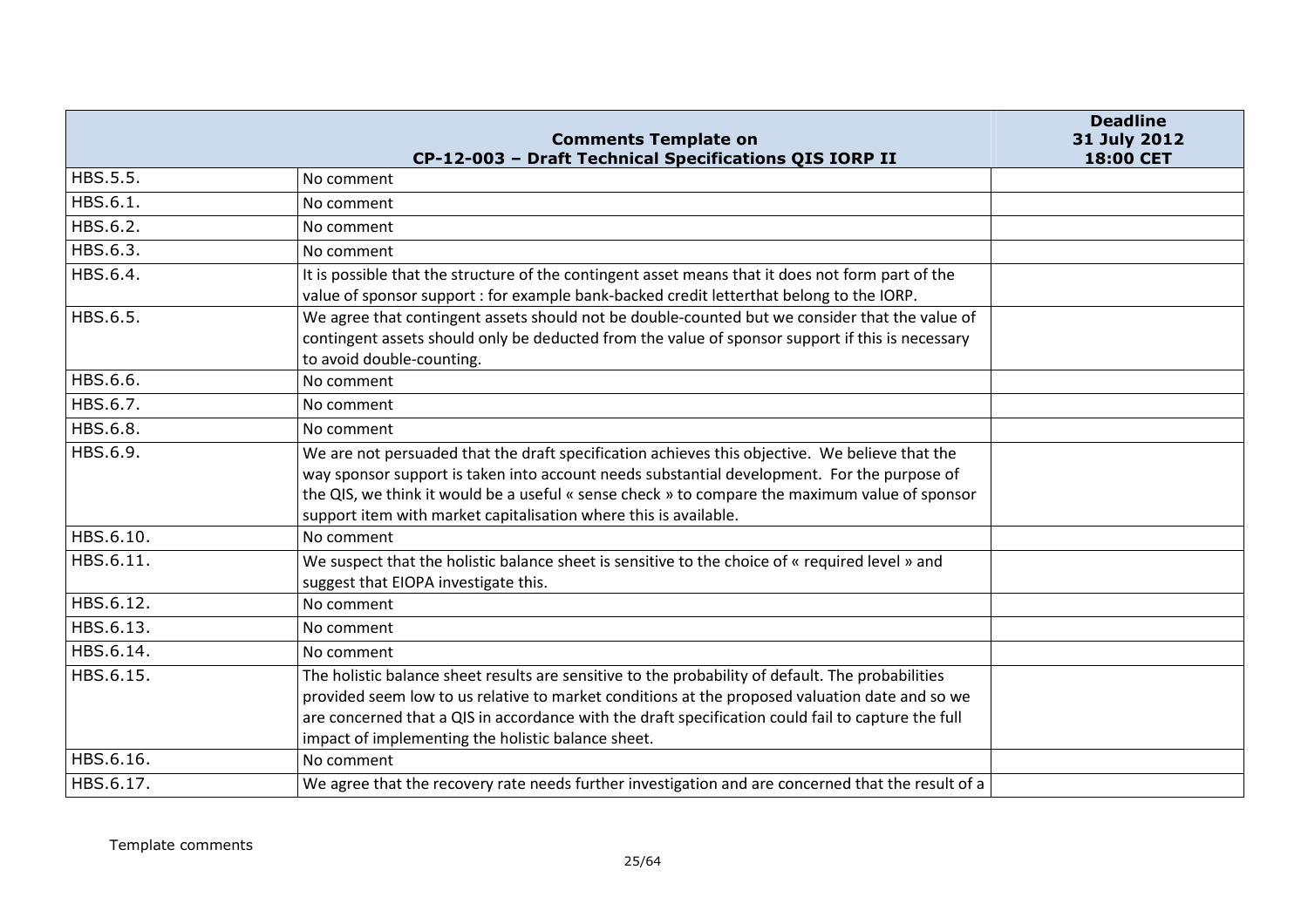| Comments Template on CP-12-003 – Draft Technical Specifications QIS IORP II | | Deadline 31 July 2012 18:00 CET |
|---|---|---|
| HBS.5.5. | No comment | |
| HBS.6.1. | No comment | |
| HBS.6.2. | No comment | |
| HBS.6.3. | No comment | |
| HBS.6.4. | It is possible that the structure of the contingent asset means that it does not form part of the value of sponsor support : for example bank-backed credit letterthat belong to the IORP. | |
| HBS.6.5. | We agree that contingent assets should not be double-counted but we consider that the value of contingent assets should only be deducted from the value of sponsor support if this is necessary to avoid double-counting. | |
| HBS.6.6. | No comment | |
| HBS.6.7. | No comment | |
| HBS.6.8. | No comment | |
| HBS.6.9. | We are not persuaded that the draft specification achieves this objective. We believe that the way sponsor support is taken into account needs substantial development. For the purpose of the QIS, we think it would be a useful « sense check » to compare the maximum value of sponsor support item with market capitalisation where this is available. | |
| HBS.6.10. | No comment | |
| HBS.6.11. | We suspect that the holistic balance sheet is sensitive to the choice of « required level » and suggest that EIOPA investigate this. | |
| HBS.6.12. | No comment | |
| HBS.6.13. | No comment | |
| HBS.6.14. | No comment | |
| HBS.6.15. | The holistic balance sheet results are sensitive to the probability of default. The probabilities provided seem low to us relative to market conditions at the proposed valuation date and so we are concerned that a QIS in accordance with the draft specification could fail to capture the full impact of implementing the holistic balance sheet. | |
| HBS.6.16. | No comment | |
| HBS.6.17. | We agree that the recovery rate needs further investigation and are concerned that the result of a | |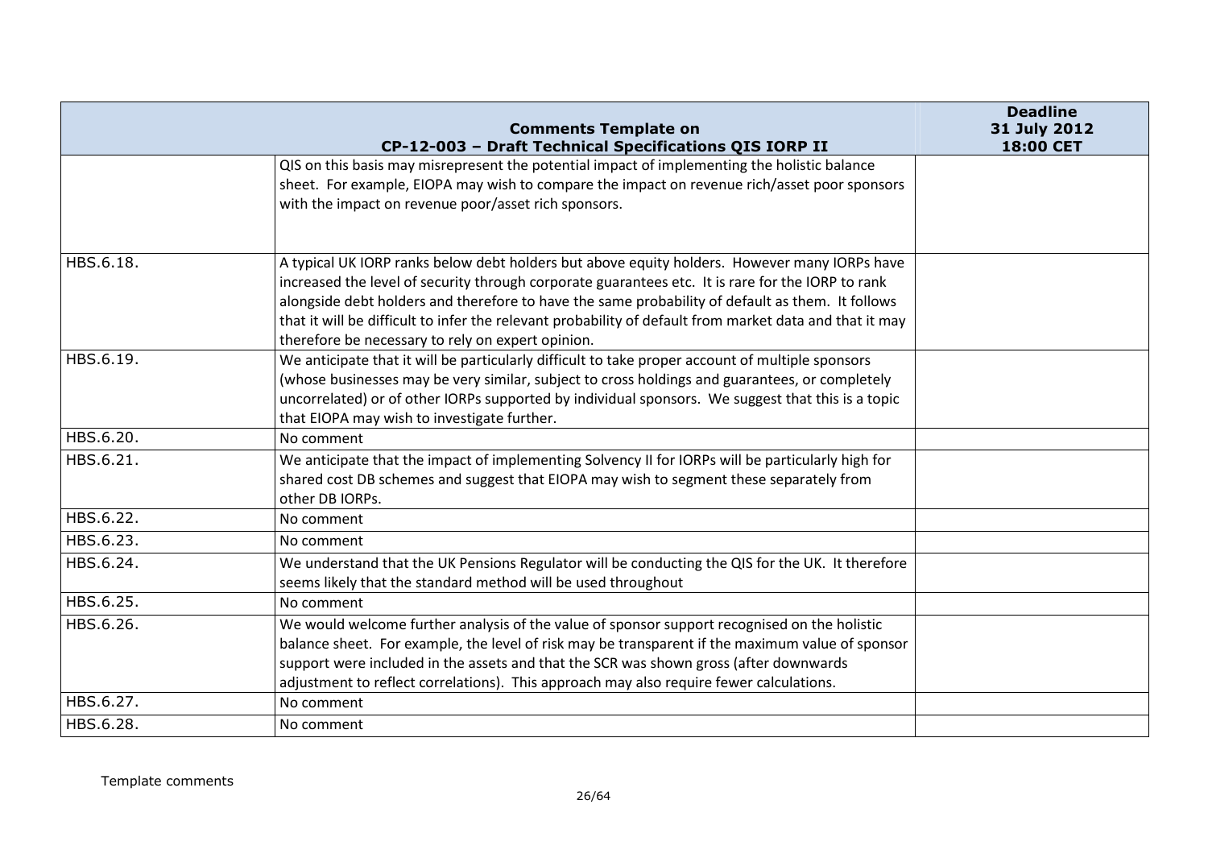| Comments Template on CP-12-003 – Draft Technical Specifications QIS IORP II | | Deadline 31 July 2012 18:00 CET |
|---|---|---|
| | QIS on this basis may misrepresent the potential impact of implementing the holistic balance sheet. For example, EIOPA may wish to compare the impact on revenue rich/asset poor sponsors with the impact on revenue poor/asset rich sponsors. | |
| HBS.6.18. | A typical UK IORP ranks below debt holders but above equity holders. However many IORPs have increased the level of security through corporate guarantees etc. It is rare for the IORP to rank alongside debt holders and therefore to have the same probability of default as them. It follows that it will be difficult to infer the relevant probability of default from market data and that it may therefore be necessary to rely on expert opinion. | |
| HBS.6.19. | We anticipate that it will be particularly difficult to take proper account of multiple sponsors (whose businesses may be very similar, subject to cross holdings and guarantees, or completely uncorrelated) or of other IORPs supported by individual sponsors. We suggest that this is a topic that EIOPA may wish to investigate further. | |
| HBS.6.20. | No comment | |
| HBS.6.21. | We anticipate that the impact of implementing Solvency II for IORPs will be particularly high for shared cost DB schemes and suggest that EIOPA may wish to segment these separately from other DB IORPs. | |
| HBS.6.22. | No comment | |
| HBS.6.23. | No comment | |
| HBS.6.24. | We understand that the UK Pensions Regulator will be conducting the QIS for the UK. It therefore seems likely that the standard method will be used throughout | |
| HBS.6.25. | No comment | |
| HBS.6.26. | We would welcome further analysis of the value of sponsor support recognised on the holistic balance sheet. For example, the level of risk may be transparent if the maximum value of sponsor support were included in the assets and that the SCR was shown gross (after downwards adjustment to reflect correlations). This approach may also require fewer calculations. | |
| HBS.6.27. | No comment | |
| HBS.6.28. | No comment | |

Template comments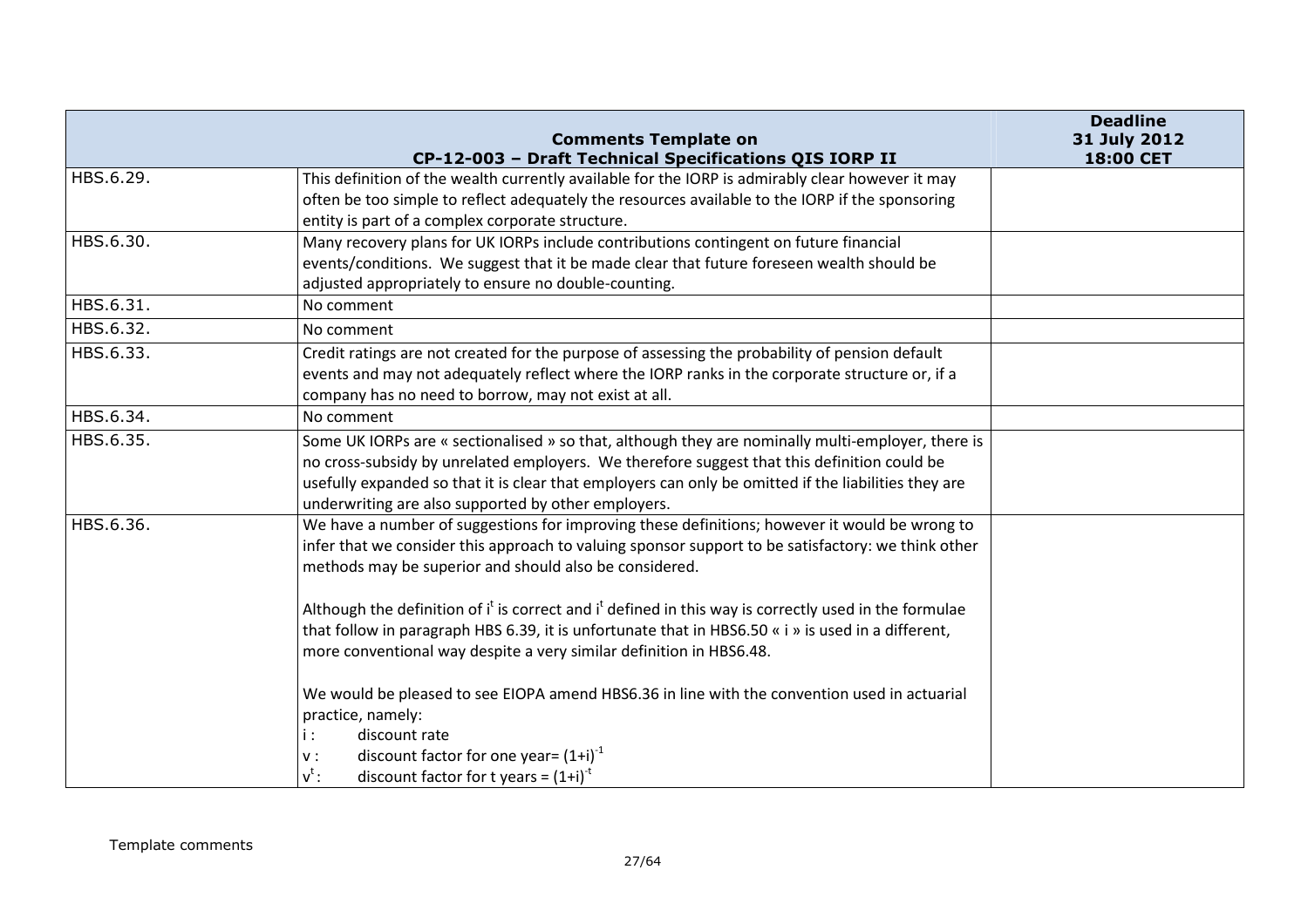| | Comments Template on CP-12-003 – Draft Technical Specifications QIS IORP II | Deadline 31 July 2012 18:00 CET |
|---|---|---|
| HBS.6.29. | This definition of the wealth currently available for the IORP is admirably clear however it may often be too simple to reflect adequately the resources available to the IORP if the sponsoring entity is part of a complex corporate structure. | |
| HBS.6.30. | Many recovery plans for UK IORPs include contributions contingent on future financial events/conditions. We suggest that it be made clear that future foreseen wealth should be adjusted appropriately to ensure no double-counting. | |
| HBS.6.31. | No comment | |
| HBS.6.32. | No comment | |
| HBS.6.33. | Credit ratings are not created for the purpose of assessing the probability of pension default events and may not adequately reflect where the IORP ranks in the corporate structure or, if a company has no need to borrow, may not exist at all. | |
| HBS.6.34. | No comment | |
| HBS.6.35. | Some UK IORPs are « sectionalised » so that, although they are nominally multi-employer, there is no cross-subsidy by unrelated employers. We therefore suggest that this definition could be usefully expanded so that it is clear that employers can only be omitted if the liabilities they are underwriting are also supported by other employers. | |
| HBS.6.36. | We have a number of suggestions for improving these definitions; however it would be wrong to infer that we consider this approach to valuing sponsor support to be satisfactory: we think other methods may be superior and should also be considered.<br><br>Although the definition of $i^t$ is correct and $i^t$ defined in this way is correctly used in the formulae that follow in paragraph HBS 6.39, it is unfortunate that in HBS6.50 « i » is used in a different, more conventional way despite a very similar definition in HBS6.48.<br><br>We would be pleased to see EIOPA amend HBS6.36 in line with the convention used in actuarial practice, namely:<br>$i$ : discount rate<br>$v$ : discount factor for one year= $(1+i)^{-1}$<br>$v^t$ : discount factor for t years = $(1+i)^{-t}$ | |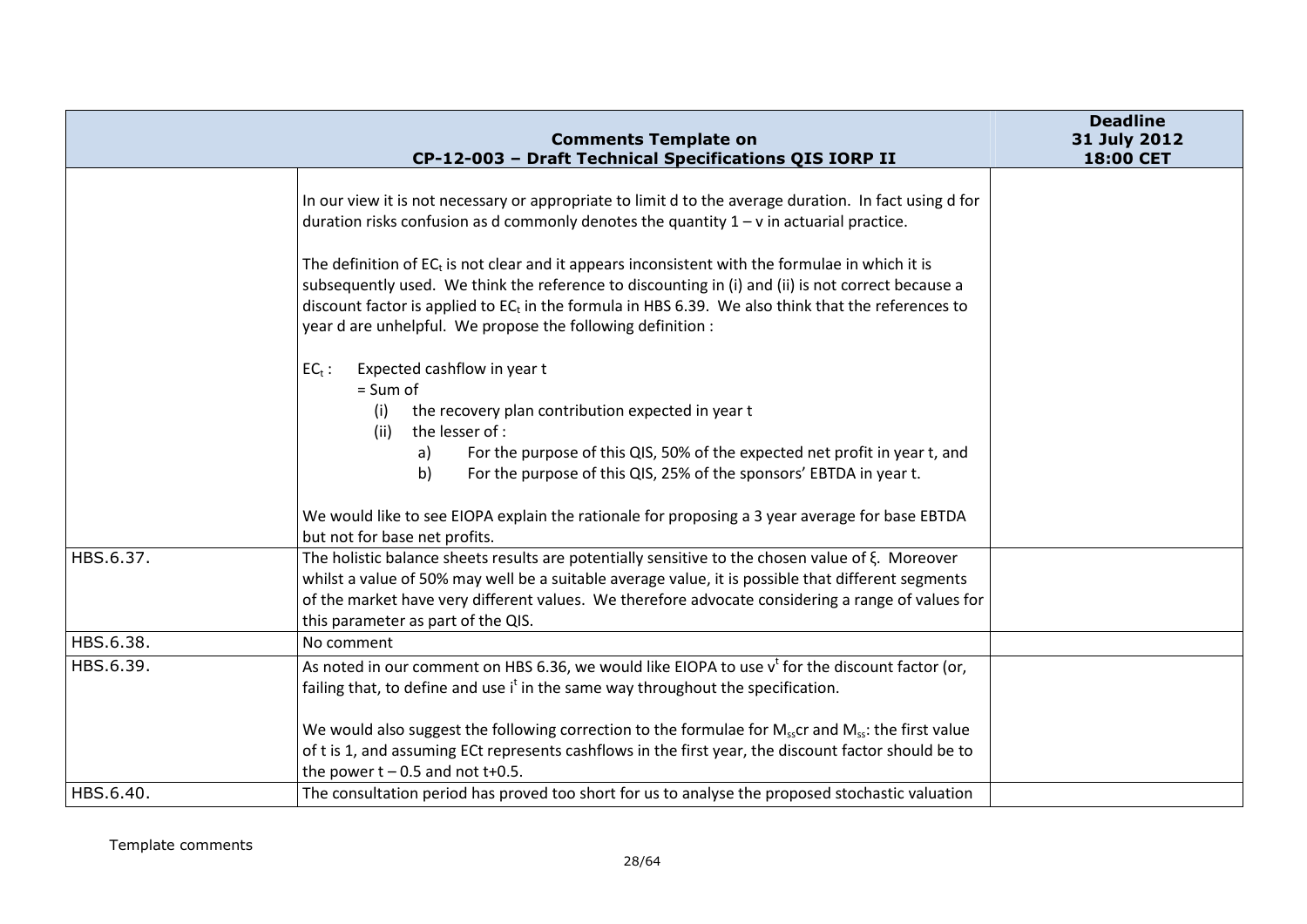| Comments Template on CP-12-003 – Draft Technical Specifications QIS IORP II | | Deadline 31 July 2012 18:00 CET |
|---|---|---|
| | In our view it is not necessary or appropriate to limit d to the average duration. In fact using d for duration risks confusion as d commonly denotes the quantity 1 – v in actuarial practice.<br><br>The definition of $EC_t$ is not clear and it appears inconsistent with the formulae in which it is subsequently used. We think the reference to discounting in (i) and (ii) is not correct because a discount factor is applied to $EC_t$ in the formula in HBS 6.39. We also think that the references to year d are unhelpful. We propose the following definition :<br><br>$EC_t$ : Expected cashflow in year t<br>= Sum of<br>(i) the recovery plan contribution expected in year t<br>(ii) the lesser of :<br>a) For the purpose of this QIS, 50% of the expected net profit in year t, and<br>b) For the purpose of this QIS, 25% of the sponsors' EBTDA in year t.<br><br>We would like to see EIOPA explain the rationale for proposing a 3 year average for base EBTDA but not for base net profits. | |
| HBS.6.37. | The holistic balance sheets results are potentially sensitive to the chosen value of ξ. Moreover whilst a value of 50% may well be a suitable average value, it is possible that different segments of the market have very different values. We therefore advocate considering a range of values for this parameter as part of the QIS. | |
| HBS.6.38. | No comment | |
| HBS.6.39. | As noted in our comment on HBS 6.36, we would like EIOPA to use $v^t$ for the discount factor (or, failing that, to define and use $i^t$ in the same way throughout the specification.<br><br>We would also suggest the following correction to the formulae for $M_{ss}cr$ and $M_{ss}$: the first value of t is 1, and assuming ECt represents cashflows in the first year, the discount factor should be to the power t – 0.5 and not t+0.5. | |
| HBS.6.40. | The consultation period has proved too short for us to analyse the proposed stochastic valuation | |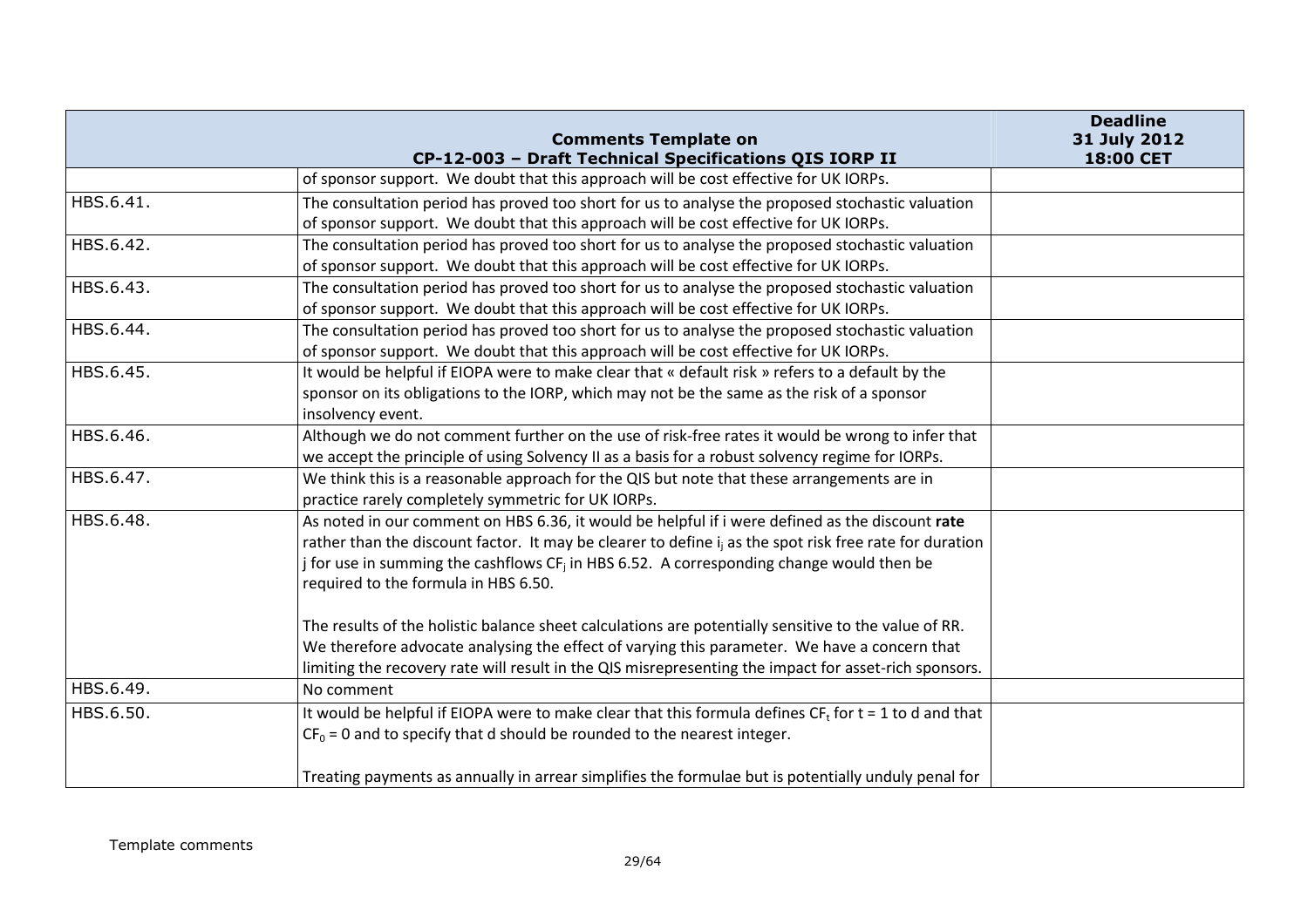| | Comments Template on CP-12-003 – Draft Technical Specifications QIS IORP II | Deadline 31 July 2012 18:00 CET |
|---|---|---|
| | of sponsor support. We doubt that this approach will be cost effective for UK IORPs. | |
| HBS.6.41. | The consultation period has proved too short for us to analyse the proposed stochastic valuation of sponsor support. We doubt that this approach will be cost effective for UK IORPs. | |
| HBS.6.42. | The consultation period has proved too short for us to analyse the proposed stochastic valuation of sponsor support. We doubt that this approach will be cost effective for UK IORPs. | |
| HBS.6.43. | The consultation period has proved too short for us to analyse the proposed stochastic valuation of sponsor support. We doubt that this approach will be cost effective for UK IORPs. | |
| HBS.6.44. | The consultation period has proved too short for us to analyse the proposed stochastic valuation of sponsor support. We doubt that this approach will be cost effective for UK IORPs. | |
| HBS.6.45. | It would be helpful if EIOPA were to make clear that « default risk » refers to a default by the sponsor on its obligations to the IORP, which may not be the same as the risk of a sponsor insolvency event. | |
| HBS.6.46. | Although we do not comment further on the use of risk-free rates it would be wrong to infer that we accept the principle of using Solvency II as a basis for a robust solvency regime for IORPs. | |
| HBS.6.47. | We think this is a reasonable approach for the QIS but note that these arrangements are in practice rarely completely symmetric for UK IORPs. | |
| HBS.6.48. | As noted in our comment on HBS 6.36, it would be helpful if i were defined as the discount **rate** rather than the discount factor. It may be clearer to define $i_j$ as the spot risk free rate for duration j for use in summing the cashflows $CF_j$ in HBS 6.52. A corresponding change would then be required to the formula in HBS 6.50.<br><br>The results of the holistic balance sheet calculations are potentially sensitive to the value of RR. We therefore advocate analysing the effect of varying this parameter. We have a concern that limiting the recovery rate will result in the QIS misrepresenting the impact for asset-rich sponsors. | |
| HBS.6.49. | No comment | |
| HBS.6.50. | It would be helpful if EIOPA were to make clear that this formula defines $CF_t$ for t = 1 to d and that $CF_0$ = 0 and to specify that d should be rounded to the nearest integer.<br><br>Treating payments as annually in arrear simplifies the formulae but is potentially unduly penal for | |

Template comments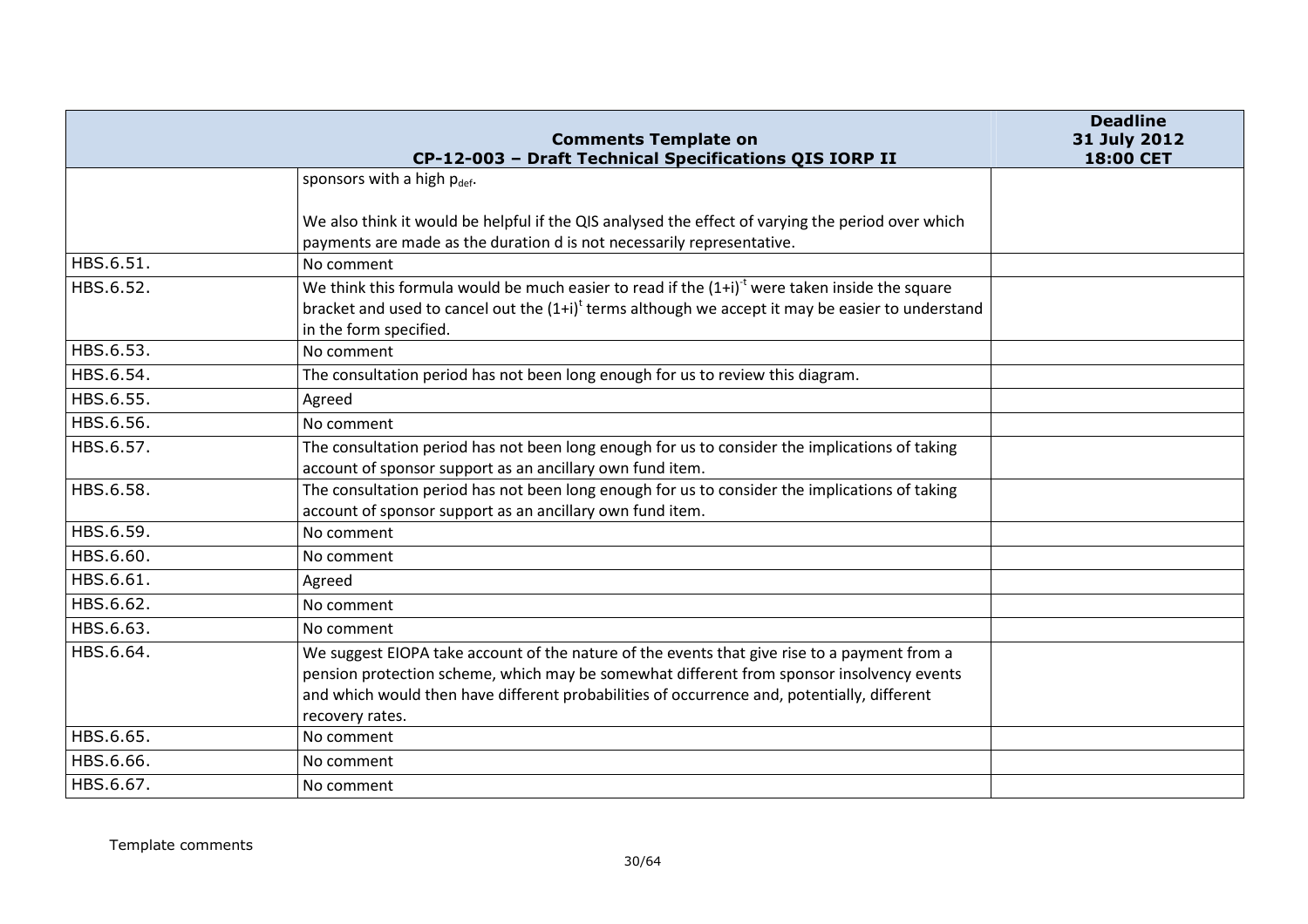| | | |
|---|---|---|
| | sponsors with a high $p_{def}$.<br><br>We also think it would be helpful if the QIS analysed the effect of varying the period over which payments are made as the duration d is not necessarily representative. | |
| HBS.6.51. | No comment | |
| HBS.6.52. | We think this formula would be much easier to read if the $(1+i)^{-t}$ were taken inside the square bracket and used to cancel out the $(1+i)^{t}$ terms although we accept it may be easier to understand in the form specified. | |
| HBS.6.53. | No comment | |
| HBS.6.54. | The consultation period has not been long enough for us to review this diagram. | |
| HBS.6.55. | Agreed | |
| HBS.6.56. | No comment | |
| HBS.6.57. | The consultation period has not been long enough for us to consider the implications of taking account of sponsor support as an ancillary own fund item. | |
| HBS.6.58. | The consultation period has not been long enough for us to consider the implications of taking account of sponsor support as an ancillary own fund item. | |
| HBS.6.59. | No comment | |
| HBS.6.60. | No comment | |
| HBS.6.61. | Agreed | |
| HBS.6.62. | No comment | |
| HBS.6.63. | No comment | |
| HBS.6.64. | We suggest EIOPA take account of the nature of the events that give rise to a payment from a pension protection scheme, which may be somewhat different from sponsor insolvency events and which would then have different probabilities of occurrence and, potentially, different recovery rates. | |
| HBS.6.65. | No comment | |
| HBS.6.66. | No comment | |
| HBS.6.67. | No comment | |

Template comments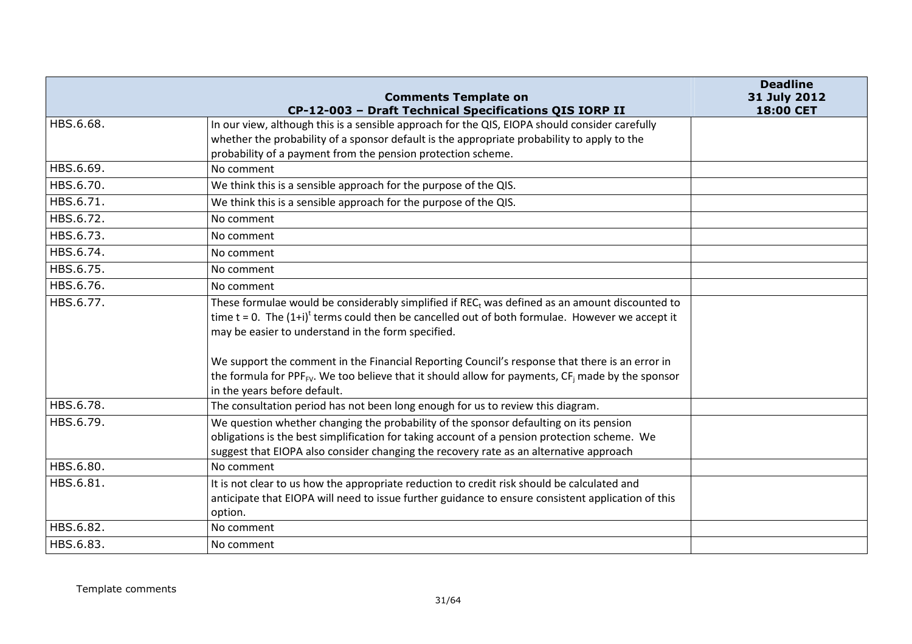| | Comments Template on CP-12-003 – Draft Technical Specifications QIS IORP II | Deadline 31 July 2012 18:00 CET |
|---|---|---|
| HBS.6.68. | In our view, although this is a sensible approach for the QIS, EIOPA should consider carefully whether the probability of a sponsor default is the appropriate probability to apply to the probability of a payment from the pension protection scheme. | |
| HBS.6.69. | No comment | |
| HBS.6.70. | We think this is a sensible approach for the purpose of the QIS. | |
| HBS.6.71. | We think this is a sensible approach for the purpose of the QIS. | |
| HBS.6.72. | No comment | |
| HBS.6.73. | No comment | |
| HBS.6.74. | No comment | |
| HBS.6.75. | No comment | |
| HBS.6.76. | No comment | |
| HBS.6.77. | These formulae would be considerably simplified if $REC_t$ was defined as an amount discounted to time t = 0. The $(1+i)^t$ terms could then be cancelled out of both formulae. However we accept it may be easier to understand in the form specified.<br><br>We support the comment in the Financial Reporting Council's response that there is an error in the formula for $PPF_{FV}$. We too believe that it should allow for payments, $CF_j$ made by the sponsor in the years before default. | |
| HBS.6.78. | The consultation period has not been long enough for us to review this diagram. | |
| HBS.6.79. | We question whether changing the probability of the sponsor defaulting on its pension obligations is the best simplification for taking account of a pension protection scheme. We suggest that EIOPA also consider changing the recovery rate as an alternative approach | |
| HBS.6.80. | No comment | |
| HBS.6.81. | It is not clear to us how the appropriate reduction to credit risk should be calculated and anticipate that EIOPA will need to issue further guidance to ensure consistent application of this option. | |
| HBS.6.82. | No comment | |
| HBS.6.83. | No comment | |

Template comments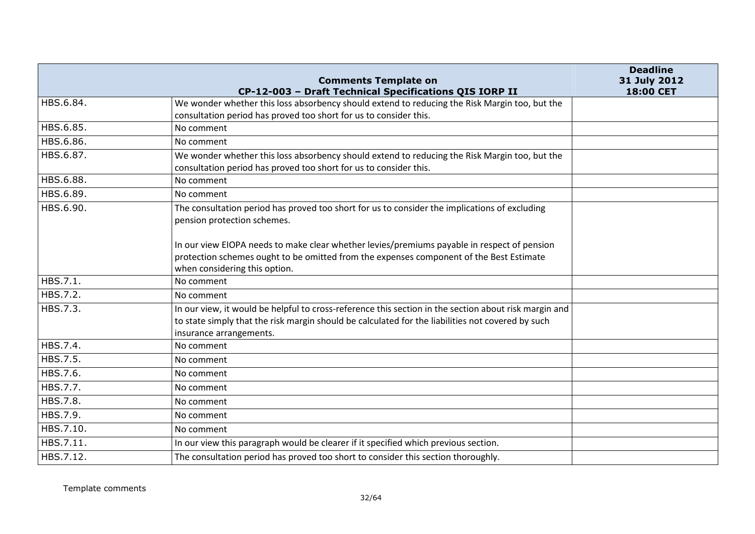| | Comments Template on CP-12-003 – Draft Technical Specifications QIS IORP II | Deadline 31 July 2012 18:00 CET |
|---|---|---|
| HBS.6.84. | We wonder whether this loss absorbency should extend to reducing the Risk Margin too, but the consultation period has proved too short for us to consider this. | |
| HBS.6.85. | No comment | |
| HBS.6.86. | No comment | |
| HBS.6.87. | We wonder whether this loss absorbency should extend to reducing the Risk Margin too, but the consultation period has proved too short for us to consider this. | |
| HBS.6.88. | No comment | |
| HBS.6.89. | No comment | |
| HBS.6.90. | The consultation period has proved too short for us to consider the implications of excluding pension protection schemes.<br><br>In our view EIOPA needs to make clear whether levies/premiums payable in respect of pension protection schemes ought to be omitted from the expenses component of the Best Estimate when considering this option. | |
| HBS.7.1. | No comment | |
| HBS.7.2. | No comment | |
| HBS.7.3. | In our view, it would be helpful to cross-reference this section in the section about risk margin and to state simply that the risk margin should be calculated for the liabilities not covered by such insurance arrangements. | |
| HBS.7.4. | No comment | |
| HBS.7.5. | No comment | |
| HBS.7.6. | No comment | |
| HBS.7.7. | No comment | |
| HBS.7.8. | No comment | |
| HBS.7.9. | No comment | |
| HBS.7.10. | No comment | |
| HBS.7.11. | In our view this paragraph would be clearer if it specified which previous section. | |
| HBS.7.12. | The consultation period has proved too short to consider this section thoroughly. | |

Template comments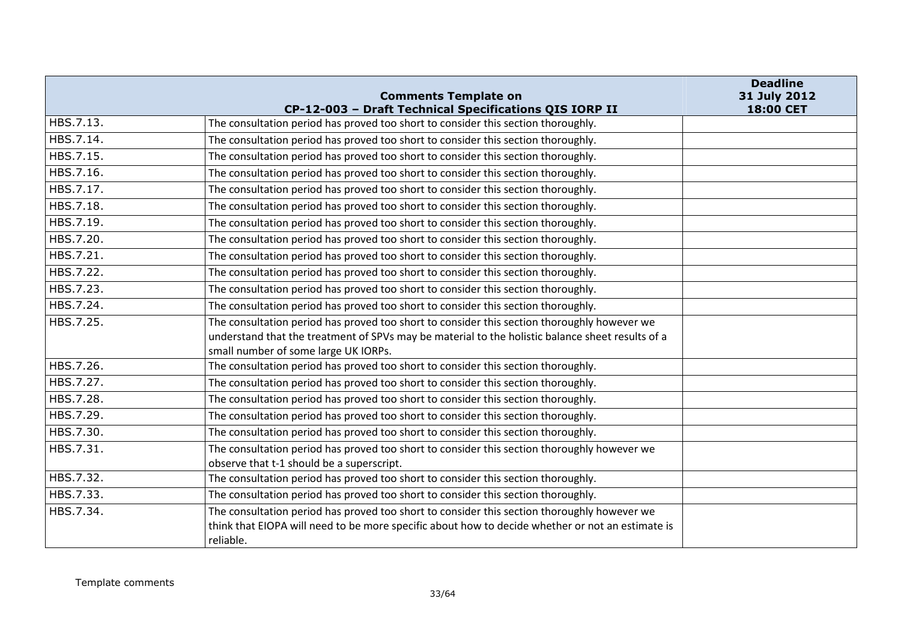| Comments Template on CP-12-003 – Draft Technical Specifications QIS IORP II | | Deadline 31 July 2012 18:00 CET |
|---|---|---|
| HBS.7.13. | The consultation period has proved too short to consider this section thoroughly. | |
| HBS.7.14. | The consultation period has proved too short to consider this section thoroughly. | |
| HBS.7.15. | The consultation period has proved too short to consider this section thoroughly. | |
| HBS.7.16. | The consultation period has proved too short to consider this section thoroughly. | |
| HBS.7.17. | The consultation period has proved too short to consider this section thoroughly. | |
| HBS.7.18. | The consultation period has proved too short to consider this section thoroughly. | |
| HBS.7.19. | The consultation period has proved too short to consider this section thoroughly. | |
| HBS.7.20. | The consultation period has proved too short to consider this section thoroughly. | |
| HBS.7.21. | The consultation period has proved too short to consider this section thoroughly. | |
| HBS.7.22. | The consultation period has proved too short to consider this section thoroughly. | |
| HBS.7.23. | The consultation period has proved too short to consider this section thoroughly. | |
| HBS.7.24. | The consultation period has proved too short to consider this section thoroughly. | |
| HBS.7.25. | The consultation period has proved too short to consider this section thoroughly however we understand that the treatment of SPVs may be material to the holistic balance sheet results of a small number of some large UK IORPs. | |
| HBS.7.26. | The consultation period has proved too short to consider this section thoroughly. | |
| HBS.7.27. | The consultation period has proved too short to consider this section thoroughly. | |
| HBS.7.28. | The consultation period has proved too short to consider this section thoroughly. | |
| HBS.7.29. | The consultation period has proved too short to consider this section thoroughly. | |
| HBS.7.30. | The consultation period has proved too short to consider this section thoroughly. | |
| HBS.7.31. | The consultation period has proved too short to consider this section thoroughly however we observe that t-1 should be a superscript. | |
| HBS.7.32. | The consultation period has proved too short to consider this section thoroughly. | |
| HBS.7.33. | The consultation period has proved too short to consider this section thoroughly. | |
| HBS.7.34. | The consultation period has proved too short to consider this section thoroughly however we think that EIOPA will need to be more specific about how to decide whether or not an estimate is reliable. | |

Template comments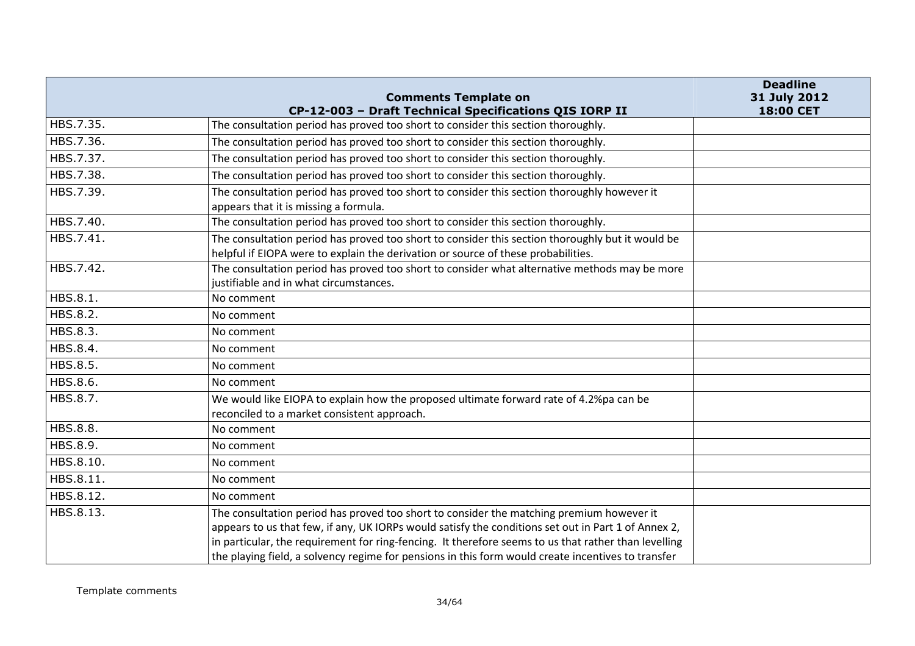| | Comments Template on CP-12-003 – Draft Technical Specifications QIS IORP II | Deadline 31 July 2012 18:00 CET |
|---|---|---|
| HBS.7.35. | The consultation period has proved too short to consider this section thoroughly. | |
| HBS.7.36. | The consultation period has proved too short to consider this section thoroughly. | |
| HBS.7.37. | The consultation period has proved too short to consider this section thoroughly. | |
| HBS.7.38. | The consultation period has proved too short to consider this section thoroughly. | |
| HBS.7.39. | The consultation period has proved too short to consider this section thoroughly however it appears that it is missing a formula. | |
| HBS.7.40. | The consultation period has proved too short to consider this section thoroughly. | |
| HBS.7.41. | The consultation period has proved too short to consider this section thoroughly but it would be helpful if EIOPA were to explain the derivation or source of these probabilities. | |
| HBS.7.42. | The consultation period has proved too short to consider what alternative methods may be more justifiable and in what circumstances. | |
| HBS.8.1. | No comment | |
| HBS.8.2. | No comment | |
| HBS.8.3. | No comment | |
| HBS.8.4. | No comment | |
| HBS.8.5. | No comment | |
| HBS.8.6. | No comment | |
| HBS.8.7. | We would like EIOPA to explain how the proposed ultimate forward rate of 4.2%pa can be reconciled to a market consistent approach. | |
| HBS.8.8. | No comment | |
| HBS.8.9. | No comment | |
| HBS.8.10. | No comment | |
| HBS.8.11. | No comment | |
| HBS.8.12. | No comment | |
| HBS.8.13. | The consultation period has proved too short to consider the matching premium however it appears to us that few, if any, UK IORPs would satisfy the conditions set out in Part 1 of Annex 2, in particular, the requirement for ring-fencing. It therefore seems to us that rather than levelling the playing field, a solvency regime for pensions in this form would create incentives to transfer | |

Template comments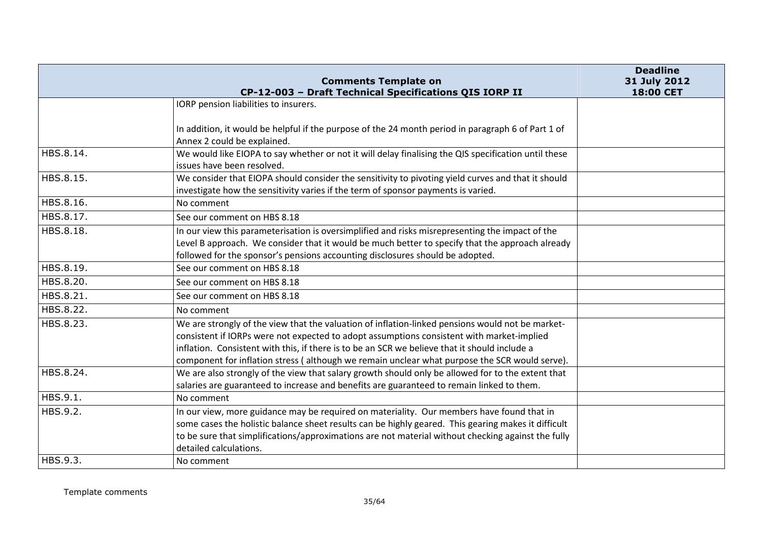| Comments Template on CP-12-003 – Draft Technical Specifications QIS IORP II | | Deadline 31 July 2012 18:00 CET |
|---|---|---|
| | IORP pension liabilities to insurers.<br><br>In addition, it would be helpful if the purpose of the 24 month period in paragraph 6 of Part 1 of Annex 2 could be explained. | |
| HBS.8.14. | We would like EIOPA to say whether or not it will delay finalising the QIS specification until these issues have been resolved. | |
| HBS.8.15. | We consider that EIOPA should consider the sensitivity to pivoting yield curves and that it should investigate how the sensitivity varies if the term of sponsor payments is varied. | |
| HBS.8.16. | No comment | |
| HBS.8.17. | See our comment on HBS 8.18 | |
| HBS.8.18. | In our view this parameterisation is oversimplified and risks misrepresenting the impact of the Level B approach. We consider that it would be much better to specify that the approach already followed for the sponsor's pensions accounting disclosures should be adopted. | |
| HBS.8.19. | See our comment on HBS 8.18 | |
| HBS.8.20. | See our comment on HBS 8.18 | |
| HBS.8.21. | See our comment on HBS 8.18 | |
| HBS.8.22. | No comment | |
| HBS.8.23. | We are strongly of the view that the valuation of inflation-linked pensions would not be market-consistent if IORPs were not expected to adopt assumptions consistent with market-implied inflation. Consistent with this, if there is to be an SCR we believe that it should include a component for inflation stress ( although we remain unclear what purpose the SCR would serve). | |
| HBS.8.24. | We are also strongly of the view that salary growth should only be allowed for to the extent that salaries are guaranteed to increase and benefits are guaranteed to remain linked to them. | |
| HBS.9.1. | No comment | |
| HBS.9.2. | In our view, more guidance may be required on materiality. Our members have found that in some cases the holistic balance sheet results can be highly geared. This gearing makes it difficult to be sure that simplifications/approximations are not material without checking against the fully detailed calculations. | |
| HBS.9.3. | No comment | |

Template comments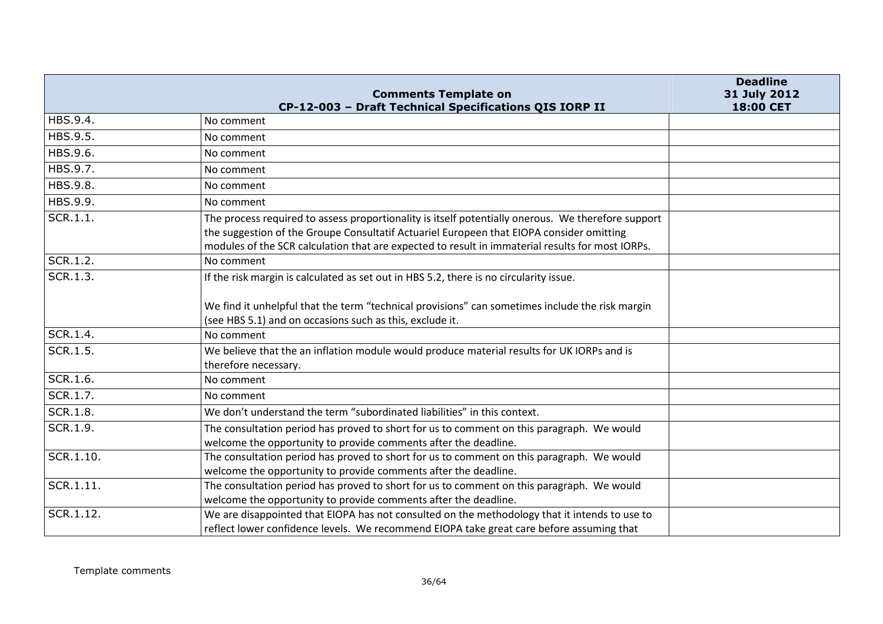| Comments Template on CP-12-003 – Draft Technical Specifications QIS IORP II | | Deadline 31 July 2012 18:00 CET |
|---|---|---|
| HBS.9.4. | No comment | |
| HBS.9.5. | No comment | |
| HBS.9.6. | No comment | |
| HBS.9.7. | No comment | |
| HBS.9.8. | No comment | |
| HBS.9.9. | No comment | |
| SCR.1.1. | The process required to assess proportionality is itself potentially onerous. We therefore support the suggestion of the Groupe Consultatif Actuariel Europeen that EIOPA consider omitting modules of the SCR calculation that are expected to result in immaterial results for most IORPs. | |
| SCR.1.2. | No comment | |
| SCR.1.3. | If the risk margin is calculated as set out in HBS 5.2, there is no circularity issue.<br><br>We find it unhelpful that the term "technical provisions" can sometimes include the risk margin (see HBS 5.1) and on occasions such as this, exclude it. | |
| SCR.1.4. | No comment | |
| SCR.1.5. | We believe that the an inflation module would produce material results for UK IORPs and is therefore necessary. | |
| SCR.1.6. | No comment | |
| SCR.1.7. | No comment | |
| SCR.1.8. | We don't understand the term "subordinated liabilities" in this context. | |
| SCR.1.9. | The consultation period has proved to short for us to comment on this paragraph. We would welcome the opportunity to provide comments after the deadline. | |
| SCR.1.10. | The consultation period has proved to short for us to comment on this paragraph. We would welcome the opportunity to provide comments after the deadline. | |
| SCR.1.11. | The consultation period has proved to short for us to comment on this paragraph. We would welcome the opportunity to provide comments after the deadline. | |
| SCR.1.12. | We are disappointed that EIOPA has not consulted on the methodology that it intends to use to reflect lower confidence levels. We recommend EIOPA take great care before assuming that | |

Template comments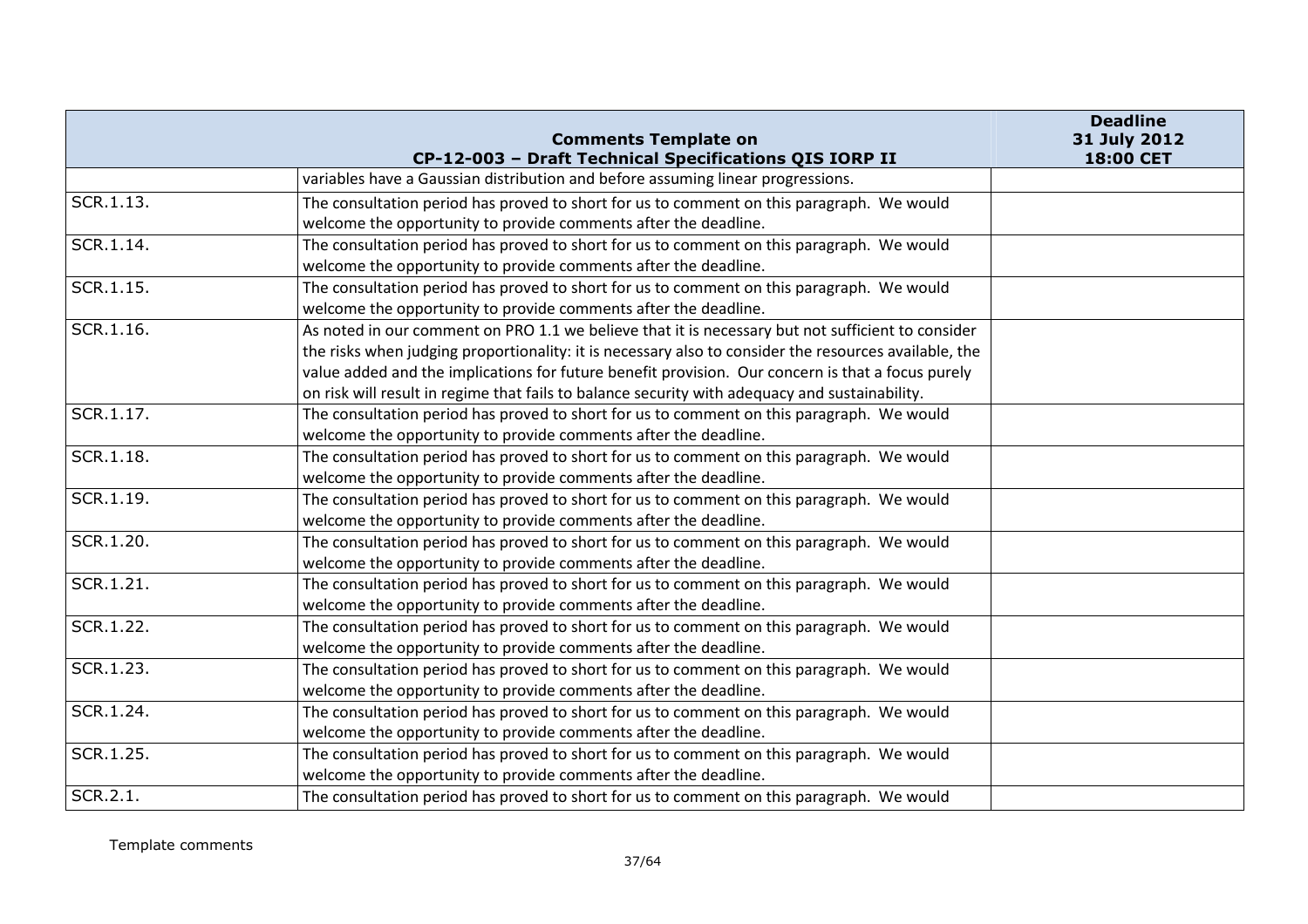| | Comments Template on CP-12-003 – Draft Technical Specifications QIS IORP II | Deadline 31 July 2012 18:00 CET |
|---|---|---|
| | variables have a Gaussian distribution and before assuming linear progressions. | |
| SCR.1.13. | The consultation period has proved to short for us to comment on this paragraph. We would welcome the opportunity to provide comments after the deadline. | |
| SCR.1.14. | The consultation period has proved to short for us to comment on this paragraph. We would welcome the opportunity to provide comments after the deadline. | |
| SCR.1.15. | The consultation period has proved to short for us to comment on this paragraph. We would welcome the opportunity to provide comments after the deadline. | |
| SCR.1.16. | As noted in our comment on PRO 1.1 we believe that it is necessary but not sufficient to consider the risks when judging proportionality: it is necessary also to consider the resources available, the value added and the implications for future benefit provision. Our concern is that a focus purely on risk will result in regime that fails to balance security with adequacy and sustainability. | |
| SCR.1.17. | The consultation period has proved to short for us to comment on this paragraph. We would welcome the opportunity to provide comments after the deadline. | |
| SCR.1.18. | The consultation period has proved to short for us to comment on this paragraph. We would welcome the opportunity to provide comments after the deadline. | |
| SCR.1.19. | The consultation period has proved to short for us to comment on this paragraph. We would welcome the opportunity to provide comments after the deadline. | |
| SCR.1.20. | The consultation period has proved to short for us to comment on this paragraph. We would welcome the opportunity to provide comments after the deadline. | |
| SCR.1.21. | The consultation period has proved to short for us to comment on this paragraph. We would welcome the opportunity to provide comments after the deadline. | |
| SCR.1.22. | The consultation period has proved to short for us to comment on this paragraph. We would welcome the opportunity to provide comments after the deadline. | |
| SCR.1.23. | The consultation period has proved to short for us to comment on this paragraph. We would welcome the opportunity to provide comments after the deadline. | |
| SCR.1.24. | The consultation period has proved to short for us to comment on this paragraph. We would welcome the opportunity to provide comments after the deadline. | |
| SCR.1.25. | The consultation period has proved to short for us to comment on this paragraph. We would welcome the opportunity to provide comments after the deadline. | |
| SCR.2.1. | The consultation period has proved to short for us to comment on this paragraph. We would | |

Template comments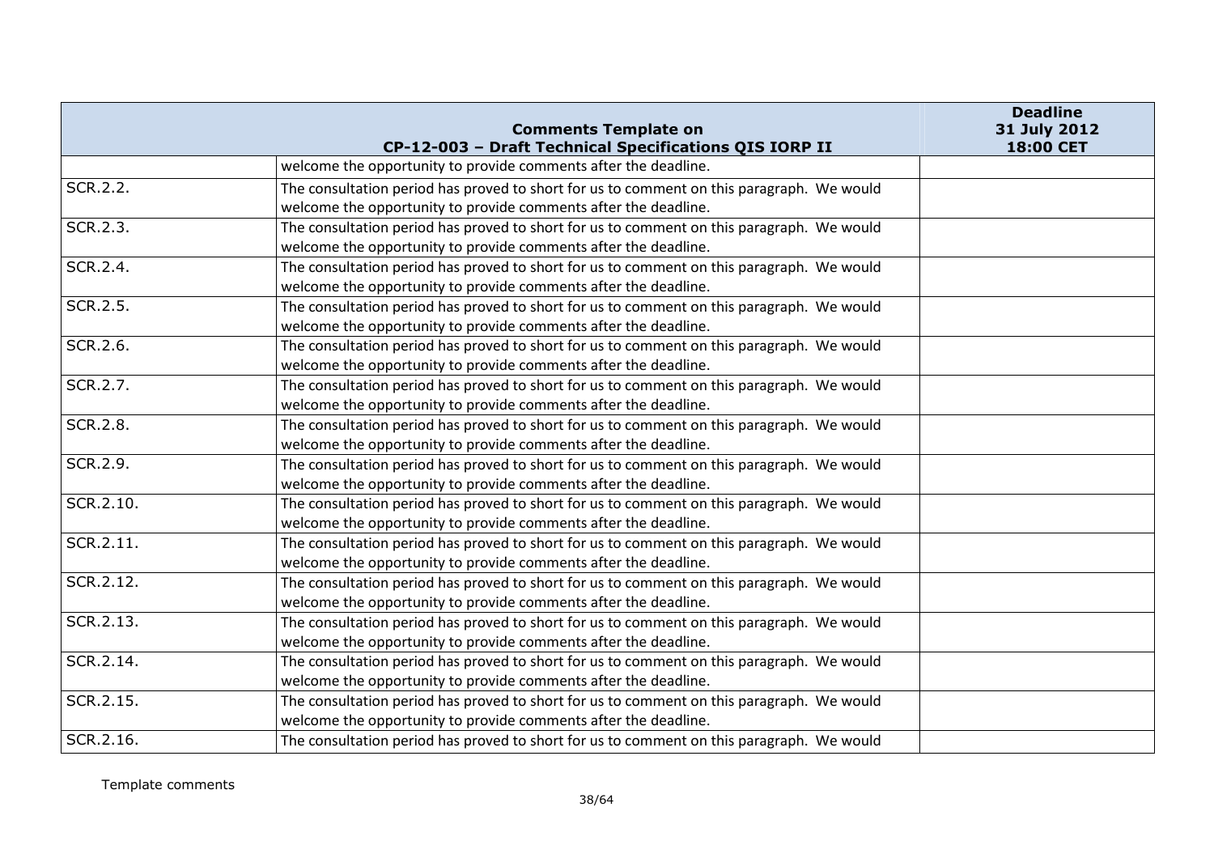| | | |
|---|---|---|
| | welcome the opportunity to provide comments after the deadline. | |
| SCR.2.2. | The consultation period has proved to short for us to comment on this paragraph. We would welcome the opportunity to provide comments after the deadline. | |
| SCR.2.3. | The consultation period has proved to short for us to comment on this paragraph. We would welcome the opportunity to provide comments after the deadline. | |
| SCR.2.4. | The consultation period has proved to short for us to comment on this paragraph. We would welcome the opportunity to provide comments after the deadline. | |
| SCR.2.5. | The consultation period has proved to short for us to comment on this paragraph. We would welcome the opportunity to provide comments after the deadline. | |
| SCR.2.6. | The consultation period has proved to short for us to comment on this paragraph. We would welcome the opportunity to provide comments after the deadline. | |
| SCR.2.7. | The consultation period has proved to short for us to comment on this paragraph. We would welcome the opportunity to provide comments after the deadline. | |
| SCR.2.8. | The consultation period has proved to short for us to comment on this paragraph. We would welcome the opportunity to provide comments after the deadline. | |
| SCR.2.9. | The consultation period has proved to short for us to comment on this paragraph. We would welcome the opportunity to provide comments after the deadline. | |
| SCR.2.10. | The consultation period has proved to short for us to comment on this paragraph. We would welcome the opportunity to provide comments after the deadline. | |
| SCR.2.11. | The consultation period has proved to short for us to comment on this paragraph. We would welcome the opportunity to provide comments after the deadline. | |
| SCR.2.12. | The consultation period has proved to short for us to comment on this paragraph. We would welcome the opportunity to provide comments after the deadline. | |
| SCR.2.13. | The consultation period has proved to short for us to comment on this paragraph. We would welcome the opportunity to provide comments after the deadline. | |
| SCR.2.14. | The consultation period has proved to short for us to comment on this paragraph. We would welcome the opportunity to provide comments after the deadline. | |
| SCR.2.15. | The consultation period has proved to short for us to comment on this paragraph. We would welcome the opportunity to provide comments after the deadline. | |
| SCR.2.16. | The consultation period has proved to short for us to comment on this paragraph. We would | |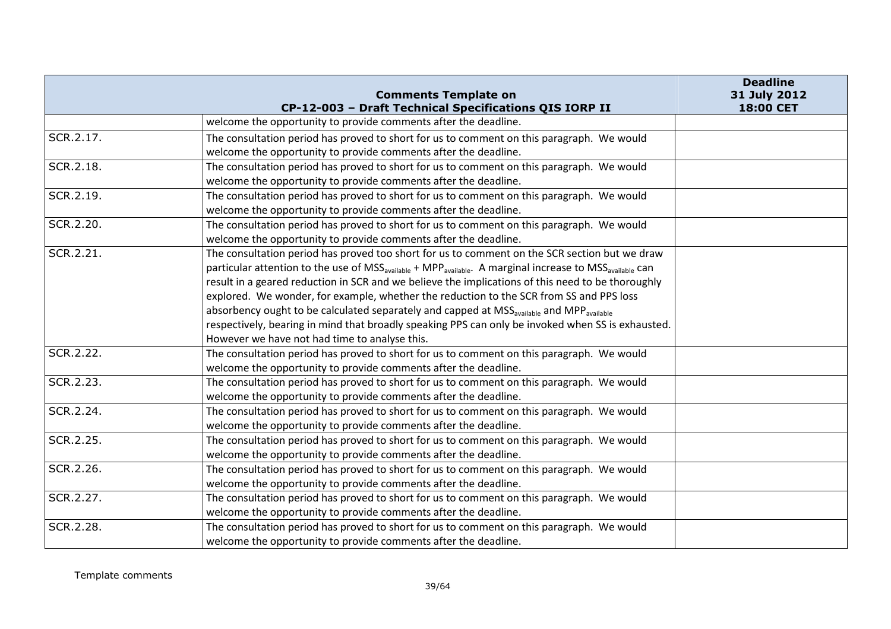| Comments Template on CP-12-003 – Draft Technical Specifications QIS IORP II | | Deadline 31 July 2012 18:00 CET |
|---|---|---|
| | welcome the opportunity to provide comments after the deadline. | |
| SCR.2.17. | The consultation period has proved to short for us to comment on this paragraph. We would welcome the opportunity to provide comments after the deadline. | |
| SCR.2.18. | The consultation period has proved to short for us to comment on this paragraph. We would welcome the opportunity to provide comments after the deadline. | |
| SCR.2.19. | The consultation period has proved to short for us to comment on this paragraph. We would welcome the opportunity to provide comments after the deadline. | |
| SCR.2.20. | The consultation period has proved to short for us to comment on this paragraph. We would welcome the opportunity to provide comments after the deadline. | |
| SCR.2.21. | The consultation period has proved too short for us to comment on the SCR section but we draw particular attention to the use of $MSS_{available}$ + $MPP_{available}$. A marginal increase to $MSS_{available}$ can result in a geared reduction in SCR and we believe the implications of this need to be thoroughly explored. We wonder, for example, whether the reduction to the SCR from SS and PPS loss absorbency ought to be calculated separately and capped at $MSS_{available}$ and $MPP_{available}$ respectively, bearing in mind that broadly speaking PPS can only be invoked when SS is exhausted. However we have not had time to analyse this. | |
| SCR.2.22. | The consultation period has proved to short for us to comment on this paragraph. We would welcome the opportunity to provide comments after the deadline. | |
| SCR.2.23. | The consultation period has proved to short for us to comment on this paragraph. We would welcome the opportunity to provide comments after the deadline. | |
| SCR.2.24. | The consultation period has proved to short for us to comment on this paragraph. We would welcome the opportunity to provide comments after the deadline. | |
| SCR.2.25. | The consultation period has proved to short for us to comment on this paragraph. We would welcome the opportunity to provide comments after the deadline. | |
| SCR.2.26. | The consultation period has proved to short for us to comment on this paragraph. We would welcome the opportunity to provide comments after the deadline. | |
| SCR.2.27. | The consultation period has proved to short for us to comment on this paragraph. We would welcome the opportunity to provide comments after the deadline. | |
| SCR.2.28. | The consultation period has proved to short for us to comment on this paragraph. We would welcome the opportunity to provide comments after the deadline. | |

Template comments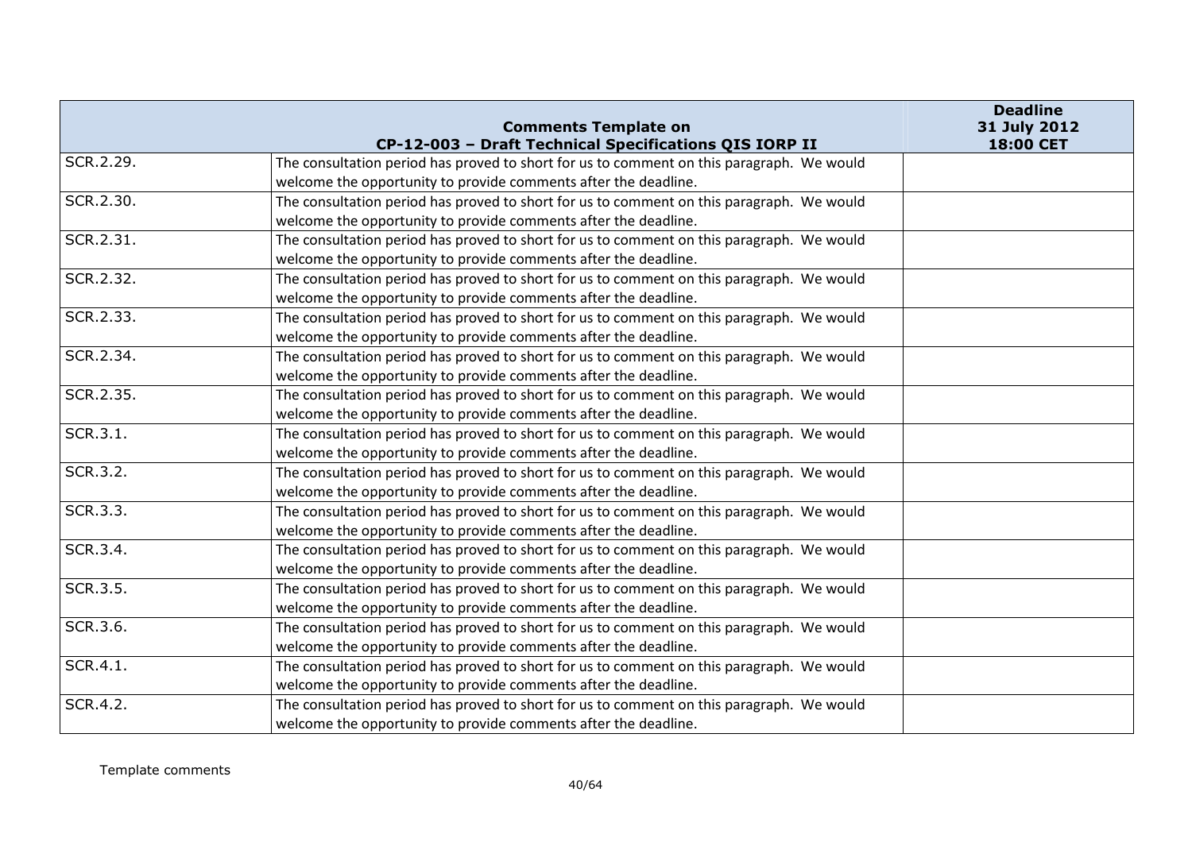| | Comments Template on CP-12-003 – Draft Technical Specifications QIS IORP II | Deadline 31 July 2012 18:00 CET |
|---|---|---|
| SCR.2.29. | The consultation period has proved to short for us to comment on this paragraph. We would welcome the opportunity to provide comments after the deadline. | |
| SCR.2.30. | The consultation period has proved to short for us to comment on this paragraph. We would welcome the opportunity to provide comments after the deadline. | |
| SCR.2.31. | The consultation period has proved to short for us to comment on this paragraph. We would welcome the opportunity to provide comments after the deadline. | |
| SCR.2.32. | The consultation period has proved to short for us to comment on this paragraph. We would welcome the opportunity to provide comments after the deadline. | |
| SCR.2.33. | The consultation period has proved to short for us to comment on this paragraph. We would welcome the opportunity to provide comments after the deadline. | |
| SCR.2.34. | The consultation period has proved to short for us to comment on this paragraph. We would welcome the opportunity to provide comments after the deadline. | |
| SCR.2.35. | The consultation period has proved to short for us to comment on this paragraph. We would welcome the opportunity to provide comments after the deadline. | |
| SCR.3.1. | The consultation period has proved to short for us to comment on this paragraph. We would welcome the opportunity to provide comments after the deadline. | |
| SCR.3.2. | The consultation period has proved to short for us to comment on this paragraph. We would welcome the opportunity to provide comments after the deadline. | |
| SCR.3.3. | The consultation period has proved to short for us to comment on this paragraph. We would welcome the opportunity to provide comments after the deadline. | |
| SCR.3.4. | The consultation period has proved to short for us to comment on this paragraph. We would welcome the opportunity to provide comments after the deadline. | |
| SCR.3.5. | The consultation period has proved to short for us to comment on this paragraph. We would welcome the opportunity to provide comments after the deadline. | |
| SCR.3.6. | The consultation period has proved to short for us to comment on this paragraph. We would welcome the opportunity to provide comments after the deadline. | |
| SCR.4.1. | The consultation period has proved to short for us to comment on this paragraph. We would welcome the opportunity to provide comments after the deadline. | |
| SCR.4.2. | The consultation period has proved to short for us to comment on this paragraph. We would welcome the opportunity to provide comments after the deadline. | |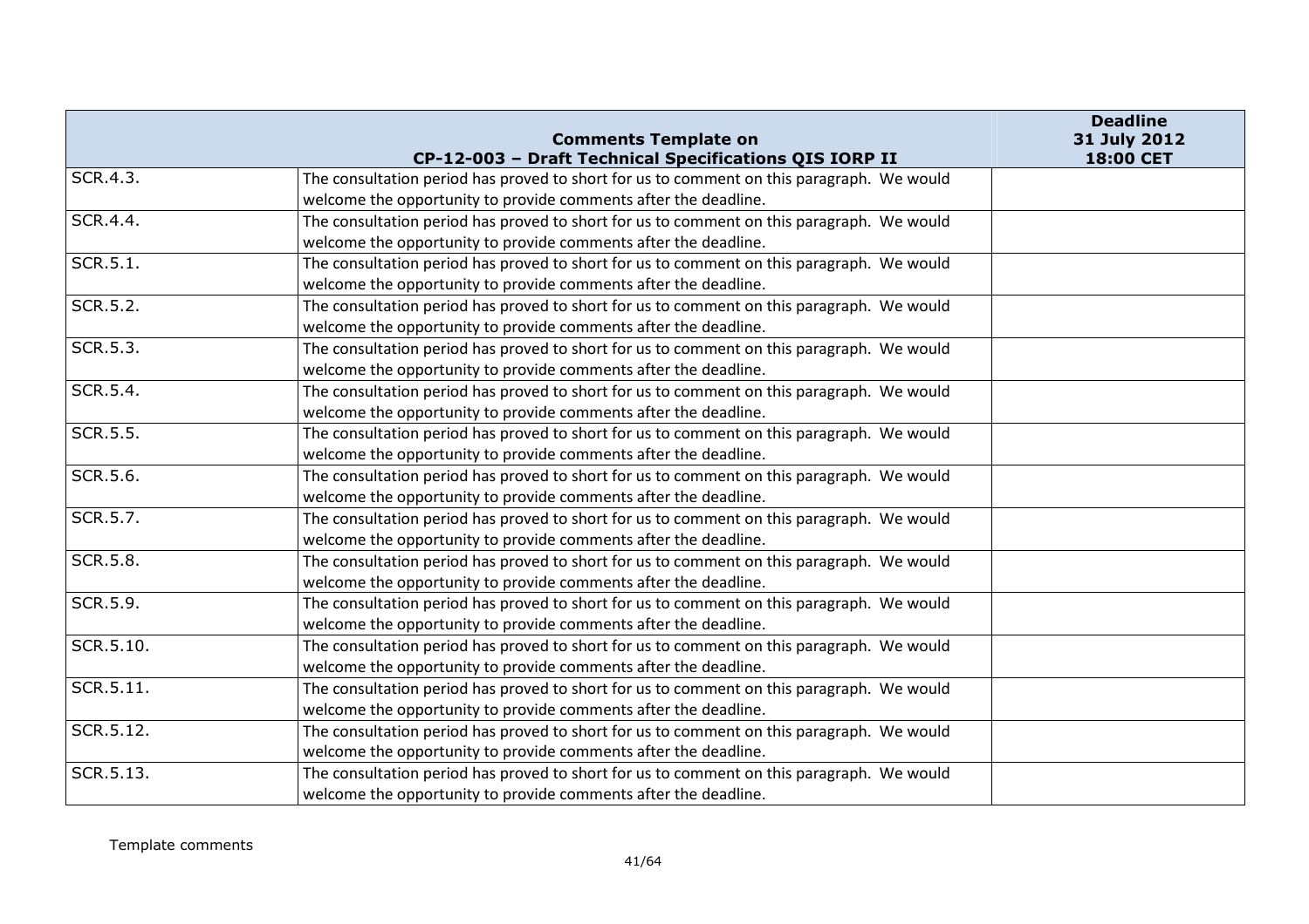| | Comments Template on CP-12-003 – Draft Technical Specifications QIS IORP II | Deadline 31 July 2012 18:00 CET |
|---|---|---|
| SCR.4.3. | The consultation period has proved to short for us to comment on this paragraph. We would welcome the opportunity to provide comments after the deadline. | |
| SCR.4.4. | The consultation period has proved to short for us to comment on this paragraph. We would welcome the opportunity to provide comments after the deadline. | |
| SCR.5.1. | The consultation period has proved to short for us to comment on this paragraph. We would welcome the opportunity to provide comments after the deadline. | |
| SCR.5.2. | The consultation period has proved to short for us to comment on this paragraph. We would welcome the opportunity to provide comments after the deadline. | |
| SCR.5.3. | The consultation period has proved to short for us to comment on this paragraph. We would welcome the opportunity to provide comments after the deadline. | |
| SCR.5.4. | The consultation period has proved to short for us to comment on this paragraph. We would welcome the opportunity to provide comments after the deadline. | |
| SCR.5.5. | The consultation period has proved to short for us to comment on this paragraph. We would welcome the opportunity to provide comments after the deadline. | |
| SCR.5.6. | The consultation period has proved to short for us to comment on this paragraph. We would welcome the opportunity to provide comments after the deadline. | |
| SCR.5.7. | The consultation period has proved to short for us to comment on this paragraph. We would welcome the opportunity to provide comments after the deadline. | |
| SCR.5.8. | The consultation period has proved to short for us to comment on this paragraph. We would welcome the opportunity to provide comments after the deadline. | |
| SCR.5.9. | The consultation period has proved to short for us to comment on this paragraph. We would welcome the opportunity to provide comments after the deadline. | |
| SCR.5.10. | The consultation period has proved to short for us to comment on this paragraph. We would welcome the opportunity to provide comments after the deadline. | |
| SCR.5.11. | The consultation period has proved to short for us to comment on this paragraph. We would welcome the opportunity to provide comments after the deadline. | |
| SCR.5.12. | The consultation period has proved to short for us to comment on this paragraph. We would welcome the opportunity to provide comments after the deadline. | |
| SCR.5.13. | The consultation period has proved to short for us to comment on this paragraph. We would welcome the opportunity to provide comments after the deadline. | |

Template comments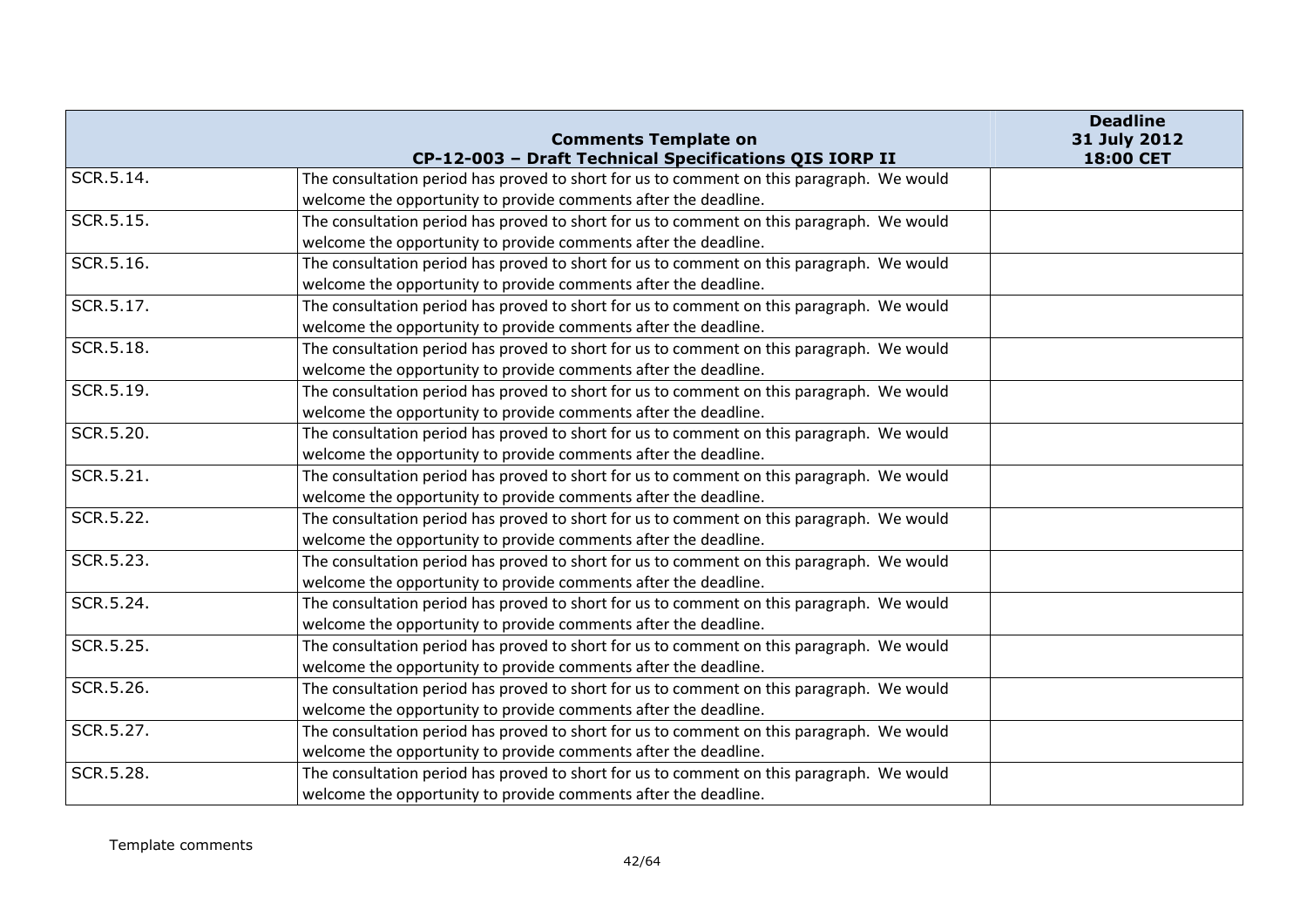| SCR.5.14. | The consultation period has proved to short for us to comment on this paragraph. We would welcome the opportunity to provide comments after the deadline. | |
|---|---|---|
| SCR.5.15. | The consultation period has proved to short for us to comment on this paragraph. We would welcome the opportunity to provide comments after the deadline. | |
| SCR.5.16. | The consultation period has proved to short for us to comment on this paragraph. We would welcome the opportunity to provide comments after the deadline. | |
| SCR.5.17. | The consultation period has proved to short for us to comment on this paragraph. We would welcome the opportunity to provide comments after the deadline. | |
| SCR.5.18. | The consultation period has proved to short for us to comment on this paragraph. We would welcome the opportunity to provide comments after the deadline. | |
| SCR.5.19. | The consultation period has proved to short for us to comment on this paragraph. We would welcome the opportunity to provide comments after the deadline. | |
| SCR.5.20. | The consultation period has proved to short for us to comment on this paragraph. We would welcome the opportunity to provide comments after the deadline. | |
| SCR.5.21. | The consultation period has proved to short for us to comment on this paragraph. We would welcome the opportunity to provide comments after the deadline. | |
| SCR.5.22. | The consultation period has proved to short for us to comment on this paragraph. We would welcome the opportunity to provide comments after the deadline. | |
| SCR.5.23. | The consultation period has proved to short for us to comment on this paragraph. We would welcome the opportunity to provide comments after the deadline. | |
| SCR.5.24. | The consultation period has proved to short for us to comment on this paragraph. We would welcome the opportunity to provide comments after the deadline. | |
| SCR.5.25. | The consultation period has proved to short for us to comment on this paragraph. We would welcome the opportunity to provide comments after the deadline. | |
| SCR.5.26. | The consultation period has proved to short for us to comment on this paragraph. We would welcome the opportunity to provide comments after the deadline. | |
| SCR.5.27. | The consultation period has proved to short for us to comment on this paragraph. We would welcome the opportunity to provide comments after the deadline. | |
| SCR.5.28. | The consultation period has proved to short for us to comment on this paragraph. We would welcome the opportunity to provide comments after the deadline. | |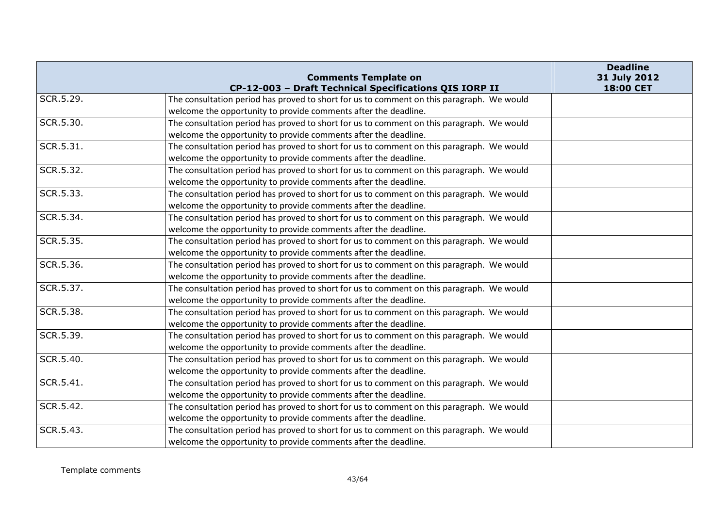| Comments Template on CP-12-003 – Draft Technical Specifications QIS IORP II | | Deadline 31 July 2012 18:00 CET |
|---|---|---|
| SCR.5.29. | The consultation period has proved to short for us to comment on this paragraph. We would welcome the opportunity to provide comments after the deadline. | |
| SCR.5.30. | The consultation period has proved to short for us to comment on this paragraph. We would welcome the opportunity to provide comments after the deadline. | |
| SCR.5.31. | The consultation period has proved to short for us to comment on this paragraph. We would welcome the opportunity to provide comments after the deadline. | |
| SCR.5.32. | The consultation period has proved to short for us to comment on this paragraph. We would welcome the opportunity to provide comments after the deadline. | |
| SCR.5.33. | The consultation period has proved to short for us to comment on this paragraph. We would welcome the opportunity to provide comments after the deadline. | |
| SCR.5.34. | The consultation period has proved to short for us to comment on this paragraph. We would welcome the opportunity to provide comments after the deadline. | |
| SCR.5.35. | The consultation period has proved to short for us to comment on this paragraph. We would welcome the opportunity to provide comments after the deadline. | |
| SCR.5.36. | The consultation period has proved to short for us to comment on this paragraph. We would welcome the opportunity to provide comments after the deadline. | |
| SCR.5.37. | The consultation period has proved to short for us to comment on this paragraph. We would welcome the opportunity to provide comments after the deadline. | |
| SCR.5.38. | The consultation period has proved to short for us to comment on this paragraph. We would welcome the opportunity to provide comments after the deadline. | |
| SCR.5.39. | The consultation period has proved to short for us to comment on this paragraph. We would welcome the opportunity to provide comments after the deadline. | |
| SCR.5.40. | The consultation period has proved to short for us to comment on this paragraph. We would welcome the opportunity to provide comments after the deadline. | |
| SCR.5.41. | The consultation period has proved to short for us to comment on this paragraph. We would welcome the opportunity to provide comments after the deadline. | |
| SCR.5.42. | The consultation period has proved to short for us to comment on this paragraph. We would welcome the opportunity to provide comments after the deadline. | |
| SCR.5.43. | The consultation period has proved to short for us to comment on this paragraph. We would welcome the opportunity to provide comments after the deadline. | |

Template comments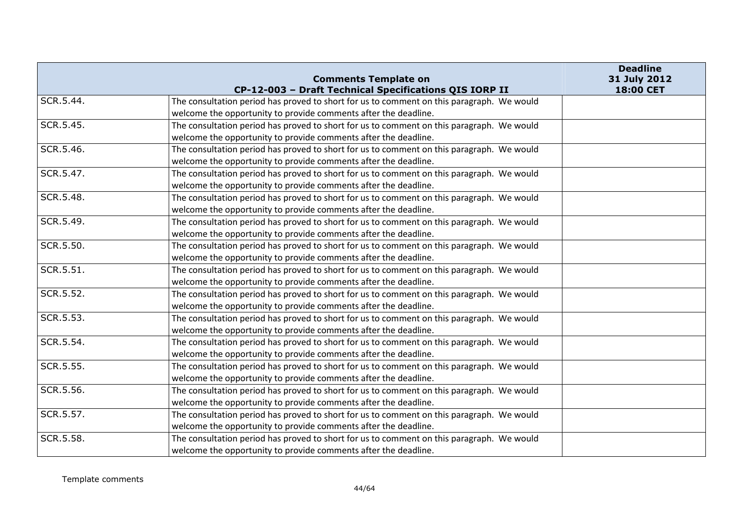| | Comments Template on CP-12-003 – Draft Technical Specifications QIS IORP II | Deadline 31 July 2012 18:00 CET |
|---|---|---|
| SCR.5.44. | The consultation period has proved to short for us to comment on this paragraph. We would welcome the opportunity to provide comments after the deadline. | |
| SCR.5.45. | The consultation period has proved to short for us to comment on this paragraph. We would welcome the opportunity to provide comments after the deadline. | |
| SCR.5.46. | The consultation period has proved to short for us to comment on this paragraph. We would welcome the opportunity to provide comments after the deadline. | |
| SCR.5.47. | The consultation period has proved to short for us to comment on this paragraph. We would welcome the opportunity to provide comments after the deadline. | |
| SCR.5.48. | The consultation period has proved to short for us to comment on this paragraph. We would welcome the opportunity to provide comments after the deadline. | |
| SCR.5.49. | The consultation period has proved to short for us to comment on this paragraph. We would welcome the opportunity to provide comments after the deadline. | |
| SCR.5.50. | The consultation period has proved to short for us to comment on this paragraph. We would welcome the opportunity to provide comments after the deadline. | |
| SCR.5.51. | The consultation period has proved to short for us to comment on this paragraph. We would welcome the opportunity to provide comments after the deadline. | |
| SCR.5.52. | The consultation period has proved to short for us to comment on this paragraph. We would welcome the opportunity to provide comments after the deadline. | |
| SCR.5.53. | The consultation period has proved to short for us to comment on this paragraph. We would welcome the opportunity to provide comments after the deadline. | |
| SCR.5.54. | The consultation period has proved to short for us to comment on this paragraph. We would welcome the opportunity to provide comments after the deadline. | |
| SCR.5.55. | The consultation period has proved to short for us to comment on this paragraph. We would welcome the opportunity to provide comments after the deadline. | |
| SCR.5.56. | The consultation period has proved to short for us to comment on this paragraph. We would welcome the opportunity to provide comments after the deadline. | |
| SCR.5.57. | The consultation period has proved to short for us to comment on this paragraph. We would welcome the opportunity to provide comments after the deadline. | |
| SCR.5.58. | The consultation period has proved to short for us to comment on this paragraph. We would welcome the opportunity to provide comments after the deadline. | |

Template comments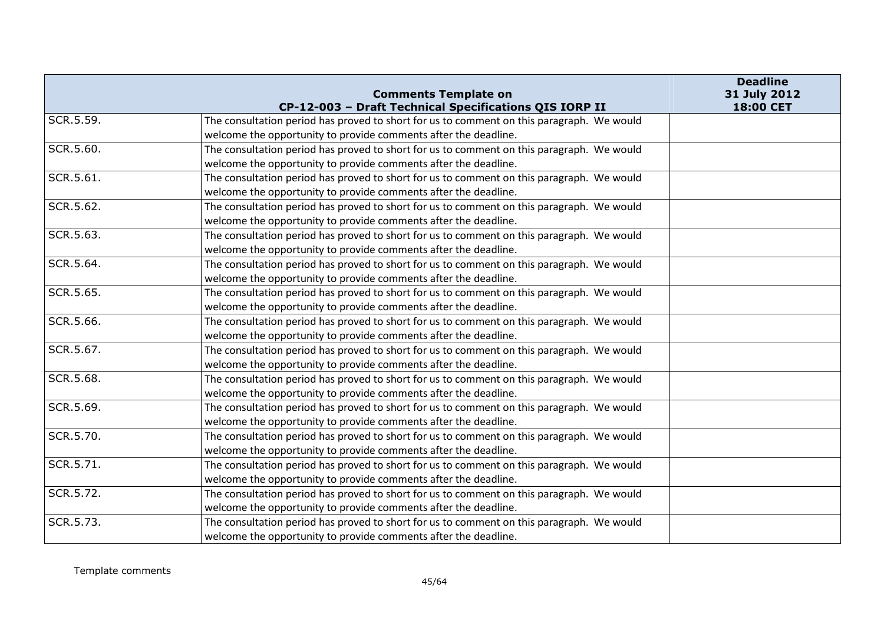| | Comments Template on CP-12-003 – Draft Technical Specifications QIS IORP II | Deadline 31 July 2012 18:00 CET |
|---|---|---|
| SCR.5.59. | The consultation period has proved to short for us to comment on this paragraph. We would welcome the opportunity to provide comments after the deadline. | |
| SCR.5.60. | The consultation period has proved to short for us to comment on this paragraph. We would welcome the opportunity to provide comments after the deadline. | |
| SCR.5.61. | The consultation period has proved to short for us to comment on this paragraph. We would welcome the opportunity to provide comments after the deadline. | |
| SCR.5.62. | The consultation period has proved to short for us to comment on this paragraph. We would welcome the opportunity to provide comments after the deadline. | |
| SCR.5.63. | The consultation period has proved to short for us to comment on this paragraph. We would welcome the opportunity to provide comments after the deadline. | |
| SCR.5.64. | The consultation period has proved to short for us to comment on this paragraph. We would welcome the opportunity to provide comments after the deadline. | |
| SCR.5.65. | The consultation period has proved to short for us to comment on this paragraph. We would welcome the opportunity to provide comments after the deadline. | |
| SCR.5.66. | The consultation period has proved to short for us to comment on this paragraph. We would welcome the opportunity to provide comments after the deadline. | |
| SCR.5.67. | The consultation period has proved to short for us to comment on this paragraph. We would welcome the opportunity to provide comments after the deadline. | |
| SCR.5.68. | The consultation period has proved to short for us to comment on this paragraph. We would welcome the opportunity to provide comments after the deadline. | |
| SCR.5.69. | The consultation period has proved to short for us to comment on this paragraph. We would welcome the opportunity to provide comments after the deadline. | |
| SCR.5.70. | The consultation period has proved to short for us to comment on this paragraph. We would welcome the opportunity to provide comments after the deadline. | |
| SCR.5.71. | The consultation period has proved to short for us to comment on this paragraph. We would welcome the opportunity to provide comments after the deadline. | |
| SCR.5.72. | The consultation period has proved to short for us to comment on this paragraph. We would welcome the opportunity to provide comments after the deadline. | |
| SCR.5.73. | The consultation period has proved to short for us to comment on this paragraph. We would welcome the opportunity to provide comments after the deadline. | |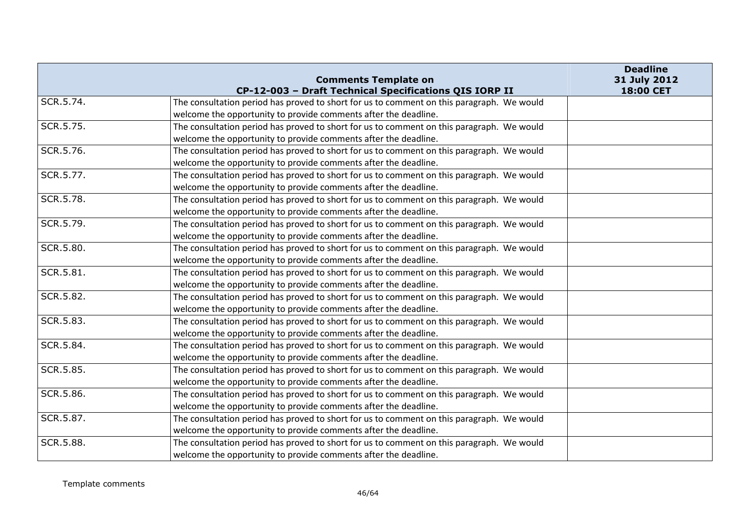| | Comments Template on CP-12-003 – Draft Technical Specifications QIS IORP II | Deadline 31 July 2012 18:00 CET |
|---|---|---|
| SCR.5.74. | The consultation period has proved to short for us to comment on this paragraph. We would welcome the opportunity to provide comments after the deadline. | |
| SCR.5.75. | The consultation period has proved to short for us to comment on this paragraph. We would welcome the opportunity to provide comments after the deadline. | |
| SCR.5.76. | The consultation period has proved to short for us to comment on this paragraph. We would welcome the opportunity to provide comments after the deadline. | |
| SCR.5.77. | The consultation period has proved to short for us to comment on this paragraph. We would welcome the opportunity to provide comments after the deadline. | |
| SCR.5.78. | The consultation period has proved to short for us to comment on this paragraph. We would welcome the opportunity to provide comments after the deadline. | |
| SCR.5.79. | The consultation period has proved to short for us to comment on this paragraph. We would welcome the opportunity to provide comments after the deadline. | |
| SCR.5.80. | The consultation period has proved to short for us to comment on this paragraph. We would welcome the opportunity to provide comments after the deadline. | |
| SCR.5.81. | The consultation period has proved to short for us to comment on this paragraph. We would welcome the opportunity to provide comments after the deadline. | |
| SCR.5.82. | The consultation period has proved to short for us to comment on this paragraph. We would welcome the opportunity to provide comments after the deadline. | |
| SCR.5.83. | The consultation period has proved to short for us to comment on this paragraph. We would welcome the opportunity to provide comments after the deadline. | |
| SCR.5.84. | The consultation period has proved to short for us to comment on this paragraph. We would welcome the opportunity to provide comments after the deadline. | |
| SCR.5.85. | The consultation period has proved to short for us to comment on this paragraph. We would welcome the opportunity to provide comments after the deadline. | |
| SCR.5.86. | The consultation period has proved to short for us to comment on this paragraph. We would welcome the opportunity to provide comments after the deadline. | |
| SCR.5.87. | The consultation period has proved to short for us to comment on this paragraph. We would welcome the opportunity to provide comments after the deadline. | |
| SCR.5.88. | The consultation period has proved to short for us to comment on this paragraph. We would welcome the opportunity to provide comments after the deadline. | |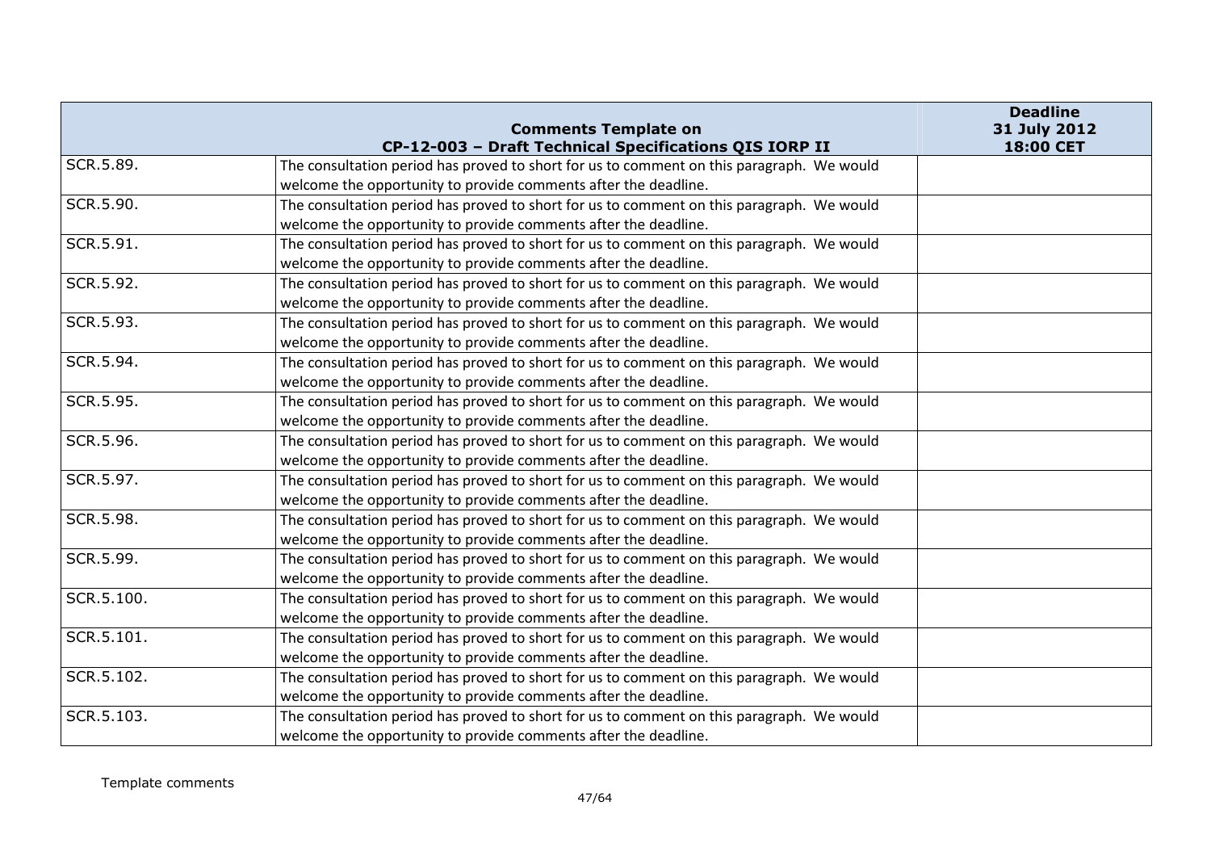| Comments Template on CP-12-003 – Draft Technical Specifications QIS IORP II | | Deadline 31 July 2012 18:00 CET |
|---|---|---|
| SCR.5.89. | The consultation period has proved to short for us to comment on this paragraph. We would welcome the opportunity to provide comments after the deadline. | |
| SCR.5.90. | The consultation period has proved to short for us to comment on this paragraph. We would welcome the opportunity to provide comments after the deadline. | |
| SCR.5.91. | The consultation period has proved to short for us to comment on this paragraph. We would welcome the opportunity to provide comments after the deadline. | |
| SCR.5.92. | The consultation period has proved to short for us to comment on this paragraph. We would welcome the opportunity to provide comments after the deadline. | |
| SCR.5.93. | The consultation period has proved to short for us to comment on this paragraph. We would welcome the opportunity to provide comments after the deadline. | |
| SCR.5.94. | The consultation period has proved to short for us to comment on this paragraph. We would welcome the opportunity to provide comments after the deadline. | |
| SCR.5.95. | The consultation period has proved to short for us to comment on this paragraph. We would welcome the opportunity to provide comments after the deadline. | |
| SCR.5.96. | The consultation period has proved to short for us to comment on this paragraph. We would welcome the opportunity to provide comments after the deadline. | |
| SCR.5.97. | The consultation period has proved to short for us to comment on this paragraph. We would welcome the opportunity to provide comments after the deadline. | |
| SCR.5.98. | The consultation period has proved to short for us to comment on this paragraph. We would welcome the opportunity to provide comments after the deadline. | |
| SCR.5.99. | The consultation period has proved to short for us to comment on this paragraph. We would welcome the opportunity to provide comments after the deadline. | |
| SCR.5.100. | The consultation period has proved to short for us to comment on this paragraph. We would welcome the opportunity to provide comments after the deadline. | |
| SCR.5.101. | The consultation period has proved to short for us to comment on this paragraph. We would welcome the opportunity to provide comments after the deadline. | |
| SCR.5.102. | The consultation period has proved to short for us to comment on this paragraph. We would welcome the opportunity to provide comments after the deadline. | |
| SCR.5.103. | The consultation period has proved to short for us to comment on this paragraph. We would welcome the opportunity to provide comments after the deadline. | |

Template comments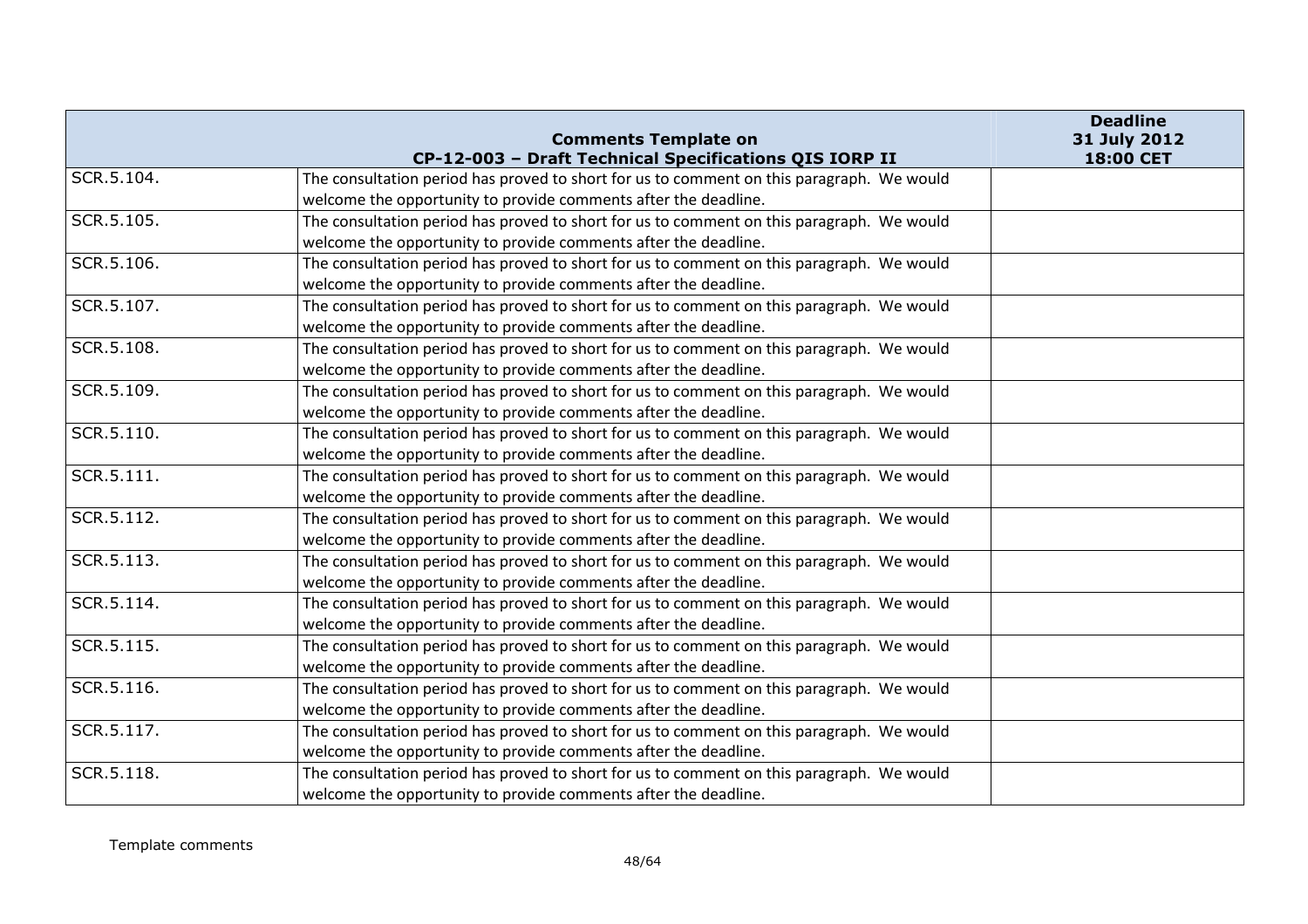| Comments Template on CP-12-003 – Draft Technical Specifications QIS IORP II | | Deadline 31 July 2012 18:00 CET |
|---|---|---|
| SCR.5.104. | The consultation period has proved to short for us to comment on this paragraph. We would welcome the opportunity to provide comments after the deadline. | |
| SCR.5.105. | The consultation period has proved to short for us to comment on this paragraph. We would welcome the opportunity to provide comments after the deadline. | |
| SCR.5.106. | The consultation period has proved to short for us to comment on this paragraph. We would welcome the opportunity to provide comments after the deadline. | |
| SCR.5.107. | The consultation period has proved to short for us to comment on this paragraph. We would welcome the opportunity to provide comments after the deadline. | |
| SCR.5.108. | The consultation period has proved to short for us to comment on this paragraph. We would welcome the opportunity to provide comments after the deadline. | |
| SCR.5.109. | The consultation period has proved to short for us to comment on this paragraph. We would welcome the opportunity to provide comments after the deadline. | |
| SCR.5.110. | The consultation period has proved to short for us to comment on this paragraph. We would welcome the opportunity to provide comments after the deadline. | |
| SCR.5.111. | The consultation period has proved to short for us to comment on this paragraph. We would welcome the opportunity to provide comments after the deadline. | |
| SCR.5.112. | The consultation period has proved to short for us to comment on this paragraph. We would welcome the opportunity to provide comments after the deadline. | |
| SCR.5.113. | The consultation period has proved to short for us to comment on this paragraph. We would welcome the opportunity to provide comments after the deadline. | |
| SCR.5.114. | The consultation period has proved to short for us to comment on this paragraph. We would welcome the opportunity to provide comments after the deadline. | |
| SCR.5.115. | The consultation period has proved to short for us to comment on this paragraph. We would welcome the opportunity to provide comments after the deadline. | |
| SCR.5.116. | The consultation period has proved to short for us to comment on this paragraph. We would welcome the opportunity to provide comments after the deadline. | |
| SCR.5.117. | The consultation period has proved to short for us to comment on this paragraph. We would welcome the opportunity to provide comments after the deadline. | |
| SCR.5.118. | The consultation period has proved to short for us to comment on this paragraph. We would welcome the opportunity to provide comments after the deadline. | |

Template comments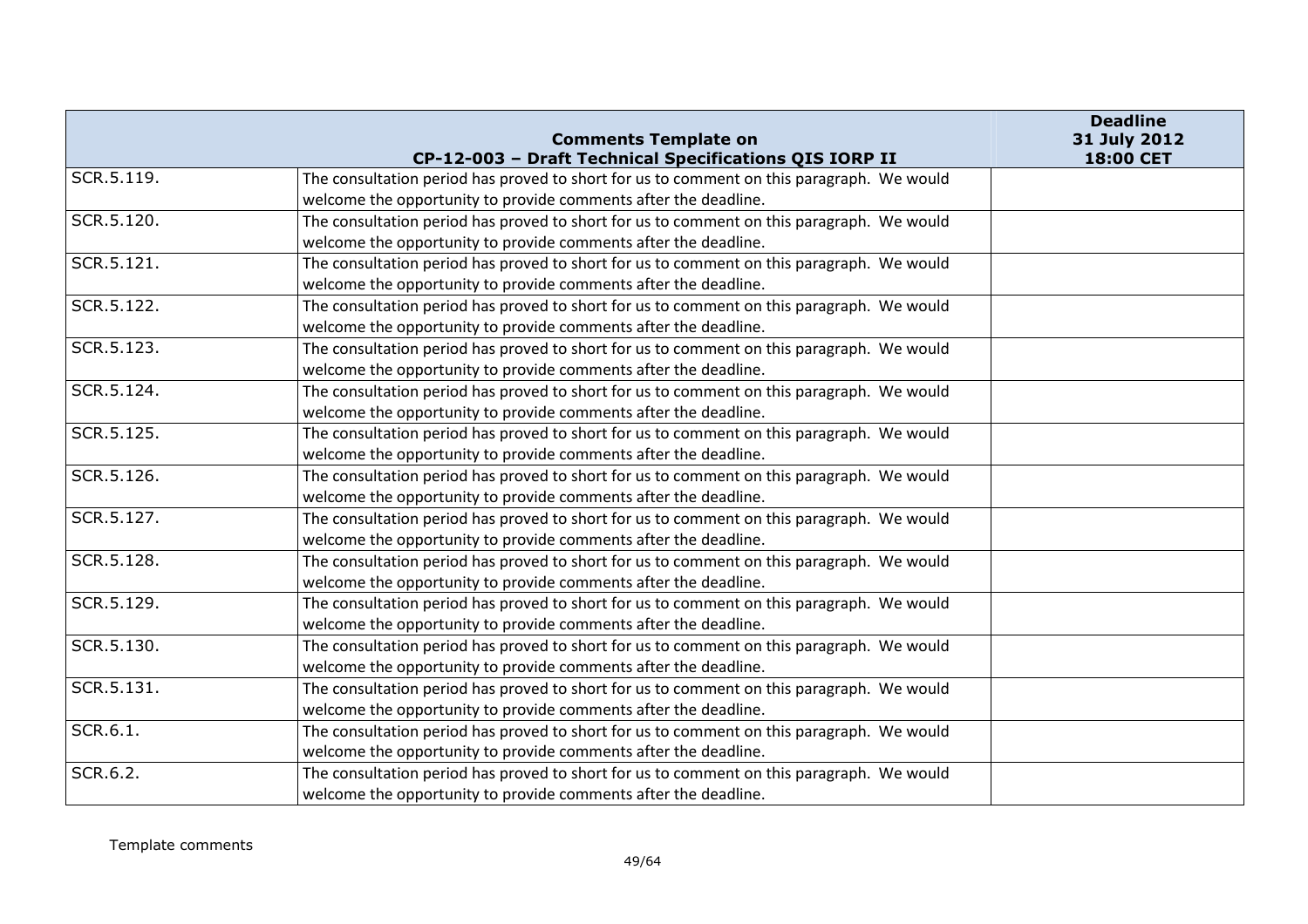| Comments Template on CP-12-003 – Draft Technical Specifications QIS IORP II | | Deadline 31 July 2012 18:00 CET |
|---|---|---|
| SCR.5.119. | The consultation period has proved to short for us to comment on this paragraph. We would welcome the opportunity to provide comments after the deadline. | |
| SCR.5.120. | The consultation period has proved to short for us to comment on this paragraph. We would welcome the opportunity to provide comments after the deadline. | |
| SCR.5.121. | The consultation period has proved to short for us to comment on this paragraph. We would welcome the opportunity to provide comments after the deadline. | |
| SCR.5.122. | The consultation period has proved to short for us to comment on this paragraph. We would welcome the opportunity to provide comments after the deadline. | |
| SCR.5.123. | The consultation period has proved to short for us to comment on this paragraph. We would welcome the opportunity to provide comments after the deadline. | |
| SCR.5.124. | The consultation period has proved to short for us to comment on this paragraph. We would welcome the opportunity to provide comments after the deadline. | |
| SCR.5.125. | The consultation period has proved to short for us to comment on this paragraph. We would welcome the opportunity to provide comments after the deadline. | |
| SCR.5.126. | The consultation period has proved to short for us to comment on this paragraph. We would welcome the opportunity to provide comments after the deadline. | |
| SCR.5.127. | The consultation period has proved to short for us to comment on this paragraph. We would welcome the opportunity to provide comments after the deadline. | |
| SCR.5.128. | The consultation period has proved to short for us to comment on this paragraph. We would welcome the opportunity to provide comments after the deadline. | |
| SCR.5.129. | The consultation period has proved to short for us to comment on this paragraph. We would welcome the opportunity to provide comments after the deadline. | |
| SCR.5.130. | The consultation period has proved to short for us to comment on this paragraph. We would welcome the opportunity to provide comments after the deadline. | |
| SCR.5.131. | The consultation period has proved to short for us to comment on this paragraph. We would welcome the opportunity to provide comments after the deadline. | |
| SCR.6.1. | The consultation period has proved to short for us to comment on this paragraph. We would welcome the opportunity to provide comments after the deadline. | |
| SCR.6.2. | The consultation period has proved to short for us to comment on this paragraph. We would welcome the opportunity to provide comments after the deadline. | |

Template comments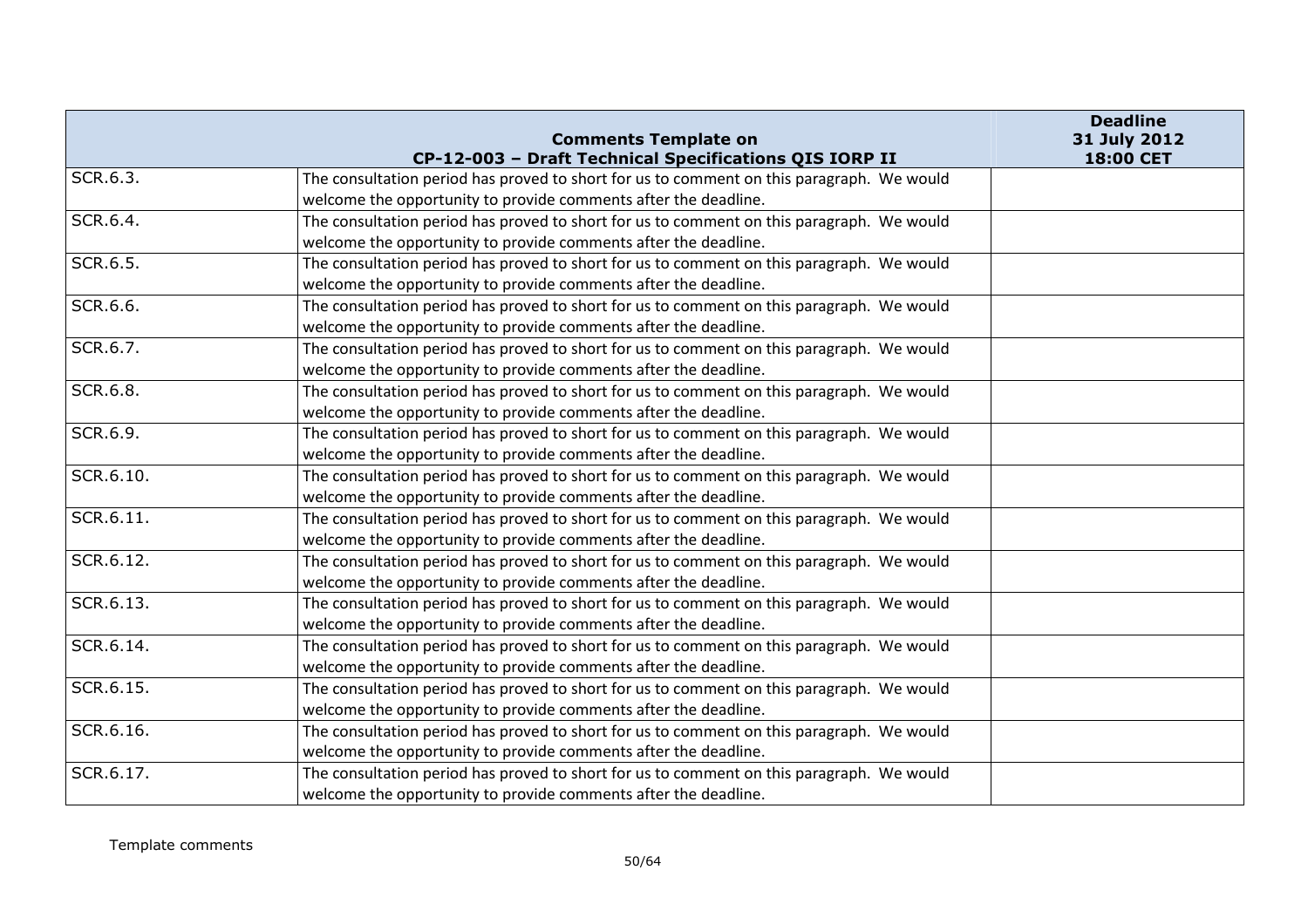| Comments Template on CP-12-003 – Draft Technical Specifications QIS IORP II | | Deadline 31 July 2012 18:00 CET |
|---|---|---|
| SCR.6.3. | The consultation period has proved to short for us to comment on this paragraph. We would welcome the opportunity to provide comments after the deadline. | |
| SCR.6.4. | The consultation period has proved to short for us to comment on this paragraph. We would welcome the opportunity to provide comments after the deadline. | |
| SCR.6.5. | The consultation period has proved to short for us to comment on this paragraph. We would welcome the opportunity to provide comments after the deadline. | |
| SCR.6.6. | The consultation period has proved to short for us to comment on this paragraph. We would welcome the opportunity to provide comments after the deadline. | |
| SCR.6.7. | The consultation period has proved to short for us to comment on this paragraph. We would welcome the opportunity to provide comments after the deadline. | |
| SCR.6.8. | The consultation period has proved to short for us to comment on this paragraph. We would welcome the opportunity to provide comments after the deadline. | |
| SCR.6.9. | The consultation period has proved to short for us to comment on this paragraph. We would welcome the opportunity to provide comments after the deadline. | |
| SCR.6.10. | The consultation period has proved to short for us to comment on this paragraph. We would welcome the opportunity to provide comments after the deadline. | |
| SCR.6.11. | The consultation period has proved to short for us to comment on this paragraph. We would welcome the opportunity to provide comments after the deadline. | |
| SCR.6.12. | The consultation period has proved to short for us to comment on this paragraph. We would welcome the opportunity to provide comments after the deadline. | |
| SCR.6.13. | The consultation period has proved to short for us to comment on this paragraph. We would welcome the opportunity to provide comments after the deadline. | |
| SCR.6.14. | The consultation period has proved to short for us to comment on this paragraph. We would welcome the opportunity to provide comments after the deadline. | |
| SCR.6.15. | The consultation period has proved to short for us to comment on this paragraph. We would welcome the opportunity to provide comments after the deadline. | |
| SCR.6.16. | The consultation period has proved to short for us to comment on this paragraph. We would welcome the opportunity to provide comments after the deadline. | |
| SCR.6.17. | The consultation period has proved to short for us to comment on this paragraph. We would welcome the opportunity to provide comments after the deadline. | |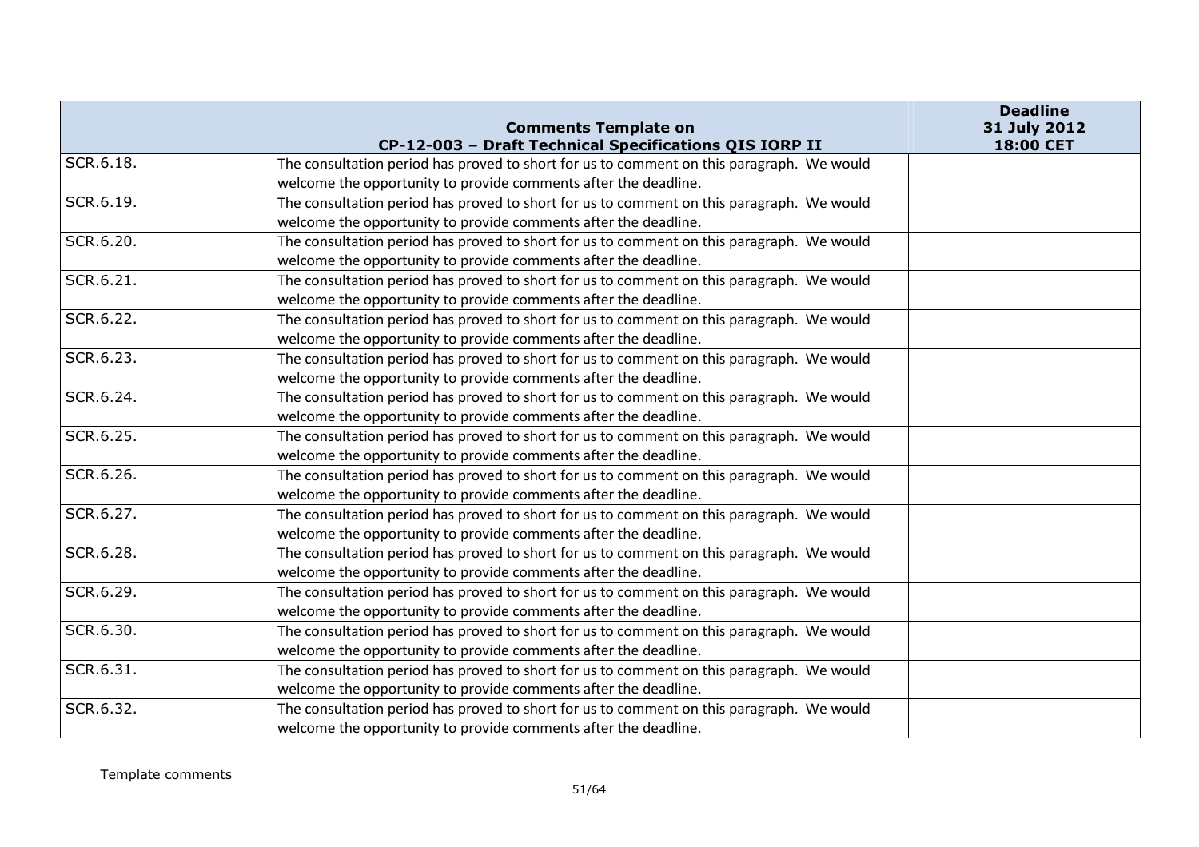| | Comments Template on CP-12-003 – Draft Technical Specifications QIS IORP II | Deadline 31 July 2012 18:00 CET |
|---|---|---|
| SCR.6.18. | The consultation period has proved to short for us to comment on this paragraph. We would welcome the opportunity to provide comments after the deadline. | |
| SCR.6.19. | The consultation period has proved to short for us to comment on this paragraph. We would welcome the opportunity to provide comments after the deadline. | |
| SCR.6.20. | The consultation period has proved to short for us to comment on this paragraph. We would welcome the opportunity to provide comments after the deadline. | |
| SCR.6.21. | The consultation period has proved to short for us to comment on this paragraph. We would welcome the opportunity to provide comments after the deadline. | |
| SCR.6.22. | The consultation period has proved to short for us to comment on this paragraph. We would welcome the opportunity to provide comments after the deadline. | |
| SCR.6.23. | The consultation period has proved to short for us to comment on this paragraph. We would welcome the opportunity to provide comments after the deadline. | |
| SCR.6.24. | The consultation period has proved to short for us to comment on this paragraph. We would welcome the opportunity to provide comments after the deadline. | |
| SCR.6.25. | The consultation period has proved to short for us to comment on this paragraph. We would welcome the opportunity to provide comments after the deadline. | |
| SCR.6.26. | The consultation period has proved to short for us to comment on this paragraph. We would welcome the opportunity to provide comments after the deadline. | |
| SCR.6.27. | The consultation period has proved to short for us to comment on this paragraph. We would welcome the opportunity to provide comments after the deadline. | |
| SCR.6.28. | The consultation period has proved to short for us to comment on this paragraph. We would welcome the opportunity to provide comments after the deadline. | |
| SCR.6.29. | The consultation period has proved to short for us to comment on this paragraph. We would welcome the opportunity to provide comments after the deadline. | |
| SCR.6.30. | The consultation period has proved to short for us to comment on this paragraph. We would welcome the opportunity to provide comments after the deadline. | |
| SCR.6.31. | The consultation period has proved to short for us to comment on this paragraph. We would welcome the opportunity to provide comments after the deadline. | |
| SCR.6.32. | The consultation period has proved to short for us to comment on this paragraph. We would welcome the opportunity to provide comments after the deadline. | |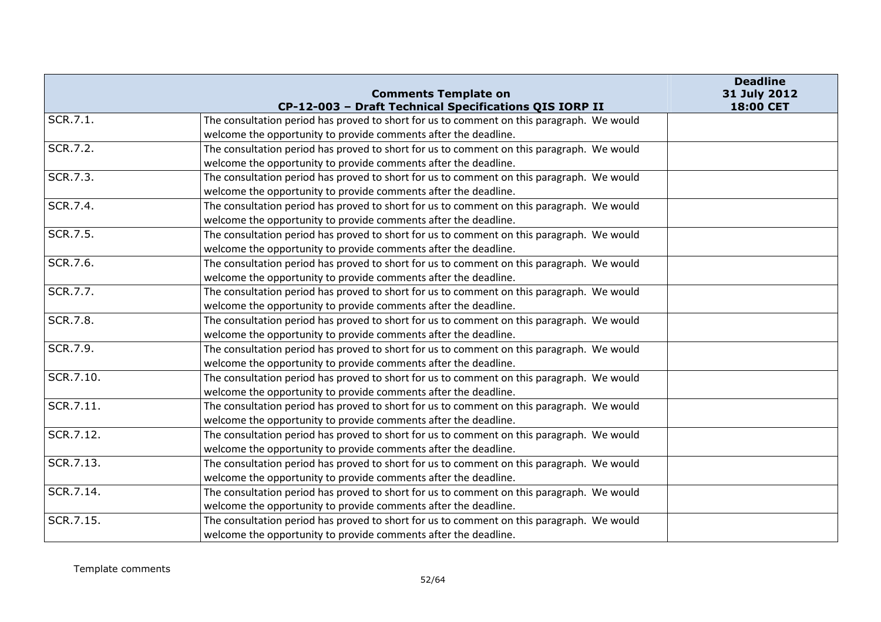| Comments Template on CP-12-003 – Draft Technical Specifications QIS IORP II | | Deadline 31 July 2012 18:00 CET |
|---|---|---|
| SCR.7.1. | The consultation period has proved to short for us to comment on this paragraph. We would welcome the opportunity to provide comments after the deadline. | |
| SCR.7.2. | The consultation period has proved to short for us to comment on this paragraph. We would welcome the opportunity to provide comments after the deadline. | |
| SCR.7.3. | The consultation period has proved to short for us to comment on this paragraph. We would welcome the opportunity to provide comments after the deadline. | |
| SCR.7.4. | The consultation period has proved to short for us to comment on this paragraph. We would welcome the opportunity to provide comments after the deadline. | |
| SCR.7.5. | The consultation period has proved to short for us to comment on this paragraph. We would welcome the opportunity to provide comments after the deadline. | |
| SCR.7.6. | The consultation period has proved to short for us to comment on this paragraph. We would welcome the opportunity to provide comments after the deadline. | |
| SCR.7.7. | The consultation period has proved to short for us to comment on this paragraph. We would welcome the opportunity to provide comments after the deadline. | |
| SCR.7.8. | The consultation period has proved to short for us to comment on this paragraph. We would welcome the opportunity to provide comments after the deadline. | |
| SCR.7.9. | The consultation period has proved to short for us to comment on this paragraph. We would welcome the opportunity to provide comments after the deadline. | |
| SCR.7.10. | The consultation period has proved to short for us to comment on this paragraph. We would welcome the opportunity to provide comments after the deadline. | |
| SCR.7.11. | The consultation period has proved to short for us to comment on this paragraph. We would welcome the opportunity to provide comments after the deadline. | |
| SCR.7.12. | The consultation period has proved to short for us to comment on this paragraph. We would welcome the opportunity to provide comments after the deadline. | |
| SCR.7.13. | The consultation period has proved to short for us to comment on this paragraph. We would welcome the opportunity to provide comments after the deadline. | |
| SCR.7.14. | The consultation period has proved to short for us to comment on this paragraph. We would welcome the opportunity to provide comments after the deadline. | |
| SCR.7.15. | The consultation period has proved to short for us to comment on this paragraph. We would welcome the opportunity to provide comments after the deadline. | |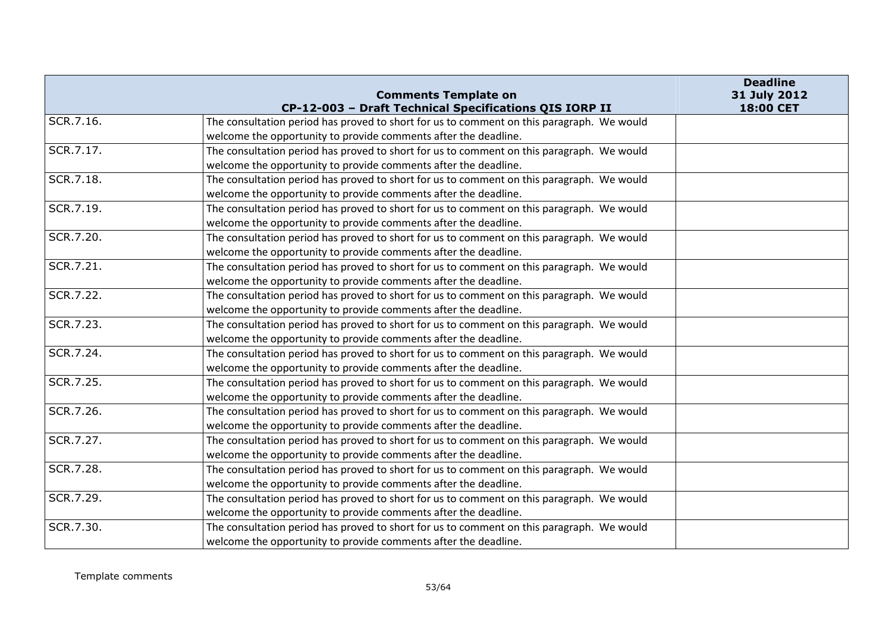| | Comments Template on CP-12-003 – Draft Technical Specifications QIS IORP II | Deadline 31 July 2012 18:00 CET |
|---|---|---|
| SCR.7.16. | The consultation period has proved to short for us to comment on this paragraph. We would welcome the opportunity to provide comments after the deadline. | |
| SCR.7.17. | The consultation period has proved to short for us to comment on this paragraph. We would welcome the opportunity to provide comments after the deadline. | |
| SCR.7.18. | The consultation period has proved to short for us to comment on this paragraph. We would welcome the opportunity to provide comments after the deadline. | |
| SCR.7.19. | The consultation period has proved to short for us to comment on this paragraph. We would welcome the opportunity to provide comments after the deadline. | |
| SCR.7.20. | The consultation period has proved to short for us to comment on this paragraph. We would welcome the opportunity to provide comments after the deadline. | |
| SCR.7.21. | The consultation period has proved to short for us to comment on this paragraph. We would welcome the opportunity to provide comments after the deadline. | |
| SCR.7.22. | The consultation period has proved to short for us to comment on this paragraph. We would welcome the opportunity to provide comments after the deadline. | |
| SCR.7.23. | The consultation period has proved to short for us to comment on this paragraph. We would welcome the opportunity to provide comments after the deadline. | |
| SCR.7.24. | The consultation period has proved to short for us to comment on this paragraph. We would welcome the opportunity to provide comments after the deadline. | |
| SCR.7.25. | The consultation period has proved to short for us to comment on this paragraph. We would welcome the opportunity to provide comments after the deadline. | |
| SCR.7.26. | The consultation period has proved to short for us to comment on this paragraph. We would welcome the opportunity to provide comments after the deadline. | |
| SCR.7.27. | The consultation period has proved to short for us to comment on this paragraph. We would welcome the opportunity to provide comments after the deadline. | |
| SCR.7.28. | The consultation period has proved to short for us to comment on this paragraph. We would welcome the opportunity to provide comments after the deadline. | |
| SCR.7.29. | The consultation period has proved to short for us to comment on this paragraph. We would welcome the opportunity to provide comments after the deadline. | |
| SCR.7.30. | The consultation period has proved to short for us to comment on this paragraph. We would welcome the opportunity to provide comments after the deadline. | |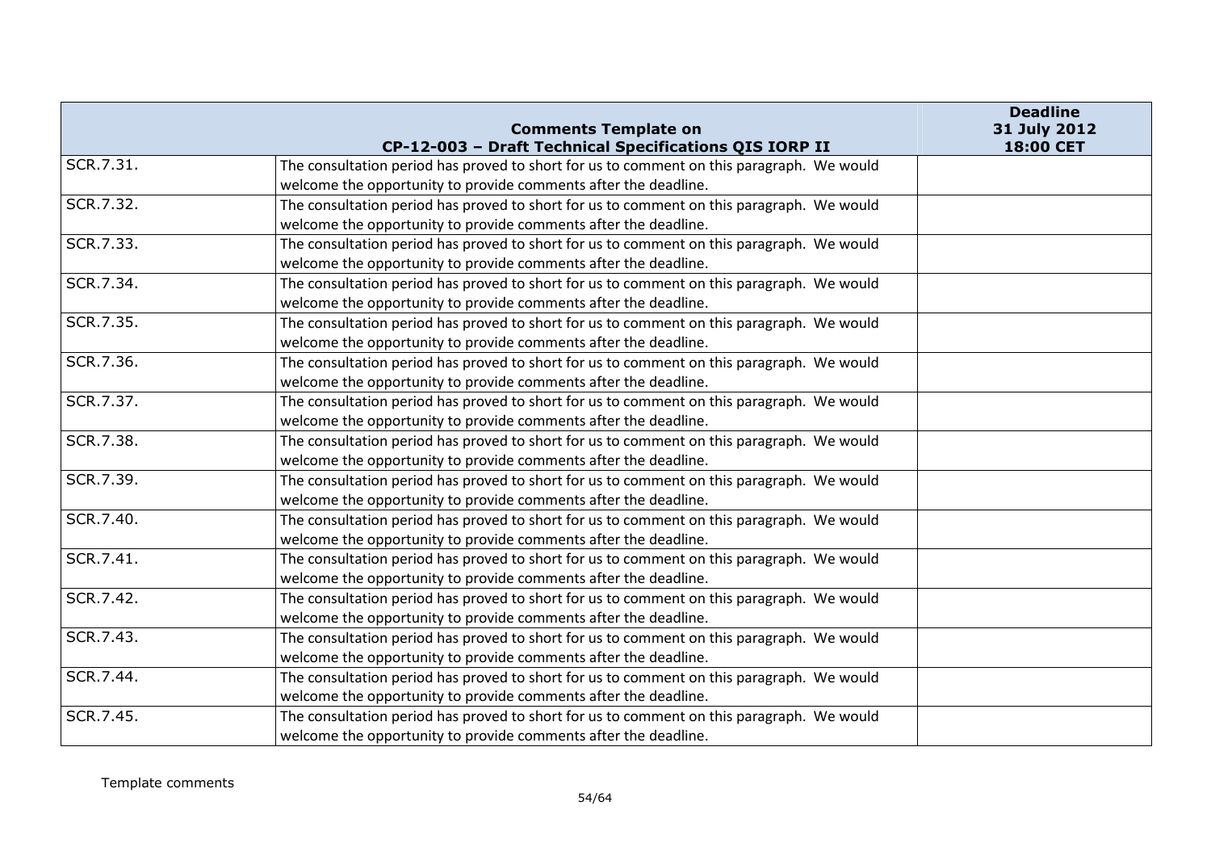| Comments Template on CP-12-003 – Draft Technical Specifications QIS IORP II | | Deadline 31 July 2012 18:00 CET |
|---|---|---|
| SCR.7.31. | The consultation period has proved to short for us to comment on this paragraph. We would welcome the opportunity to provide comments after the deadline. | |
| SCR.7.32. | The consultation period has proved to short for us to comment on this paragraph. We would welcome the opportunity to provide comments after the deadline. | |
| SCR.7.33. | The consultation period has proved to short for us to comment on this paragraph. We would welcome the opportunity to provide comments after the deadline. | |
| SCR.7.34. | The consultation period has proved to short for us to comment on this paragraph. We would welcome the opportunity to provide comments after the deadline. | |
| SCR.7.35. | The consultation period has proved to short for us to comment on this paragraph. We would welcome the opportunity to provide comments after the deadline. | |
| SCR.7.36. | The consultation period has proved to short for us to comment on this paragraph. We would welcome the opportunity to provide comments after the deadline. | |
| SCR.7.37. | The consultation period has proved to short for us to comment on this paragraph. We would welcome the opportunity to provide comments after the deadline. | |
| SCR.7.38. | The consultation period has proved to short for us to comment on this paragraph. We would welcome the opportunity to provide comments after the deadline. | |
| SCR.7.39. | The consultation period has proved to short for us to comment on this paragraph. We would welcome the opportunity to provide comments after the deadline. | |
| SCR.7.40. | The consultation period has proved to short for us to comment on this paragraph. We would welcome the opportunity to provide comments after the deadline. | |
| SCR.7.41. | The consultation period has proved to short for us to comment on this paragraph. We would welcome the opportunity to provide comments after the deadline. | |
| SCR.7.42. | The consultation period has proved to short for us to comment on this paragraph. We would welcome the opportunity to provide comments after the deadline. | |
| SCR.7.43. | The consultation period has proved to short for us to comment on this paragraph. We would welcome the opportunity to provide comments after the deadline. | |
| SCR.7.44. | The consultation period has proved to short for us to comment on this paragraph. We would welcome the opportunity to provide comments after the deadline. | |
| SCR.7.45. | The consultation period has proved to short for us to comment on this paragraph. We would welcome the opportunity to provide comments after the deadline. | |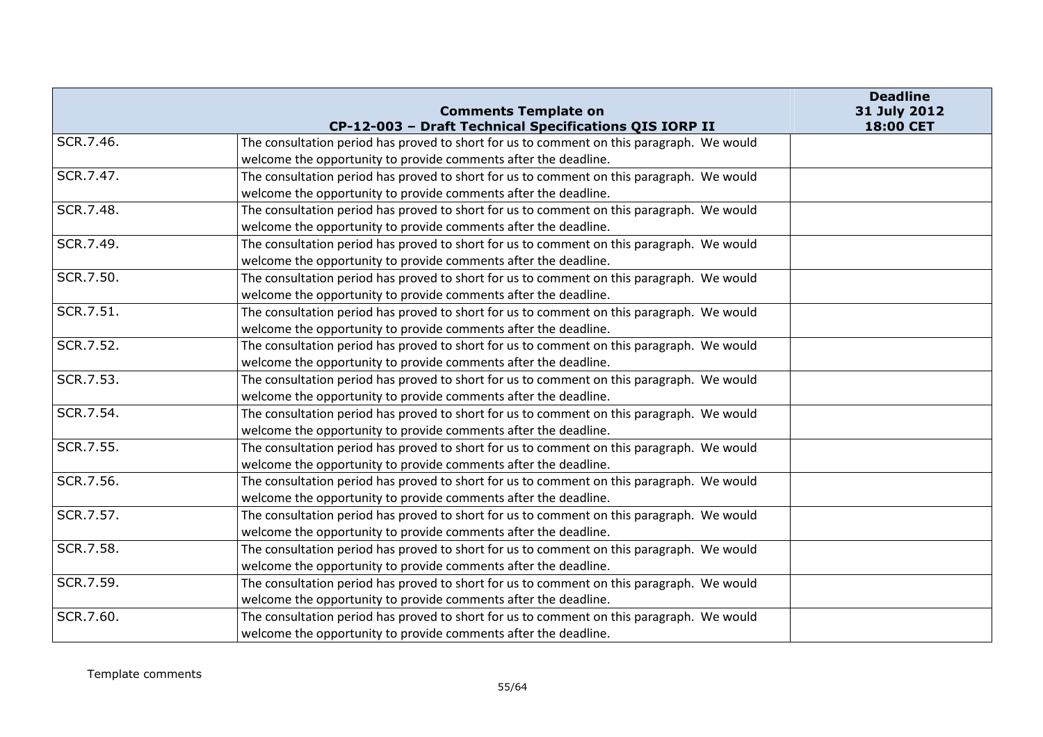| Comments Template on CP-12-003 – Draft Technical Specifications QIS IORP II | | Deadline 31 July 2012 18:00 CET |
|---|---|---|
| SCR.7.46. | The consultation period has proved to short for us to comment on this paragraph. We would welcome the opportunity to provide comments after the deadline. | |
| SCR.7.47. | The consultation period has proved to short for us to comment on this paragraph. We would welcome the opportunity to provide comments after the deadline. | |
| SCR.7.48. | The consultation period has proved to short for us to comment on this paragraph. We would welcome the opportunity to provide comments after the deadline. | |
| SCR.7.49. | The consultation period has proved to short for us to comment on this paragraph. We would welcome the opportunity to provide comments after the deadline. | |
| SCR.7.50. | The consultation period has proved to short for us to comment on this paragraph. We would welcome the opportunity to provide comments after the deadline. | |
| SCR.7.51. | The consultation period has proved to short for us to comment on this paragraph. We would welcome the opportunity to provide comments after the deadline. | |
| SCR.7.52. | The consultation period has proved to short for us to comment on this paragraph. We would welcome the opportunity to provide comments after the deadline. | |
| SCR.7.53. | The consultation period has proved to short for us to comment on this paragraph. We would welcome the opportunity to provide comments after the deadline. | |
| SCR.7.54. | The consultation period has proved to short for us to comment on this paragraph. We would welcome the opportunity to provide comments after the deadline. | |
| SCR.7.55. | The consultation period has proved to short for us to comment on this paragraph. We would welcome the opportunity to provide comments after the deadline. | |
| SCR.7.56. | The consultation period has proved to short for us to comment on this paragraph. We would welcome the opportunity to provide comments after the deadline. | |
| SCR.7.57. | The consultation period has proved to short for us to comment on this paragraph. We would welcome the opportunity to provide comments after the deadline. | |
| SCR.7.58. | The consultation period has proved to short for us to comment on this paragraph. We would welcome the opportunity to provide comments after the deadline. | |
| SCR.7.59. | The consultation period has proved to short for us to comment on this paragraph. We would welcome the opportunity to provide comments after the deadline. | |
| SCR.7.60. | The consultation period has proved to short for us to comment on this paragraph. We would welcome the opportunity to provide comments after the deadline. | |

Template comments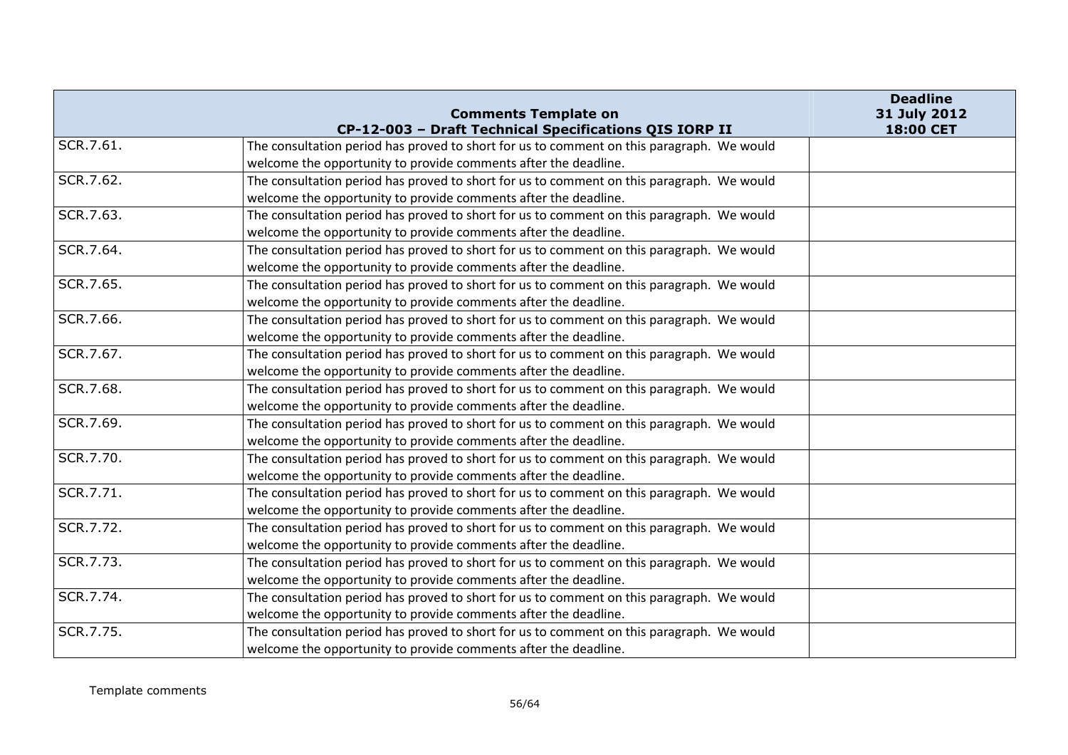| Comments Template on CP-12-003 – Draft Technical Specifications QIS IORP II | | Deadline 31 July 2012 18:00 CET |
|---|---|---|
| SCR.7.61. | The consultation period has proved to short for us to comment on this paragraph. We would welcome the opportunity to provide comments after the deadline. | |
| SCR.7.62. | The consultation period has proved to short for us to comment on this paragraph. We would welcome the opportunity to provide comments after the deadline. | |
| SCR.7.63. | The consultation period has proved to short for us to comment on this paragraph. We would welcome the opportunity to provide comments after the deadline. | |
| SCR.7.64. | The consultation period has proved to short for us to comment on this paragraph. We would welcome the opportunity to provide comments after the deadline. | |
| SCR.7.65. | The consultation period has proved to short for us to comment on this paragraph. We would welcome the opportunity to provide comments after the deadline. | |
| SCR.7.66. | The consultation period has proved to short for us to comment on this paragraph. We would welcome the opportunity to provide comments after the deadline. | |
| SCR.7.67. | The consultation period has proved to short for us to comment on this paragraph. We would welcome the opportunity to provide comments after the deadline. | |
| SCR.7.68. | The consultation period has proved to short for us to comment on this paragraph. We would welcome the opportunity to provide comments after the deadline. | |
| SCR.7.69. | The consultation period has proved to short for us to comment on this paragraph. We would welcome the opportunity to provide comments after the deadline. | |
| SCR.7.70. | The consultation period has proved to short for us to comment on this paragraph. We would welcome the opportunity to provide comments after the deadline. | |
| SCR.7.71. | The consultation period has proved to short for us to comment on this paragraph. We would welcome the opportunity to provide comments after the deadline. | |
| SCR.7.72. | The consultation period has proved to short for us to comment on this paragraph. We would welcome the opportunity to provide comments after the deadline. | |
| SCR.7.73. | The consultation period has proved to short for us to comment on this paragraph. We would welcome the opportunity to provide comments after the deadline. | |
| SCR.7.74. | The consultation period has proved to short for us to comment on this paragraph. We would welcome the opportunity to provide comments after the deadline. | |
| SCR.7.75. | The consultation period has proved to short for us to comment on this paragraph. We would welcome the opportunity to provide comments after the deadline. | |

Template comments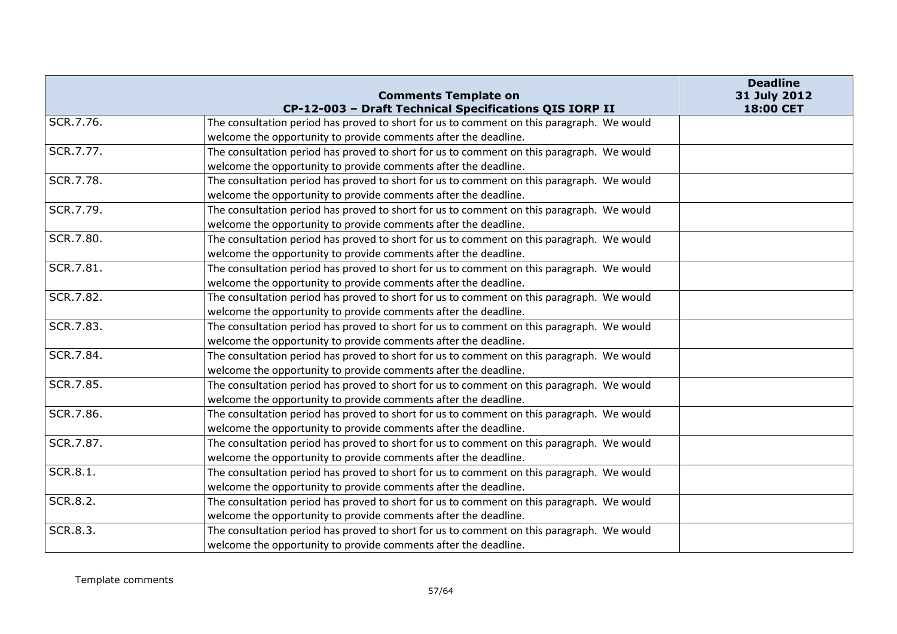| | Comments Template on CP-12-003 – Draft Technical Specifications QIS IORP II | Deadline 31 July 2012 18:00 CET |
|---|---|---|
| SCR.7.76. | The consultation period has proved to short for us to comment on this paragraph. We would welcome the opportunity to provide comments after the deadline. | |
| SCR.7.77. | The consultation period has proved to short for us to comment on this paragraph. We would welcome the opportunity to provide comments after the deadline. | |
| SCR.7.78. | The consultation period has proved to short for us to comment on this paragraph. We would welcome the opportunity to provide comments after the deadline. | |
| SCR.7.79. | The consultation period has proved to short for us to comment on this paragraph. We would welcome the opportunity to provide comments after the deadline. | |
| SCR.7.80. | The consultation period has proved to short for us to comment on this paragraph. We would welcome the opportunity to provide comments after the deadline. | |
| SCR.7.81. | The consultation period has proved to short for us to comment on this paragraph. We would welcome the opportunity to provide comments after the deadline. | |
| SCR.7.82. | The consultation period has proved to short for us to comment on this paragraph. We would welcome the opportunity to provide comments after the deadline. | |
| SCR.7.83. | The consultation period has proved to short for us to comment on this paragraph. We would welcome the opportunity to provide comments after the deadline. | |
| SCR.7.84. | The consultation period has proved to short for us to comment on this paragraph. We would welcome the opportunity to provide comments after the deadline. | |
| SCR.7.85. | The consultation period has proved to short for us to comment on this paragraph. We would welcome the opportunity to provide comments after the deadline. | |
| SCR.7.86. | The consultation period has proved to short for us to comment on this paragraph. We would welcome the opportunity to provide comments after the deadline. | |
| SCR.7.87. | The consultation period has proved to short for us to comment on this paragraph. We would welcome the opportunity to provide comments after the deadline. | |
| SCR.8.1. | The consultation period has proved to short for us to comment on this paragraph. We would welcome the opportunity to provide comments after the deadline. | |
| SCR.8.2. | The consultation period has proved to short for us to comment on this paragraph. We would welcome the opportunity to provide comments after the deadline. | |
| SCR.8.3. | The consultation period has proved to short for us to comment on this paragraph. We would welcome the opportunity to provide comments after the deadline. | |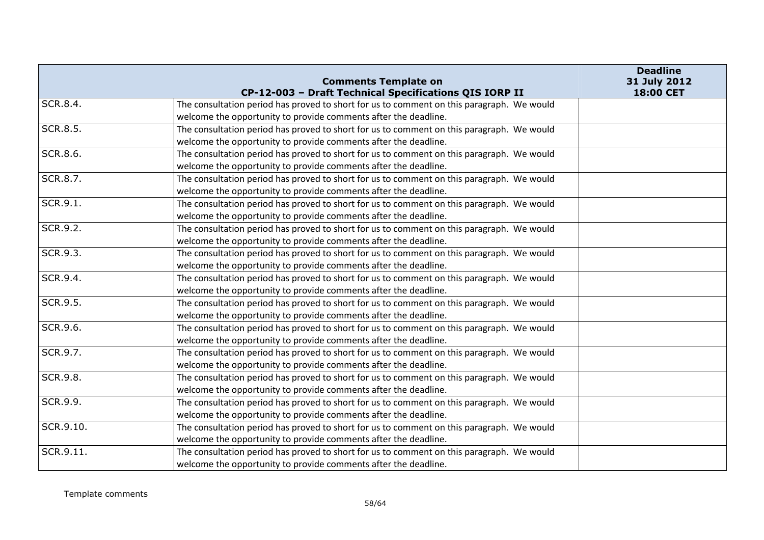| | Comments Template on CP-12-003 – Draft Technical Specifications QIS IORP II | Deadline 31 July 2012 18:00 CET |
|---|---|---|
| SCR.8.4. | The consultation period has proved to short for us to comment on this paragraph. We would welcome the opportunity to provide comments after the deadline. | |
| SCR.8.5. | The consultation period has proved to short for us to comment on this paragraph. We would welcome the opportunity to provide comments after the deadline. | |
| SCR.8.6. | The consultation period has proved to short for us to comment on this paragraph. We would welcome the opportunity to provide comments after the deadline. | |
| SCR.8.7. | The consultation period has proved to short for us to comment on this paragraph. We would welcome the opportunity to provide comments after the deadline. | |
| SCR.9.1. | The consultation period has proved to short for us to comment on this paragraph. We would welcome the opportunity to provide comments after the deadline. | |
| SCR.9.2. | The consultation period has proved to short for us to comment on this paragraph. We would welcome the opportunity to provide comments after the deadline. | |
| SCR.9.3. | The consultation period has proved to short for us to comment on this paragraph. We would welcome the opportunity to provide comments after the deadline. | |
| SCR.9.4. | The consultation period has proved to short for us to comment on this paragraph. We would welcome the opportunity to provide comments after the deadline. | |
| SCR.9.5. | The consultation period has proved to short for us to comment on this paragraph. We would welcome the opportunity to provide comments after the deadline. | |
| SCR.9.6. | The consultation period has proved to short for us to comment on this paragraph. We would welcome the opportunity to provide comments after the deadline. | |
| SCR.9.7. | The consultation period has proved to short for us to comment on this paragraph. We would welcome the opportunity to provide comments after the deadline. | |
| SCR.9.8. | The consultation period has proved to short for us to comment on this paragraph. We would welcome the opportunity to provide comments after the deadline. | |
| SCR.9.9. | The consultation period has proved to short for us to comment on this paragraph. We would welcome the opportunity to provide comments after the deadline. | |
| SCR.9.10. | The consultation period has proved to short for us to comment on this paragraph. We would welcome the opportunity to provide comments after the deadline. | |
| SCR.9.11. | The consultation period has proved to short for us to comment on this paragraph. We would welcome the opportunity to provide comments after the deadline. | |

Template comments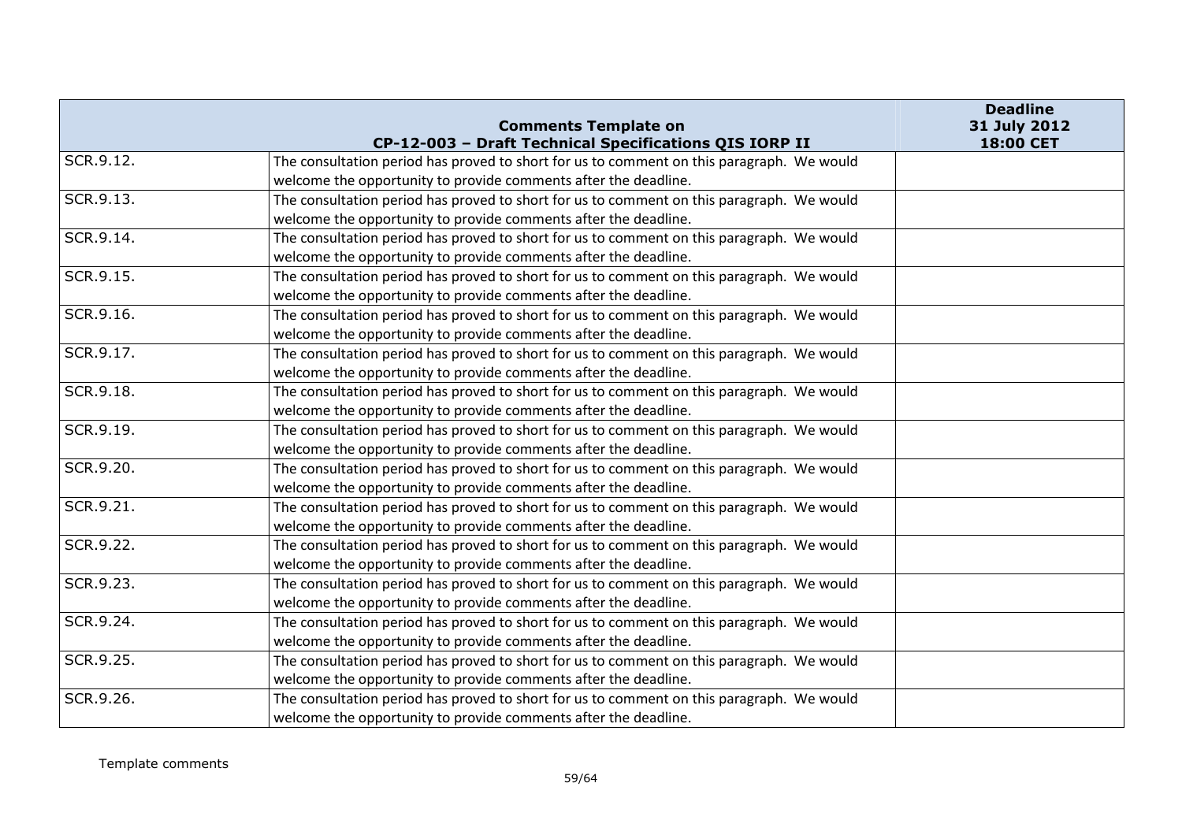| | Comments Template on CP-12-003 – Draft Technical Specifications QIS IORP II | Deadline 31 July 2012 18:00 CET |
|---|---|---|
| SCR.9.12. | The consultation period has proved to short for us to comment on this paragraph. We would welcome the opportunity to provide comments after the deadline. | |
| SCR.9.13. | The consultation period has proved to short for us to comment on this paragraph. We would welcome the opportunity to provide comments after the deadline. | |
| SCR.9.14. | The consultation period has proved to short for us to comment on this paragraph. We would welcome the opportunity to provide comments after the deadline. | |
| SCR.9.15. | The consultation period has proved to short for us to comment on this paragraph. We would welcome the opportunity to provide comments after the deadline. | |
| SCR.9.16. | The consultation period has proved to short for us to comment on this paragraph. We would welcome the opportunity to provide comments after the deadline. | |
| SCR.9.17. | The consultation period has proved to short for us to comment on this paragraph. We would welcome the opportunity to provide comments after the deadline. | |
| SCR.9.18. | The consultation period has proved to short for us to comment on this paragraph. We would welcome the opportunity to provide comments after the deadline. | |
| SCR.9.19. | The consultation period has proved to short for us to comment on this paragraph. We would welcome the opportunity to provide comments after the deadline. | |
| SCR.9.20. | The consultation period has proved to short for us to comment on this paragraph. We would welcome the opportunity to provide comments after the deadline. | |
| SCR.9.21. | The consultation period has proved to short for us to comment on this paragraph. We would welcome the opportunity to provide comments after the deadline. | |
| SCR.9.22. | The consultation period has proved to short for us to comment on this paragraph. We would welcome the opportunity to provide comments after the deadline. | |
| SCR.9.23. | The consultation period has proved to short for us to comment on this paragraph. We would welcome the opportunity to provide comments after the deadline. | |
| SCR.9.24. | The consultation period has proved to short for us to comment on this paragraph. We would welcome the opportunity to provide comments after the deadline. | |
| SCR.9.25. | The consultation period has proved to short for us to comment on this paragraph. We would welcome the opportunity to provide comments after the deadline. | |
| SCR.9.26. | The consultation period has proved to short for us to comment on this paragraph. We would welcome the opportunity to provide comments after the deadline. | |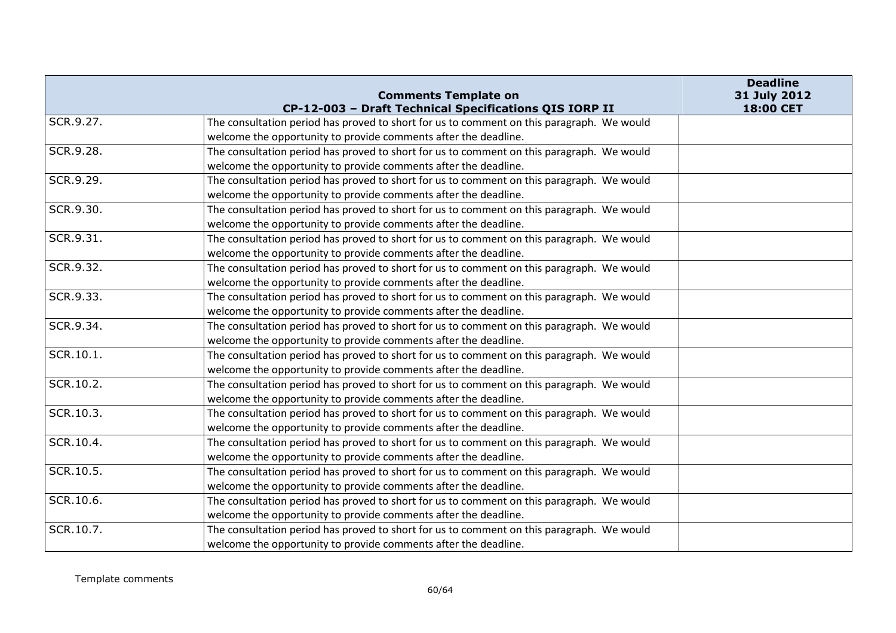| Comments Template on CP-12-003 – Draft Technical Specifications QIS IORP II | | Deadline 31 July 2012 18:00 CET |
|---|---|---|
| SCR.9.27. | The consultation period has proved to short for us to comment on this paragraph. We would welcome the opportunity to provide comments after the deadline. | |
| SCR.9.28. | The consultation period has proved to short for us to comment on this paragraph. We would welcome the opportunity to provide comments after the deadline. | |
| SCR.9.29. | The consultation period has proved to short for us to comment on this paragraph. We would welcome the opportunity to provide comments after the deadline. | |
| SCR.9.30. | The consultation period has proved to short for us to comment on this paragraph. We would welcome the opportunity to provide comments after the deadline. | |
| SCR.9.31. | The consultation period has proved to short for us to comment on this paragraph. We would welcome the opportunity to provide comments after the deadline. | |
| SCR.9.32. | The consultation period has proved to short for us to comment on this paragraph. We would welcome the opportunity to provide comments after the deadline. | |
| SCR.9.33. | The consultation period has proved to short for us to comment on this paragraph. We would welcome the opportunity to provide comments after the deadline. | |
| SCR.9.34. | The consultation period has proved to short for us to comment on this paragraph. We would welcome the opportunity to provide comments after the deadline. | |
| SCR.10.1. | The consultation period has proved to short for us to comment on this paragraph. We would welcome the opportunity to provide comments after the deadline. | |
| SCR.10.2. | The consultation period has proved to short for us to comment on this paragraph. We would welcome the opportunity to provide comments after the deadline. | |
| SCR.10.3. | The consultation period has proved to short for us to comment on this paragraph. We would welcome the opportunity to provide comments after the deadline. | |
| SCR.10.4. | The consultation period has proved to short for us to comment on this paragraph. We would welcome the opportunity to provide comments after the deadline. | |
| SCR.10.5. | The consultation period has proved to short for us to comment on this paragraph. We would welcome the opportunity to provide comments after the deadline. | |
| SCR.10.6. | The consultation period has proved to short for us to comment on this paragraph. We would welcome the opportunity to provide comments after the deadline. | |
| SCR.10.7. | The consultation period has proved to short for us to comment on this paragraph. We would welcome the opportunity to provide comments after the deadline. | |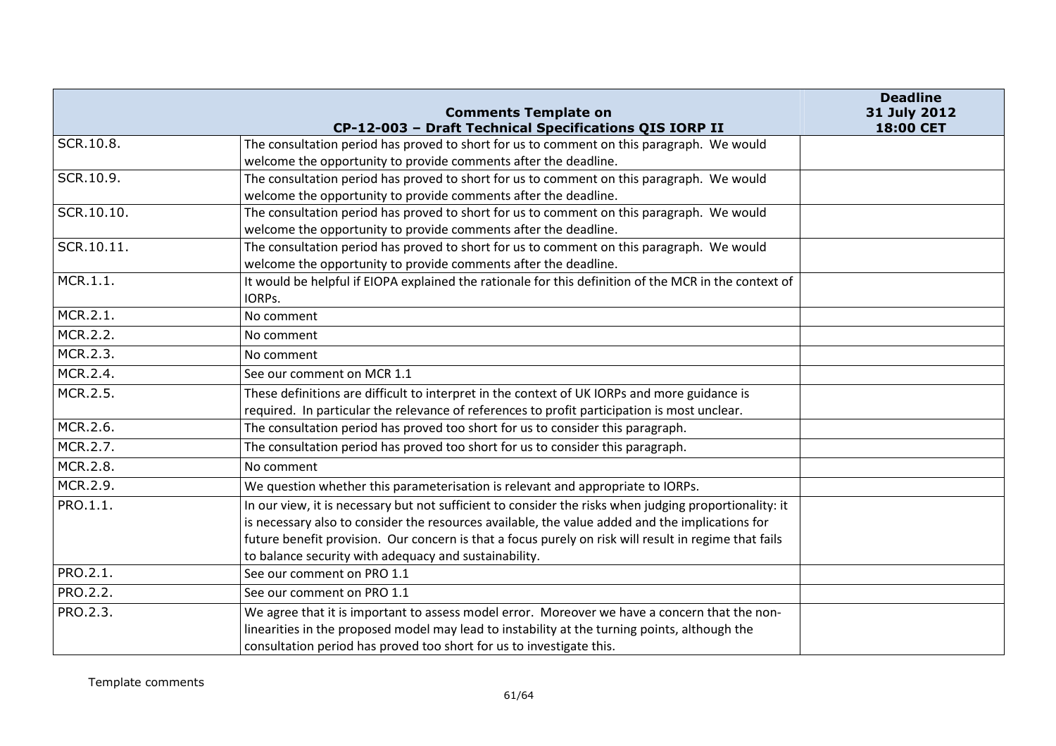| | Comments Template on CP-12-003 – Draft Technical Specifications QIS IORP II | Deadline 31 July 2012 18:00 CET |
|---|---|---|
| SCR.10.8. | The consultation period has proved to short for us to comment on this paragraph. We would welcome the opportunity to provide comments after the deadline. | |
| SCR.10.9. | The consultation period has proved to short for us to comment on this paragraph. We would welcome the opportunity to provide comments after the deadline. | |
| SCR.10.10. | The consultation period has proved to short for us to comment on this paragraph. We would welcome the opportunity to provide comments after the deadline. | |
| SCR.10.11. | The consultation period has proved to short for us to comment on this paragraph. We would welcome the opportunity to provide comments after the deadline. | |
| MCR.1.1. | It would be helpful if EIOPA explained the rationale for this definition of the MCR in the context of IORPs. | |
| MCR.2.1. | No comment | |
| MCR.2.2. | No comment | |
| MCR.2.3. | No comment | |
| MCR.2.4. | See our comment on MCR 1.1 | |
| MCR.2.5. | These definitions are difficult to interpret in the context of UK IORPs and more guidance is required. In particular the relevance of references to profit participation is most unclear. | |
| MCR.2.6. | The consultation period has proved too short for us to consider this paragraph. | |
| MCR.2.7. | The consultation period has proved too short for us to consider this paragraph. | |
| MCR.2.8. | No comment | |
| MCR.2.9. | We question whether this parameterisation is relevant and appropriate to IORPs. | |
| PRO.1.1. | In our view, it is necessary but not sufficient to consider the risks when judging proportionality: it is necessary also to consider the resources available, the value added and the implications for future benefit provision. Our concern is that a focus purely on risk will result in regime that fails to balance security with adequacy and sustainability. | |
| PRO.2.1. | See our comment on PRO 1.1 | |
| PRO.2.2. | See our comment on PRO 1.1 | |
| PRO.2.3. | We agree that it is important to assess model error. Moreover we have a concern that the non-linearities in the proposed model may lead to instability at the turning points, although the consultation period has proved too short for us to investigate this. | |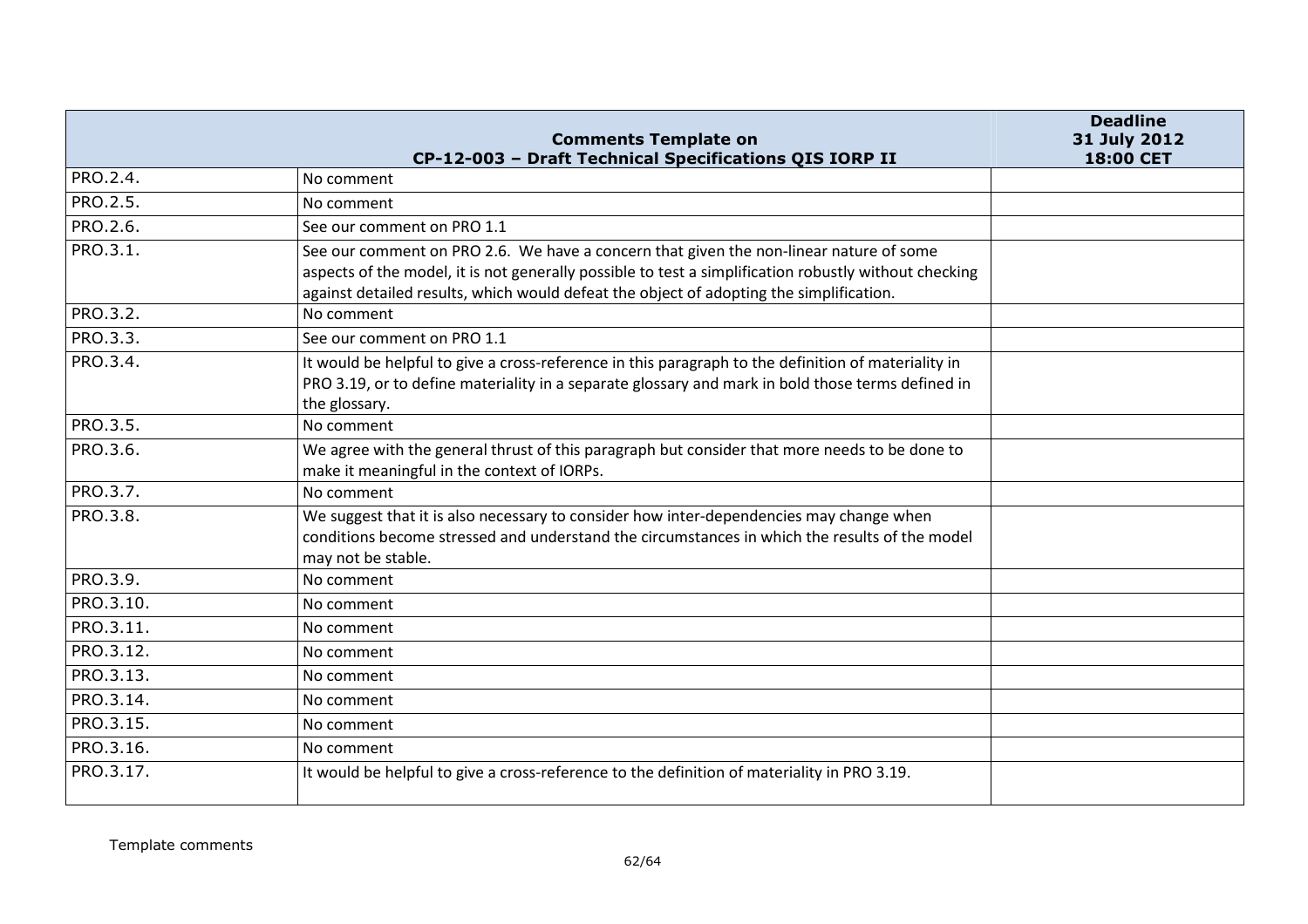| Comments Template on CP-12-003 – Draft Technical Specifications QIS IORP II | | Deadline 31 July 2012 18:00 CET |
|---|---|---|
| PRO.2.4. | No comment | |
| PRO.2.5. | No comment | |
| PRO.2.6. | See our comment on PRO 1.1 | |
| PRO.3.1. | See our comment on PRO 2.6. We have a concern that given the non-linear nature of some aspects of the model, it is not generally possible to test a simplification robustly without checking against detailed results, which would defeat the object of adopting the simplification. | |
| PRO.3.2. | No comment | |
| PRO.3.3. | See our comment on PRO 1.1 | |
| PRO.3.4. | It would be helpful to give a cross-reference in this paragraph to the definition of materiality in PRO 3.19, or to define materiality in a separate glossary and mark in bold those terms defined in the glossary. | |
| PRO.3.5. | No comment | |
| PRO.3.6. | We agree with the general thrust of this paragraph but consider that more needs to be done to make it meaningful in the context of IORPs. | |
| PRO.3.7. | No comment | |
| PRO.3.8. | We suggest that it is also necessary to consider how inter-dependencies may change when conditions become stressed and understand the circumstances in which the results of the model may not be stable. | |
| PRO.3.9. | No comment | |
| PRO.3.10. | No comment | |
| PRO.3.11. | No comment | |
| PRO.3.12. | No comment | |
| PRO.3.13. | No comment | |
| PRO.3.14. | No comment | |
| PRO.3.15. | No comment | |
| PRO.3.16. | No comment | |
| PRO.3.17. | It would be helpful to give a cross-reference to the definition of materiality in PRO 3.19. | |

Template comments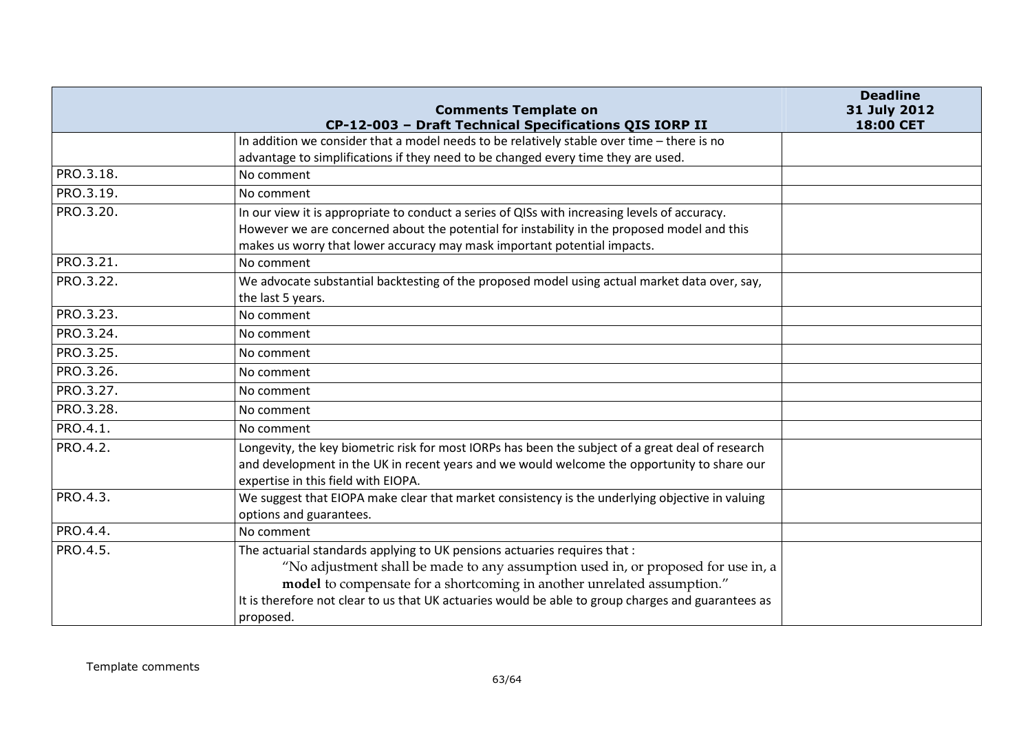| Comments Template on CP-12-003 – Draft Technical Specifications QIS IORP II | | Deadline 31 July 2012 18:00 CET |
|---|---|---|
| | In addition we consider that a model needs to be relatively stable over time – there is no advantage to simplifications if they need to be changed every time they are used. | |
| PRO.3.18. | No comment | |
| PRO.3.19. | No comment | |
| PRO.3.20. | In our view it is appropriate to conduct a series of QISs with increasing levels of accuracy. However we are concerned about the potential for instability in the proposed model and this makes us worry that lower accuracy may mask important potential impacts. | |
| PRO.3.21. | No comment | |
| PRO.3.22. | We advocate substantial backtesting of the proposed model using actual market data over, say, the last 5 years. | |
| PRO.3.23. | No comment | |
| PRO.3.24. | No comment | |
| PRO.3.25. | No comment | |
| PRO.3.26. | No comment | |
| PRO.3.27. | No comment | |
| PRO.3.28. | No comment | |
| PRO.4.1. | No comment | |
| PRO.4.2. | Longevity, the key biometric risk for most IORPs has been the subject of a great deal of research and development in the UK in recent years and we would welcome the opportunity to share our expertise in this field with EIOPA. | |
| PRO.4.3. | We suggest that EIOPA make clear that market consistency is the underlying objective in valuing options and guarantees. | |
| PRO.4.4. | No comment | |
| PRO.4.5. | The actuarial standards applying to UK pensions actuaries requires that : "No adjustment shall be made to any assumption used in, or proposed for use in, a **model** to compensate for a shortcoming in another unrelated assumption." It is therefore not clear to us that UK actuaries would be able to group charges and guarantees as proposed. | |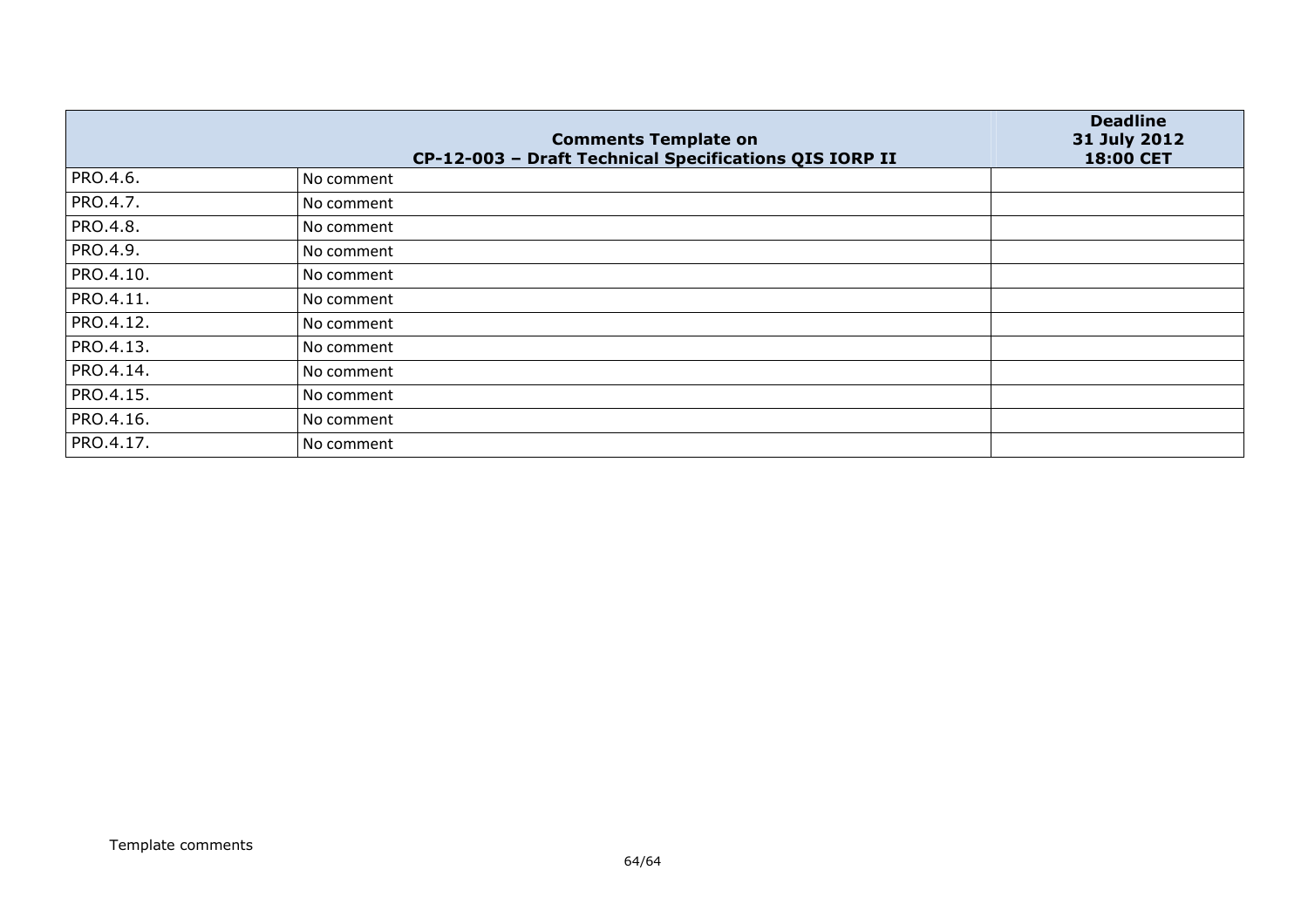| | Comments Template on CP-12-003 – Draft Technical Specifications QIS IORP II | Deadline 31 July 2012 18:00 CET |
|---|---|---|
| PRO.4.6. | No comment | |
| PRO.4.7. | No comment | |
| PRO.4.8. | No comment | |
| PRO.4.9. | No comment | |
| PRO.4.10. | No comment | |
| PRO.4.11. | No comment | |
| PRO.4.12. | No comment | |
| PRO.4.13. | No comment | |
| PRO.4.14. | No comment | |
| PRO.4.15. | No comment | |
| PRO.4.16. | No comment | |
| PRO.4.17. | No comment | |